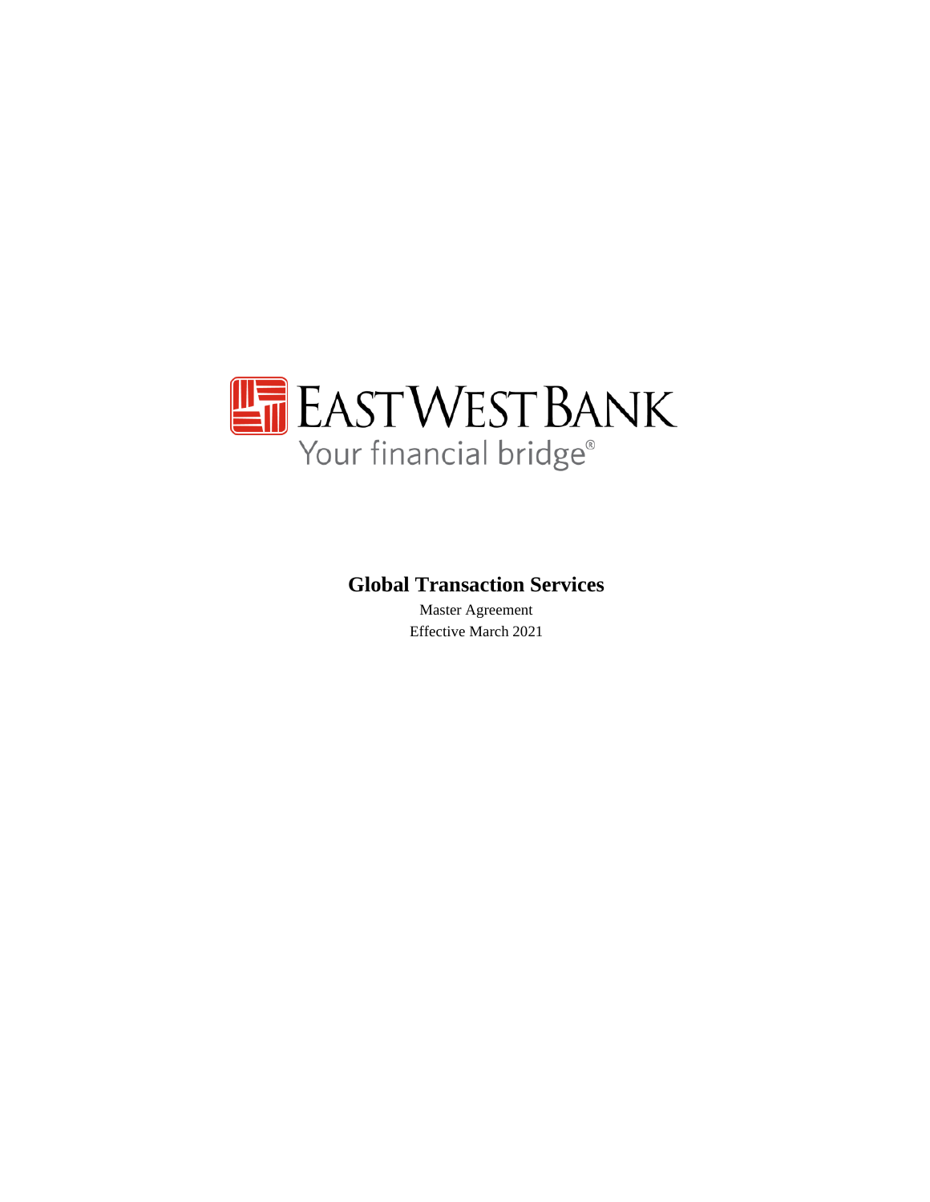EAST WEST BANK

Your financial bridge®

# Global Transaction Services

Master Agreement

Effective March 2021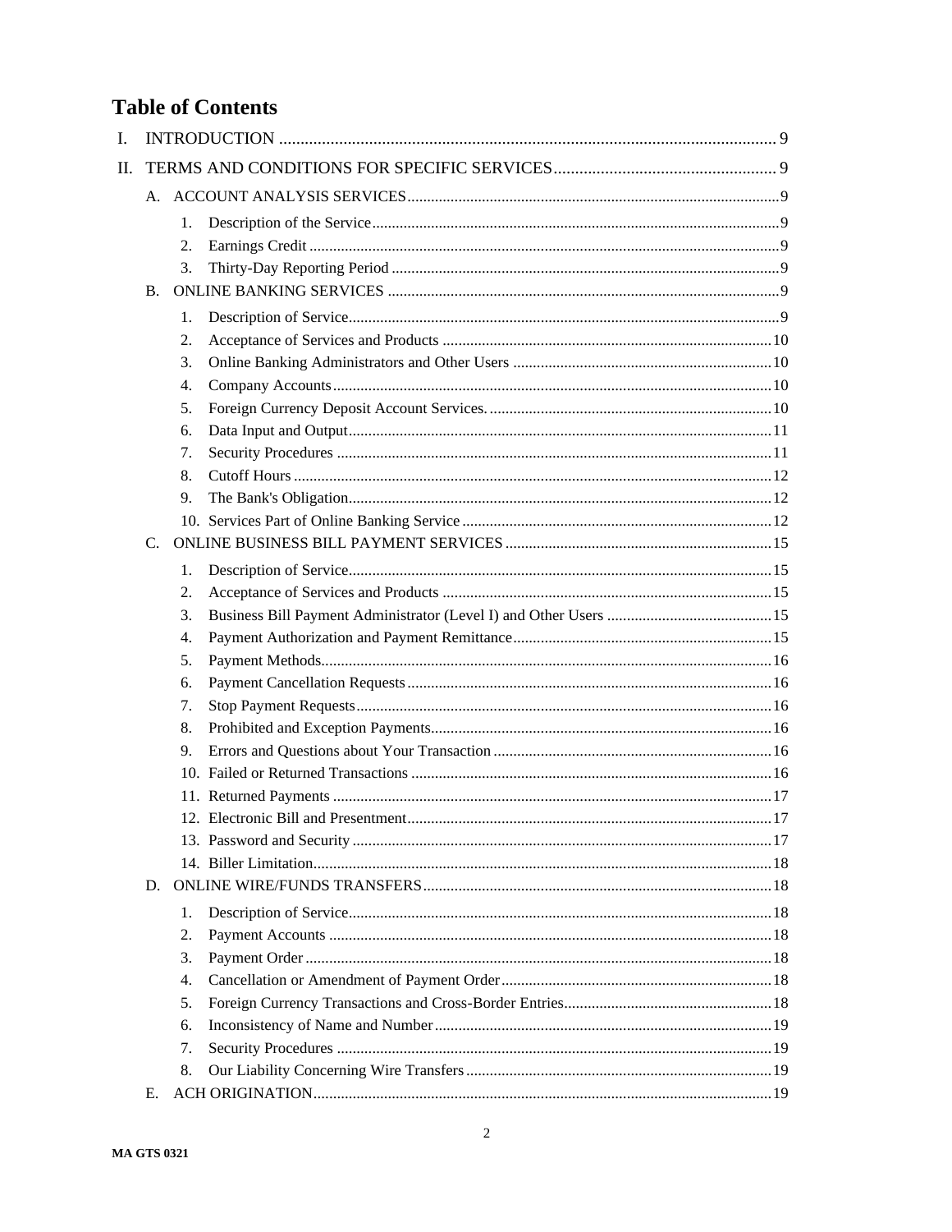# Table of Contents

- I. INTRODUCTION ..... 9
- II. TERMS AND CONDITIONS FOR SPECIFIC SERVICES ..... 9
  - A. ACCOUNT ANALYSIS SERVICES ..... 9
    1. Description of the Service ..... 9
    2. Earnings Credit ..... 9
    3. Thirty-Day Reporting Period ..... 9
  - B. ONLINE BANKING SERVICES ..... 9
    1. Description of Service ..... 9
    2. Acceptance of Services and Products ..... 10
    3. Online Banking Administrators and Other Users ..... 10
    4. Company Accounts ..... 10
    5. Foreign Currency Deposit Account Services. ..... 10
    6. Data Input and Output ..... 11
    7. Security Procedures ..... 11
    8. Cutoff Hours ..... 12
    9. The Bank's Obligation ..... 12
    10. Services Part of Online Banking Service ..... 12
  - C. ONLINE BUSINESS BILL PAYMENT SERVICES ..... 15
    1. Description of Service ..... 15
    2. Acceptance of Services and Products ..... 15
    3. Business Bill Payment Administrator (Level I) and Other Users ..... 15
    4. Payment Authorization and Payment Remittance ..... 15
    5. Payment Methods ..... 16
    6. Payment Cancellation Requests ..... 16
    7. Stop Payment Requests ..... 16
    8. Prohibited and Exception Payments ..... 16
    9. Errors and Questions about Your Transaction ..... 16
    10. Failed or Returned Transactions ..... 16
    11. Returned Payments ..... 17
    12. Electronic Bill and Presentment ..... 17
    13. Password and Security ..... 17
    14. Biller Limitation ..... 18
  - D. ONLINE WIRE/FUNDS TRANSFERS ..... 18
    1. Description of Service ..... 18
    2. Payment Accounts ..... 18
    3. Payment Order ..... 18
    4. Cancellation or Amendment of Payment Order ..... 18
    5. Foreign Currency Transactions and Cross-Border Entries ..... 18
    6. Inconsistency of Name and Number ..... 19
    7. Security Procedures ..... 19
    8. Our Liability Concerning Wire Transfers ..... 19
  - E. ACH ORIGINATION ..... 19

MA GTS 0321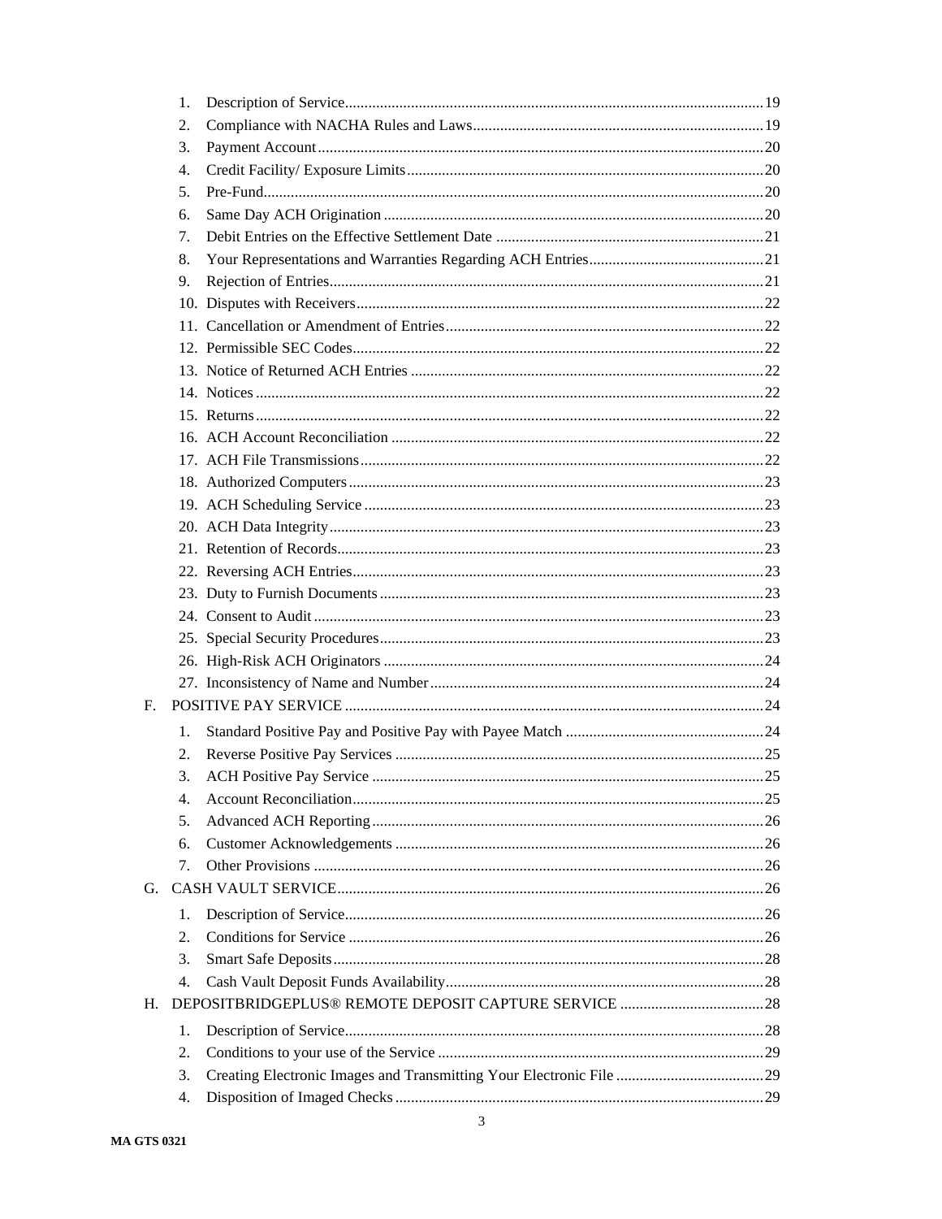1. Description of Service .......... 19
2. Compliance with NACHA Rules and Laws .......... 19
3. Payment Account .......... 20
4. Credit Facility/ Exposure Limits .......... 20
5. Pre-Fund .......... 20
6. Same Day ACH Origination .......... 20
7. Debit Entries on the Effective Settlement Date .......... 21
8. Your Representations and Warranties Regarding ACH Entries .......... 21
9. Rejection of Entries .......... 21
10. Disputes with Receivers .......... 22
11. Cancellation or Amendment of Entries .......... 22
12. Permissible SEC Codes .......... 22
13. Notice of Returned ACH Entries .......... 22
14. Notices .......... 22
15. Returns .......... 22
16. ACH Account Reconciliation .......... 22
17. ACH File Transmissions .......... 22
18. Authorized Computers .......... 23
19. ACH Scheduling Service .......... 23
20. ACH Data Integrity .......... 23
21. Retention of Records .......... 23
22. Reversing ACH Entries .......... 23
23. Duty to Furnish Documents .......... 23
24. Consent to Audit .......... 23
25. Special Security Procedures .......... 23
26. High-Risk ACH Originators .......... 24
27. Inconsistency of Name and Number .......... 24

F. POSITIVE PAY SERVICE .......... 24

1. Standard Positive Pay and Positive Pay with Payee Match .......... 24
2. Reverse Positive Pay Services .......... 25
3. ACH Positive Pay Service .......... 25
4. Account Reconciliation .......... 25
5. Advanced ACH Reporting .......... 26
6. Customer Acknowledgements .......... 26
7. Other Provisions .......... 26

G. CASH VAULT SERVICE .......... 26

1. Description of Service .......... 26
2. Conditions for Service .......... 26
3. Smart Safe Deposits .......... 28
4. Cash Vault Deposit Funds Availability .......... 28

H. DEPOSITBRIDGEPLUS® REMOTE DEPOSIT CAPTURE SERVICE .......... 28

1. Description of Service .......... 28
2. Conditions to your use of the Service .......... 29
3. Creating Electronic Images and Transmitting Your Electronic File .......... 29
4. Disposition of Imaged Checks .......... 29

MA GTS 0321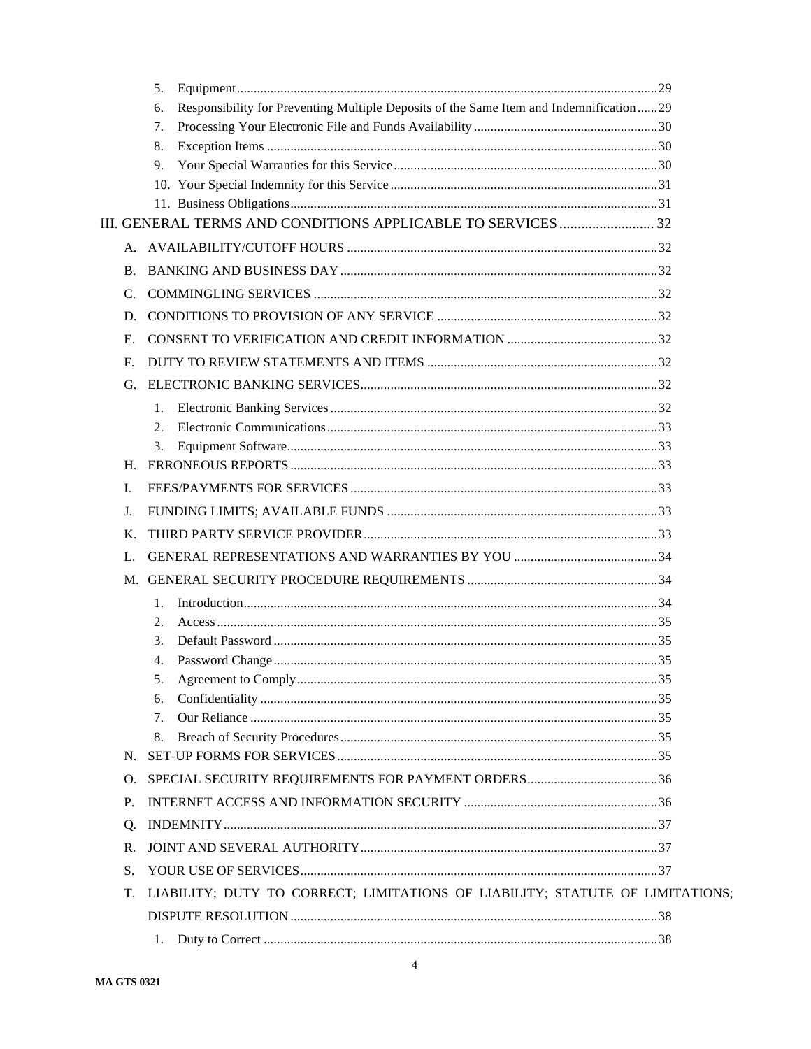5. Equipment ............................................................................................................29
6. Responsibility for Preventing Multiple Deposits of the Same Item and Indemnification ......29
7. Processing Your Electronic File and Funds Availability .......................................................30
8. Exception Items ....................................................................................................................30
9. Your Special Warranties for this Service ...............................................................................30
10. Your Special Indemnity for this Service ...............................................................................31
11. Business Obligations .............................................................................................................31

III. GENERAL TERMS AND CONDITIONS APPLICABLE TO SERVICES .......................... 32

A. AVAILABILITY/CUTOFF HOURS .............................................................................................32

B. BANKING AND BUSINESS DAY ...............................................................................................32

C. COMMINGLING SERVICES .......................................................................................................32

D. CONDITIONS TO PROVISION OF ANY SERVICE ..................................................................32

E. CONSENT TO VERIFICATION AND CREDIT INFORMATION .............................................32

F. DUTY TO REVIEW STATEMENTS AND ITEMS .....................................................................32

G. ELECTRONIC BANKING SERVICES .........................................................................................32

1. Electronic Banking Services ..................................................................................................32
2. Electronic Communications ...................................................................................................33
3. Equipment Software ...............................................................................................................33

H. ERRONEOUS REPORTS ..............................................................................................................33

I. FEES/PAYMENTS FOR SERVICES ............................................................................................33

J. FUNDING LIMITS; AVAILABLE FUNDS .................................................................................33

K. THIRD PARTY SERVICE PROVIDER ........................................................................................33

L. GENERAL REPRESENTATIONS AND WARRANTIES BY YOU ...........................................34

M. GENERAL SECURITY PROCEDURE REQUIREMENTS .........................................................34

1. Introduction ............................................................................................................................34
2. Access ....................................................................................................................................35
3. Default Password ...................................................................................................................35
4. Password Change ...................................................................................................................35
5. Agreement to Comply ............................................................................................................35
6. Confidentiality .......................................................................................................................35
7. Our Reliance ..........................................................................................................................35
8. Breach of Security Procedures ...............................................................................................35

N. SET-UP FORMS FOR SERVICES ................................................................................................35

O. SPECIAL SECURITY REQUIREMENTS FOR PAYMENT ORDERS .......................................36

P. INTERNET ACCESS AND INFORMATION SECURITY ..........................................................36

Q. INDEMNITY ..................................................................................................................................37

R. JOINT AND SEVERAL AUTHORITY .........................................................................................37

S. YOUR USE OF SERVICES ...........................................................................................................37

T. LIABILITY; DUTY TO CORRECT; LIMITATIONS OF LIABILITY; STATUTE OF LIMITATIONS; DISPUTE RESOLUTION ..............................................................................................................38

1. Duty to Correct ......................................................................................................................38

MA GTS 0321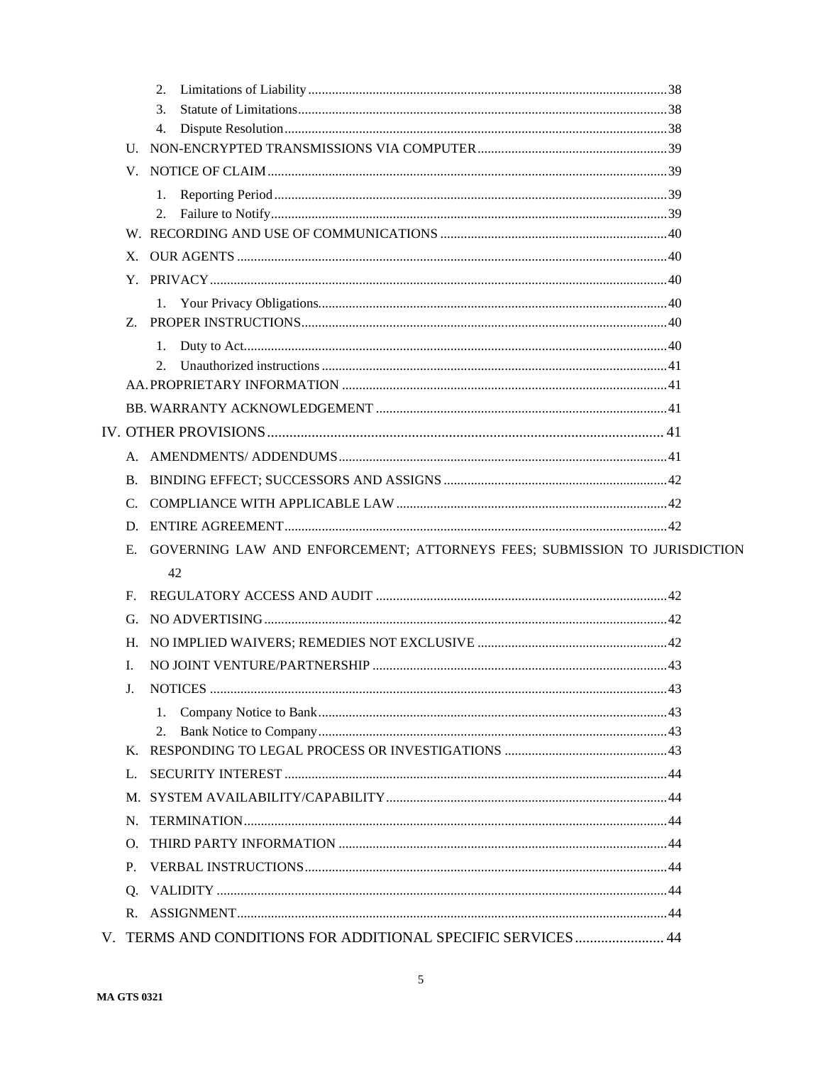- 2. Limitations of Liability ........ 38
- 3. Statute of Limitations ........ 38
- 4. Dispute Resolution ........ 38

U. NON-ENCRYPTED TRANSMISSIONS VIA COMPUTER ........ 39

V. NOTICE OF CLAIM ........ 39

- 1. Reporting Period ........ 39
- 2. Failure to Notify ........ 39

W. RECORDING AND USE OF COMMUNICATIONS ........ 40

X. OUR AGENTS ........ 40

Y. PRIVACY ........ 40

- 1. Your Privacy Obligations ........ 40

Z. PROPER INSTRUCTIONS ........ 40

- 1. Duty to Act ........ 40
- 2. Unauthorized instructions ........ 41

AA. PROPRIETARY INFORMATION ........ 41

BB. WARRANTY ACKNOWLEDGEMENT ........ 41

IV. OTHER PROVISIONS ........ 41

A. AMENDMENTS/ ADDENDUMS ........ 41

B. BINDING EFFECT; SUCCESSORS AND ASSIGNS ........ 42

C. COMPLIANCE WITH APPLICABLE LAW ........ 42

D. ENTIRE AGREEMENT ........ 42

E. GOVERNING LAW AND ENFORCEMENT; ATTORNEYS FEES; SUBMISSION TO JURISDICTION 42

F. REGULATORY ACCESS AND AUDIT ........ 42

G. NO ADVERTISING ........ 42

H. NO IMPLIED WAIVERS; REMEDIES NOT EXCLUSIVE ........ 42

I. NO JOINT VENTURE/PARTNERSHIP ........ 43

J. NOTICES ........ 43

- 1. Company Notice to Bank ........ 43
- 2. Bank Notice to Company ........ 43

K. RESPONDING TO LEGAL PROCESS OR INVESTIGATIONS ........ 43

L. SECURITY INTEREST ........ 44

M. SYSTEM AVAILABILITY/CAPABILITY ........ 44

N. TERMINATION ........ 44

O. THIRD PARTY INFORMATION ........ 44

P. VERBAL INSTRUCTIONS ........ 44

Q. VALIDITY ........ 44

R. ASSIGNMENT ........ 44

V. TERMS AND CONDITIONS FOR ADDITIONAL SPECIFIC SERVICES ........ 44

**MA GTS 0321**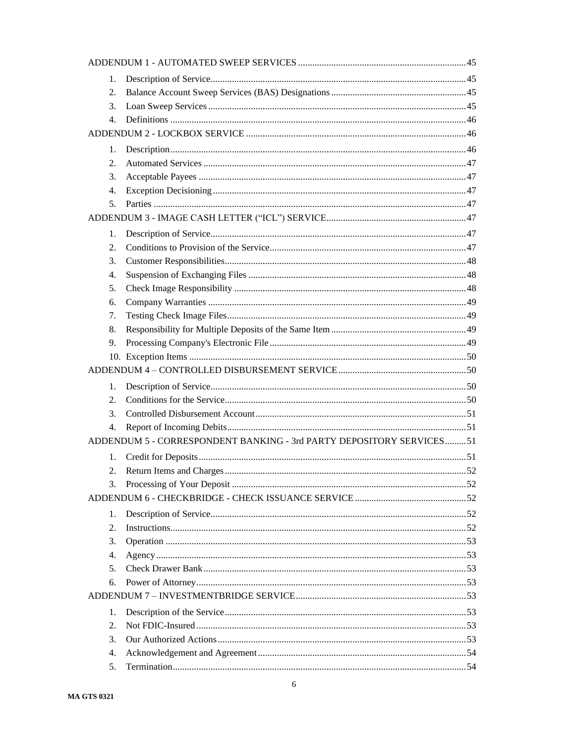ADDENDUM 1 - AUTOMATED SWEEP SERVICES .......................................................................45

1. Description of Service...........................................................................................................45
2. Balance Account Sweep Services (BAS) Designations .........................................................45
3. Loan Sweep Services ............................................................................................................45
4. Definitions ............................................................................................................................46

ADDENDUM 2 - LOCKBOX SERVICE ............................................................................................46

1. Description............................................................................................................................46
2. Automated Services ..............................................................................................................47
3. Acceptable Payees ................................................................................................................47
4. Exception Decisioning ..........................................................................................................47
5. Parties ...................................................................................................................................47

ADDENDUM 3 - IMAGE CASH LETTER (“ICL”) SERVICE...........................................................47

1. Description of Service...........................................................................................................47
2. Conditions to Provision of the Service..................................................................................47
3. Customer Responsibilities.....................................................................................................48
4. Suspension of Exchanging Files ...........................................................................................48
5. Check Image Responsibility .................................................................................................48
6. Company Warranties ............................................................................................................49
7. Testing Check Image Files....................................................................................................49
8. Responsibility for Multiple Deposits of the Same Item .........................................................49
9. Processing Company's Electronic File ..................................................................................49
10. Exception Items ....................................................................................................................50

ADDENDUM 4 – CONTROLLED DISBURSEMENT SERVICE ......................................................50

1. Description of Service...........................................................................................................50
2. Conditions for the Service.....................................................................................................50
3. Controlled Disbursement Account.........................................................................................51
4. Report of Incoming Debits....................................................................................................51

ADDENDUM 5 - CORRESPONDENT BANKING - 3rd PARTY DEPOSITORY SERVICES.........51

1. Credit for Deposits................................................................................................................51
2. Return Items and Charges.....................................................................................................52
3. Processing of Your Deposit ..................................................................................................52

ADDENDUM 6 - CHECKBRIDGE - CHECK ISSUANCE SERVICE ...............................................52

1. Description of Service...........................................................................................................52
2. Instructions...........................................................................................................................52
3. Operation .............................................................................................................................53
4. Agency..................................................................................................................................53
5. Check Drawer Bank..............................................................................................................53
6. Power of Attorney.................................................................................................................53

ADDENDUM 7 – INVESTMENTBRIDGE SERVICE.......................................................................53

1. Description of the Service.....................................................................................................53
2. Not FDIC-Insured.................................................................................................................53
3. Our Authorized Actions........................................................................................................53
4. Acknowledgement and Agreement.......................................................................................54
5. Termination...........................................................................................................................54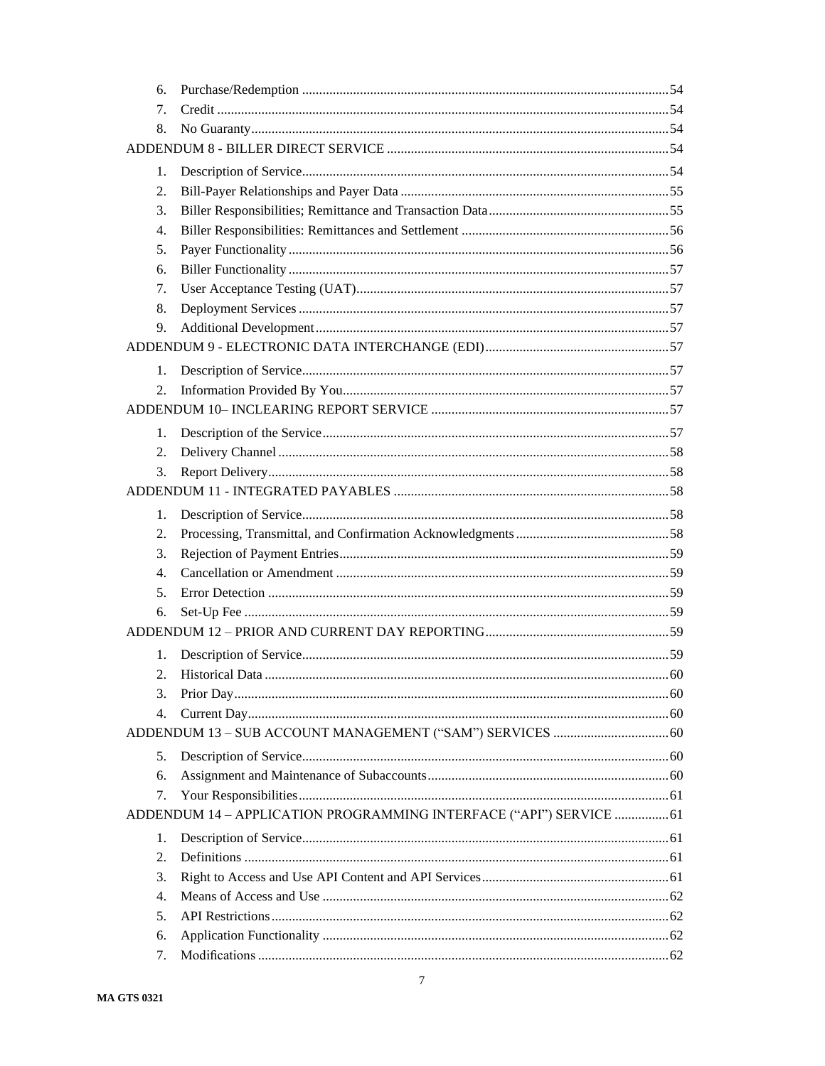6. Purchase/Redemption ........................................................................................................54
7. Credit ..................................................................................................................................54
8. No Guaranty........................................................................................................................54

ADDENDUM 8 - BILLER DIRECT SERVICE ..................................................................................54

1. Description of Service.........................................................................................................54
2. Bill-Payer Relationships and Payer Data .............................................................................55
3. Biller Responsibilities; Remittance and Transaction Data....................................................55
4. Biller Responsibilities: Remittances and Settlement ............................................................56
5. Payer Functionality ..............................................................................................................56
6. Biller Functionality ..............................................................................................................57
7. User Acceptance Testing (UAT)..........................................................................................57
8. Deployment Services ...........................................................................................................57
9. Additional Development......................................................................................................57

ADDENDUM 9 - ELECTRONIC DATA INTERCHANGE (EDI).....................................................57

1. Description of Service.........................................................................................................57
2. Information Provided By You..............................................................................................57

ADDENDUM 10– INCLEARING REPORT SERVICE .....................................................................57

1. Description of the Service....................................................................................................57
2. Delivery Channel .................................................................................................................58
3. Report Delivery....................................................................................................................58

ADDENDUM 11 - INTEGRATED PAYABLES ................................................................................58

1. Description of Service.........................................................................................................58
2. Processing, Transmittal, and Confirmation Acknowledgments ............................................58
3. Rejection of Payment Entries...............................................................................................59
4. Cancellation or Amendment ................................................................................................59
5. Error Detection ....................................................................................................................59
6. Set-Up Fee ...........................................................................................................................59

ADDENDUM 12 – PRIOR AND CURRENT DAY REPORTING.....................................................59

1. Description of Service.........................................................................................................59
2. Historical Data .....................................................................................................................60
3. Prior Day..............................................................................................................................60
4. Current Day..........................................................................................................................60

ADDENDUM 13 – SUB ACCOUNT MANAGEMENT ("SAM") SERVICES ..................................60

5. Description of Service.........................................................................................................60
6. Assignment and Maintenance of Subaccounts.....................................................................60
7. Your Responsibilities...........................................................................................................61

ADDENDUM 14 – APPLICATION PROGRAMMING INTERFACE ("API") SERVICE ................61

1. Description of Service.........................................................................................................61
2. Definitions ...........................................................................................................................61
3. Right to Access and Use API Content and API Services.....................................................61
4. Means of Access and Use ....................................................................................................62
5. API Restrictions...................................................................................................................62
6. Application Functionality ....................................................................................................62
7. Modifications .......................................................................................................................62

MA GTS 0321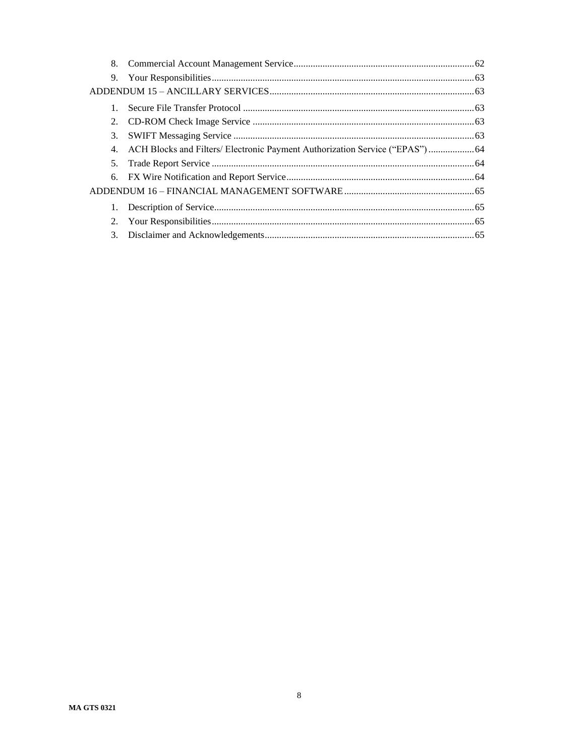8. Commercial Account Management Service .......... 62
9. Your Responsibilities .......... 63

ADDENDUM 15 – ANCILLARY SERVICES .......... 63

1. Secure File Transfer Protocol .......... 63
2. CD-ROM Check Image Service .......... 63
3. SWIFT Messaging Service .......... 63
4. ACH Blocks and Filters/ Electronic Payment Authorization Service (“EPAS”) .......... 64
5. Trade Report Service .......... 64
6. FX Wire Notification and Report Service .......... 64

ADDENDUM 16 – FINANCIAL MANAGEMENT SOFTWARE .......... 65

1. Description of Service .......... 65
2. Your Responsibilities .......... 65
3. Disclaimer and Acknowledgements .......... 65

**MA GTS 0321**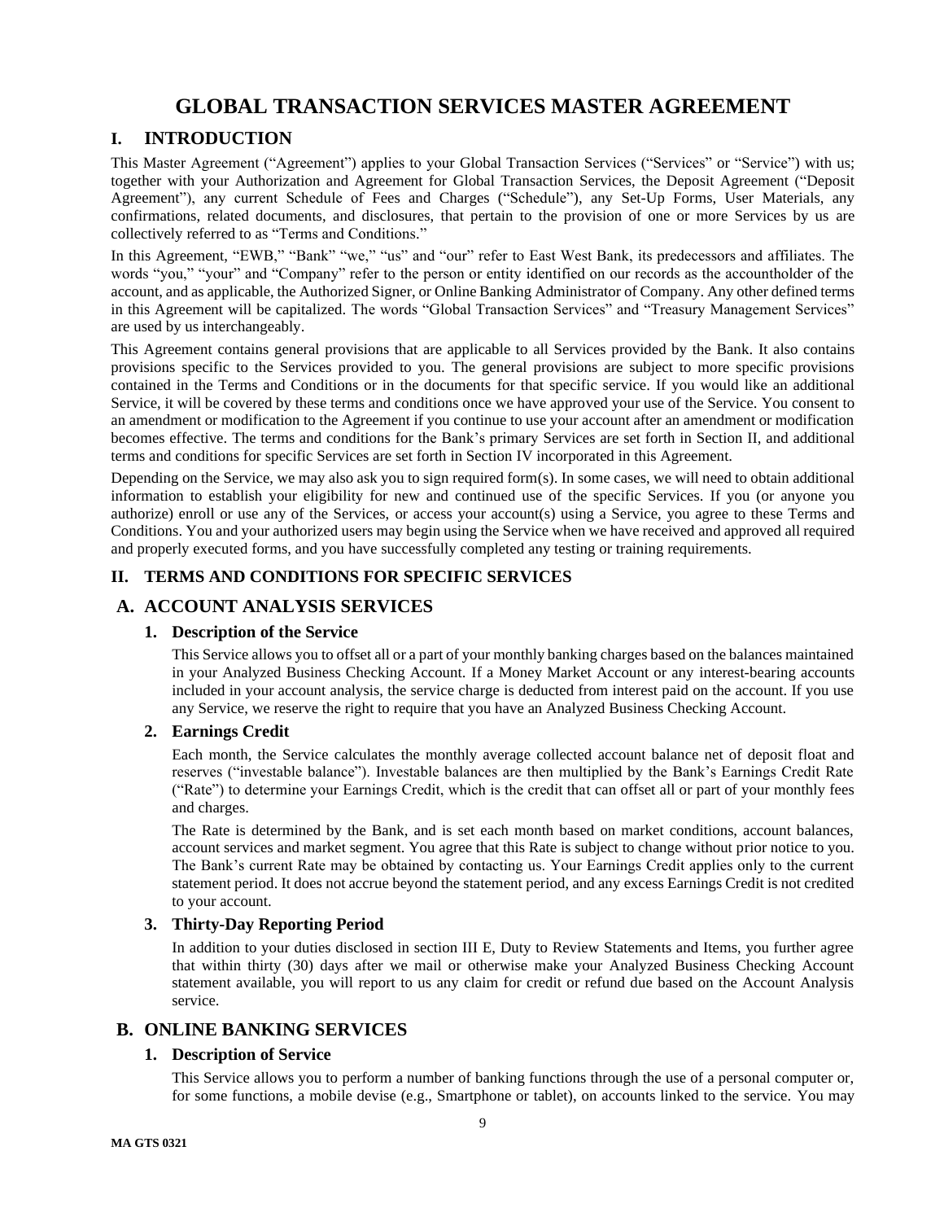# GLOBAL TRANSACTION SERVICES MASTER AGREEMENT

## I. INTRODUCTION

This Master Agreement ("Agreement") applies to your Global Transaction Services ("Services" or "Service") with us; together with your Authorization and Agreement for Global Transaction Services, the Deposit Agreement ("Deposit Agreement"), any current Schedule of Fees and Charges ("Schedule"), any Set-Up Forms, User Materials, any confirmations, related documents, and disclosures, that pertain to the provision of one or more Services by us are collectively referred to as "Terms and Conditions."

In this Agreement, "EWB," "Bank" "we," "us" and "our" refer to East West Bank, its predecessors and affiliates. The words "you," "your" and "Company" refer to the person or entity identified on our records as the accountholder of the account, and as applicable, the Authorized Signer, or Online Banking Administrator of Company. Any other defined terms in this Agreement will be capitalized. The words "Global Transaction Services" and "Treasury Management Services" are used by us interchangeably.

This Agreement contains general provisions that are applicable to all Services provided by the Bank. It also contains provisions specific to the Services provided to you. The general provisions are subject to more specific provisions contained in the Terms and Conditions or in the documents for that specific service. If you would like an additional Service, it will be covered by these terms and conditions once we have approved your use of the Service. You consent to an amendment or modification to the Agreement if you continue to use your account after an amendment or modification becomes effective. The terms and conditions for the Bank's primary Services are set forth in Section II, and additional terms and conditions for specific Services are set forth in Section IV incorporated in this Agreement.

Depending on the Service, we may also ask you to sign required form(s). In some cases, we will need to obtain additional information to establish your eligibility for new and continued use of the specific Services. If you (or anyone you authorize) enroll or use any of the Services, or access your account(s) using a Service, you agree to these Terms and Conditions. You and your authorized users may begin using the Service when we have received and approved all required and properly executed forms, and you have successfully completed any testing or training requirements.

### II. TERMS AND CONDITIONS FOR SPECIFIC SERVICES

## A. ACCOUNT ANALYSIS SERVICES

### 1. Description of the Service

This Service allows you to offset all or a part of your monthly banking charges based on the balances maintained in your Analyzed Business Checking Account. If a Money Market Account or any interest-bearing accounts included in your account analysis, the service charge is deducted from interest paid on the account. If you use any Service, we reserve the right to require that you have an Analyzed Business Checking Account.

### 2. Earnings Credit

Each month, the Service calculates the monthly average collected account balance net of deposit float and reserves ("investable balance"). Investable balances are then multiplied by the Bank's Earnings Credit Rate ("Rate") to determine your Earnings Credit, which is the credit that can offset all or part of your monthly fees and charges.

The Rate is determined by the Bank, and is set each month based on market conditions, account balances, account services and market segment. You agree that this Rate is subject to change without prior notice to you. The Bank's current Rate may be obtained by contacting us. Your Earnings Credit applies only to the current statement period. It does not accrue beyond the statement period, and any excess Earnings Credit is not credited to your account.

### 3. Thirty-Day Reporting Period

In addition to your duties disclosed in section III E, Duty to Review Statements and Items, you further agree that within thirty (30) days after we mail or otherwise make your Analyzed Business Checking Account statement available, you will report to us any claim for credit or refund due based on the Account Analysis service.

## B. ONLINE BANKING SERVICES

### 1. Description of Service

This Service allows you to perform a number of banking functions through the use of a personal computer or, for some functions, a mobile devise (e.g., Smartphone or tablet), on accounts linked to the service. You may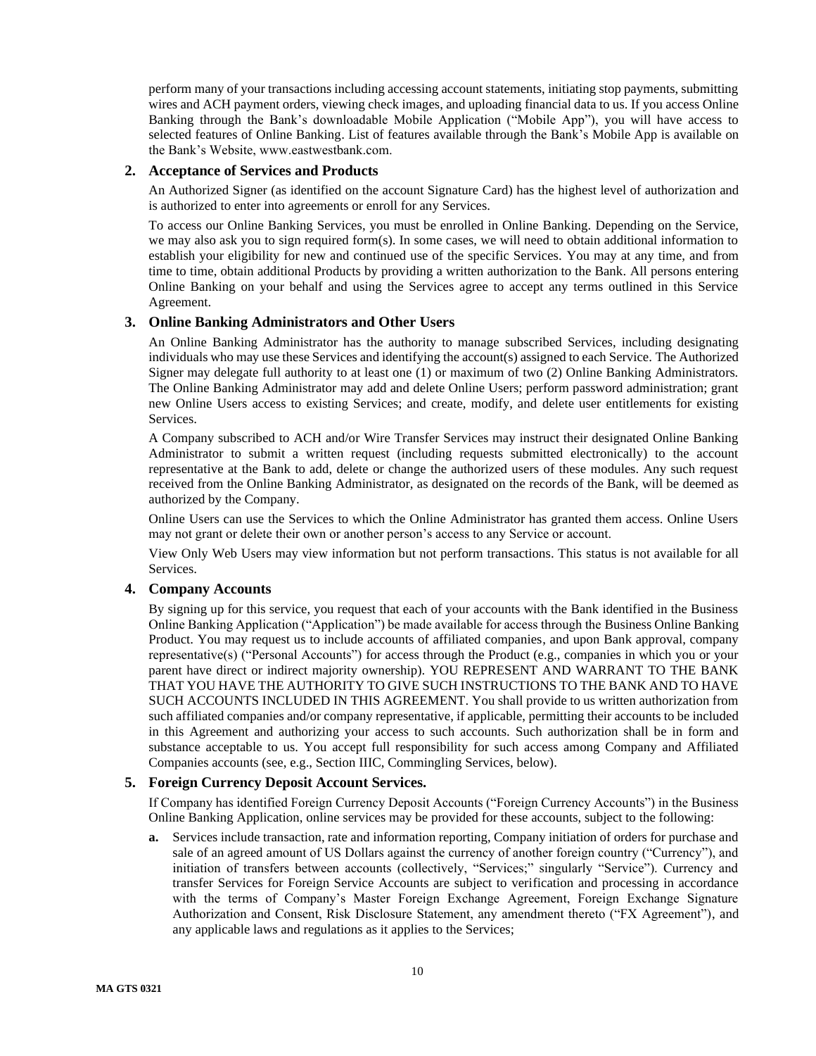perform many of your transactions including accessing account statements, initiating stop payments, submitting wires and ACH payment orders, viewing check images, and uploading financial data to us. If you access Online Banking through the Bank's downloadable Mobile Application ("Mobile App"), you will have access to selected features of Online Banking. List of features available through the Bank's Mobile App is available on the Bank's Website, www.eastwestbank.com.

## 2. Acceptance of Services and Products

An Authorized Signer (as identified on the account Signature Card) has the highest level of authorization and is authorized to enter into agreements or enroll for any Services.

To access our Online Banking Services, you must be enrolled in Online Banking. Depending on the Service, we may also ask you to sign required form(s). In some cases, we will need to obtain additional information to establish your eligibility for new and continued use of the specific Services. You may at any time, and from time to time, obtain additional Products by providing a written authorization to the Bank. All persons entering Online Banking on your behalf and using the Services agree to accept any terms outlined in this Service Agreement.

## 3. Online Banking Administrators and Other Users

An Online Banking Administrator has the authority to manage subscribed Services, including designating individuals who may use these Services and identifying the account(s) assigned to each Service. The Authorized Signer may delegate full authority to at least one (1) or maximum of two (2) Online Banking Administrators. The Online Banking Administrator may add and delete Online Users; perform password administration; grant new Online Users access to existing Services; and create, modify, and delete user entitlements for existing Services.

A Company subscribed to ACH and/or Wire Transfer Services may instruct their designated Online Banking Administrator to submit a written request (including requests submitted electronically) to the account representative at the Bank to add, delete or change the authorized users of these modules. Any such request received from the Online Banking Administrator, as designated on the records of the Bank, will be deemed as authorized by the Company.

Online Users can use the Services to which the Online Administrator has granted them access. Online Users may not grant or delete their own or another person's access to any Service or account.

View Only Web Users may view information but not perform transactions. This status is not available for all Services.

## 4. Company Accounts

By signing up for this service, you request that each of your accounts with the Bank identified in the Business Online Banking Application ("Application") be made available for access through the Business Online Banking Product. You may request us to include accounts of affiliated companies, and upon Bank approval, company representative(s) ("Personal Accounts") for access through the Product (e.g., companies in which you or your parent have direct or indirect majority ownership). YOU REPRESENT AND WARRANT TO THE BANK THAT YOU HAVE THE AUTHORITY TO GIVE SUCH INSTRUCTIONS TO THE BANK AND TO HAVE SUCH ACCOUNTS INCLUDED IN THIS AGREEMENT. You shall provide to us written authorization from such affiliated companies and/or company representative, if applicable, permitting their accounts to be included in this Agreement and authorizing your access to such accounts. Such authorization shall be in form and substance acceptable to us. You accept full responsibility for such access among Company and Affiliated Companies accounts (see, e.g., Section IIIC, Commingling Services, below).

## 5. Foreign Currency Deposit Account Services.

If Company has identified Foreign Currency Deposit Accounts ("Foreign Currency Accounts") in the Business Online Banking Application, online services may be provided for these accounts, subject to the following:

**a.** Services include transaction, rate and information reporting, Company initiation of orders for purchase and sale of an agreed amount of US Dollars against the currency of another foreign country ("Currency"), and initiation of transfers between accounts (collectively, "Services;" singularly "Service"). Currency and transfer Services for Foreign Service Accounts are subject to verification and processing in accordance with the terms of Company's Master Foreign Exchange Agreement, Foreign Exchange Signature Authorization and Consent, Risk Disclosure Statement, any amendment thereto ("FX Agreement"), and any applicable laws and regulations as it applies to the Services;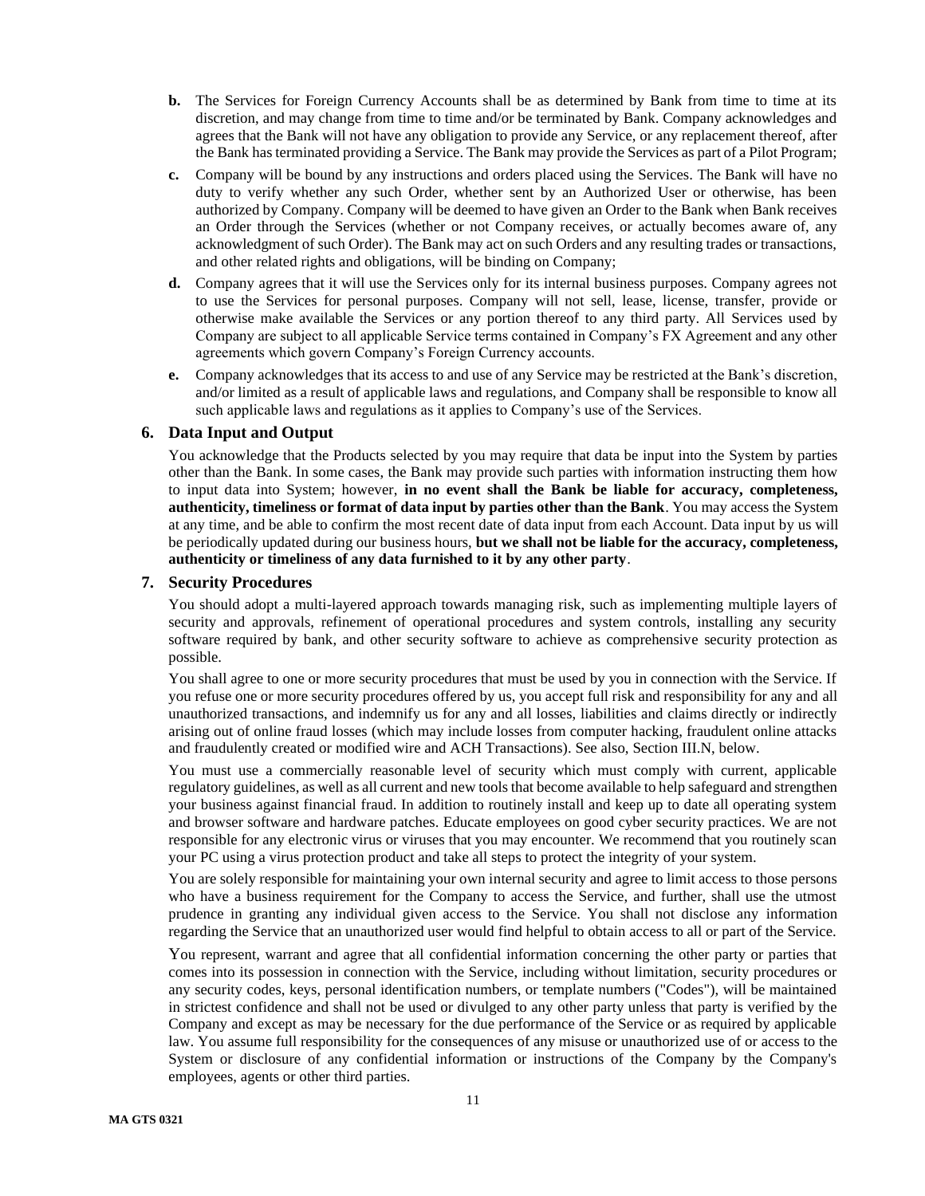**b.** The Services for Foreign Currency Accounts shall be as determined by Bank from time to time at its discretion, and may change from time to time and/or be terminated by Bank. Company acknowledges and agrees that the Bank will not have any obligation to provide any Service, or any replacement thereof, after the Bank has terminated providing a Service. The Bank may provide the Services as part of a Pilot Program;

**c.** Company will be bound by any instructions and orders placed using the Services. The Bank will have no duty to verify whether any such Order, whether sent by an Authorized User or otherwise, has been authorized by Company. Company will be deemed to have given an Order to the Bank when Bank receives an Order through the Services (whether or not Company receives, or actually becomes aware of, any acknowledgment of such Order). The Bank may act on such Orders and any resulting trades or transactions, and other related rights and obligations, will be binding on Company;

**d.** Company agrees that it will use the Services only for its internal business purposes. Company agrees not to use the Services for personal purposes. Company will not sell, lease, license, transfer, provide or otherwise make available the Services or any portion thereof to any third party. All Services used by Company are subject to all applicable Service terms contained in Company's FX Agreement and any other agreements which govern Company's Foreign Currency accounts.

**e.** Company acknowledges that its access to and use of any Service may be restricted at the Bank's discretion, and/or limited as a result of applicable laws and regulations, and Company shall be responsible to know all such applicable laws and regulations as it applies to Company's use of the Services.

## 6. Data Input and Output

You acknowledge that the Products selected by you may require that data be input into the System by parties other than the Bank. In some cases, the Bank may provide such parties with information instructing them how to input data into System; however, **in no event shall the Bank be liable for accuracy, completeness, authenticity, timeliness or format of data input by parties other than the Bank**. You may access the System at any time, and be able to confirm the most recent date of data input from each Account. Data input by us will be periodically updated during our business hours, **but we shall not be liable for the accuracy, completeness, authenticity or timeliness of any data furnished to it by any other party**.

## 7. Security Procedures

You should adopt a multi-layered approach towards managing risk, such as implementing multiple layers of security and approvals, refinement of operational procedures and system controls, installing any security software required by bank, and other security software to achieve as comprehensive security protection as possible.

You shall agree to one or more security procedures that must be used by you in connection with the Service. If you refuse one or more security procedures offered by us, you accept full risk and responsibility for any and all unauthorized transactions, and indemnify us for any and all losses, liabilities and claims directly or indirectly arising out of online fraud losses (which may include losses from computer hacking, fraudulent online attacks and fraudulently created or modified wire and ACH Transactions). See also, Section III.N, below.

You must use a commercially reasonable level of security which must comply with current, applicable regulatory guidelines, as well as all current and new tools that become available to help safeguard and strengthen your business against financial fraud. In addition to routinely install and keep up to date all operating system and browser software and hardware patches. Educate employees on good cyber security practices. We are not responsible for any electronic virus or viruses that you may encounter. We recommend that you routinely scan your PC using a virus protection product and take all steps to protect the integrity of your system.

You are solely responsible for maintaining your own internal security and agree to limit access to those persons who have a business requirement for the Company to access the Service, and further, shall use the utmost prudence in granting any individual given access to the Service. You shall not disclose any information regarding the Service that an unauthorized user would find helpful to obtain access to all or part of the Service.

You represent, warrant and agree that all confidential information concerning the other party or parties that comes into its possession in connection with the Service, including without limitation, security procedures or any security codes, keys, personal identification numbers, or template numbers ("Codes"), will be maintained in strictest confidence and shall not be used or divulged to any other party unless that party is verified by the Company and except as may be necessary for the due performance of the Service or as required by applicable law. You assume full responsibility for the consequences of any misuse or unauthorized use of or access to the System or disclosure of any confidential information or instructions of the Company by the Company's employees, agents or other third parties.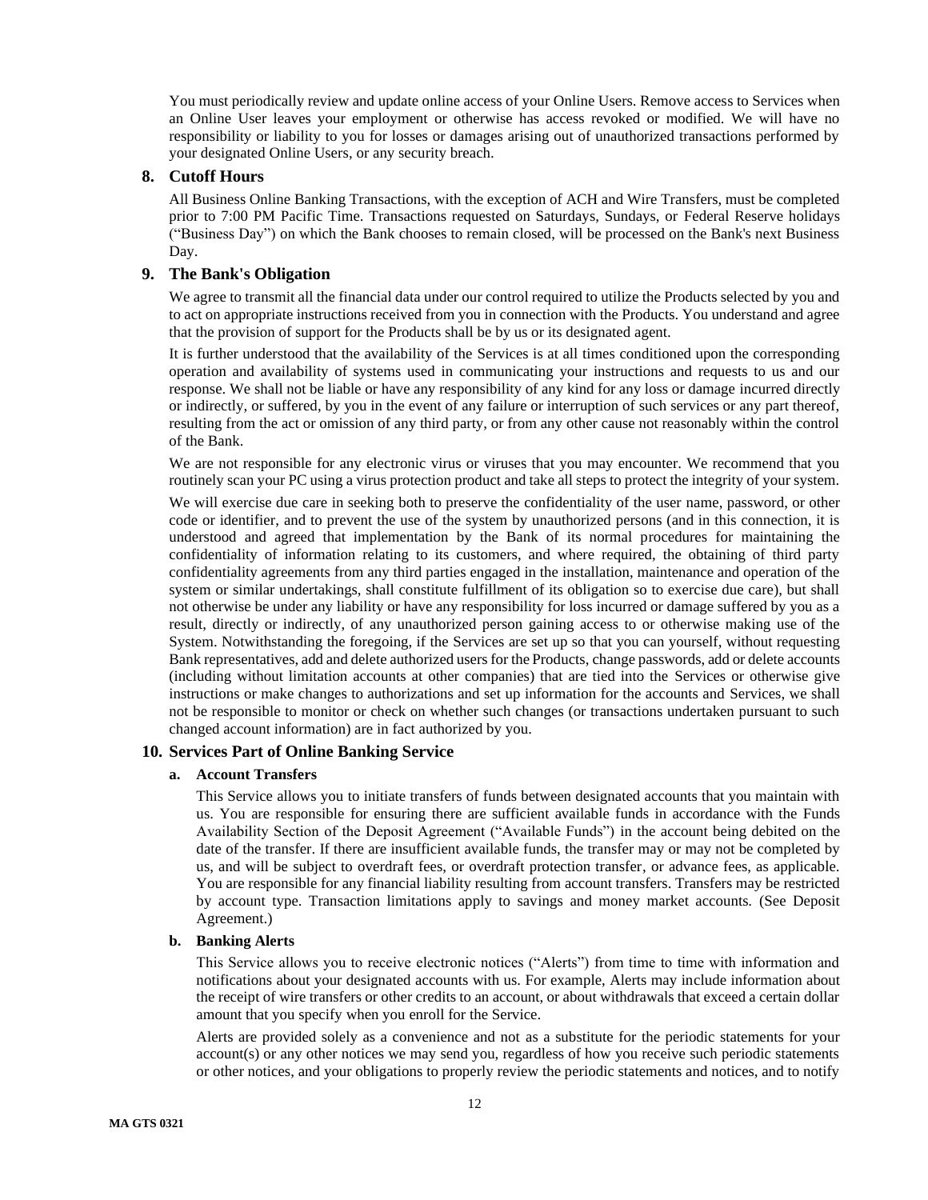You must periodically review and update online access of your Online Users. Remove access to Services when an Online User leaves your employment or otherwise has access revoked or modified. We will have no responsibility or liability to you for losses or damages arising out of unauthorized transactions performed by your designated Online Users, or any security breach.

## 8. Cutoff Hours

All Business Online Banking Transactions, with the exception of ACH and Wire Transfers, must be completed prior to 7:00 PM Pacific Time. Transactions requested on Saturdays, Sundays, or Federal Reserve holidays ("Business Day") on which the Bank chooses to remain closed, will be processed on the Bank's next Business Day.

## 9. The Bank's Obligation

We agree to transmit all the financial data under our control required to utilize the Products selected by you and to act on appropriate instructions received from you in connection with the Products. You understand and agree that the provision of support for the Products shall be by us or its designated agent.

It is further understood that the availability of the Services is at all times conditioned upon the corresponding operation and availability of systems used in communicating your instructions and requests to us and our response. We shall not be liable or have any responsibility of any kind for any loss or damage incurred directly or indirectly, or suffered, by you in the event of any failure or interruption of such services or any part thereof, resulting from the act or omission of any third party, or from any other cause not reasonably within the control of the Bank.

We are not responsible for any electronic virus or viruses that you may encounter. We recommend that you routinely scan your PC using a virus protection product and take all steps to protect the integrity of your system.

We will exercise due care in seeking both to preserve the confidentiality of the user name, password, or other code or identifier, and to prevent the use of the system by unauthorized persons (and in this connection, it is understood and agreed that implementation by the Bank of its normal procedures for maintaining the confidentiality of information relating to its customers, and where required, the obtaining of third party confidentiality agreements from any third parties engaged in the installation, maintenance and operation of the system or similar undertakings, shall constitute fulfillment of its obligation so to exercise due care), but shall not otherwise be under any liability or have any responsibility for loss incurred or damage suffered by you as a result, directly or indirectly, of any unauthorized person gaining access to or otherwise making use of the System. Notwithstanding the foregoing, if the Services are set up so that you can yourself, without requesting Bank representatives, add and delete authorized users for the Products, change passwords, add or delete accounts (including without limitation accounts at other companies) that are tied into the Services or otherwise give instructions or make changes to authorizations and set up information for the accounts and Services, we shall not be responsible to monitor or check on whether such changes (or transactions undertaken pursuant to such changed account information) are in fact authorized by you.

## 10. Services Part of Online Banking Service

### a. Account Transfers

This Service allows you to initiate transfers of funds between designated accounts that you maintain with us. You are responsible for ensuring there are sufficient available funds in accordance with the Funds Availability Section of the Deposit Agreement ("Available Funds") in the account being debited on the date of the transfer. If there are insufficient available funds, the transfer may or may not be completed by us, and will be subject to overdraft fees, or overdraft protection transfer, or advance fees, as applicable. You are responsible for any financial liability resulting from account transfers. Transfers may be restricted by account type. Transaction limitations apply to savings and money market accounts. (See Deposit Agreement.)

### b. Banking Alerts

This Service allows you to receive electronic notices ("Alerts") from time to time with information and notifications about your designated accounts with us. For example, Alerts may include information about the receipt of wire transfers or other credits to an account, or about withdrawals that exceed a certain dollar amount that you specify when you enroll for the Service.

Alerts are provided solely as a convenience and not as a substitute for the periodic statements for your account(s) or any other notices we may send you, regardless of how you receive such periodic statements or other notices, and your obligations to properly review the periodic statements and notices, and to notify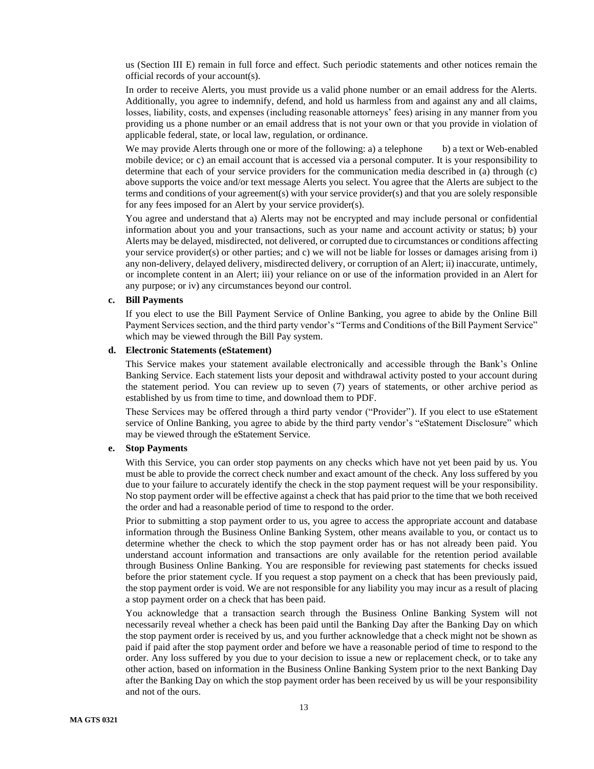us (Section III E) remain in full force and effect. Such periodic statements and other notices remain the official records of your account(s).

In order to receive Alerts, you must provide us a valid phone number or an email address for the Alerts. Additionally, you agree to indemnify, defend, and hold us harmless from and against any and all claims, losses, liability, costs, and expenses (including reasonable attorneys' fees) arising in any manner from you providing us a phone number or an email address that is not your own or that you provide in violation of applicable federal, state, or local law, regulation, or ordinance.

We may provide Alerts through one or more of the following: a) a telephone b) a text or Web-enabled mobile device; or c) an email account that is accessed via a personal computer. It is your responsibility to determine that each of your service providers for the communication media described in (a) through (c) above supports the voice and/or text message Alerts you select. You agree that the Alerts are subject to the terms and conditions of your agreement(s) with your service provider(s) and that you are solely responsible for any fees imposed for an Alert by your service provider(s).

You agree and understand that a) Alerts may not be encrypted and may include personal or confidential information about you and your transactions, such as your name and account activity or status; b) your Alerts may be delayed, misdirected, not delivered, or corrupted due to circumstances or conditions affecting your service provider(s) or other parties; and c) we will not be liable for losses or damages arising from i) any non-delivery, delayed delivery, misdirected delivery, or corruption of an Alert; ii) inaccurate, untimely, or incomplete content in an Alert; iii) your reliance on or use of the information provided in an Alert for any purpose; or iv) any circumstances beyond our control.

**c. Bill Payments**

If you elect to use the Bill Payment Service of Online Banking, you agree to abide by the Online Bill Payment Services section, and the third party vendor's "Terms and Conditions of the Bill Payment Service" which may be viewed through the Bill Pay system.

**d. Electronic Statements (eStatement)**

This Service makes your statement available electronically and accessible through the Bank's Online Banking Service. Each statement lists your deposit and withdrawal activity posted to your account during the statement period. You can review up to seven (7) years of statements, or other archive period as established by us from time to time, and download them to PDF.

These Services may be offered through a third party vendor ("Provider"). If you elect to use eStatement service of Online Banking, you agree to abide by the third party vendor's "eStatement Disclosure" which may be viewed through the eStatement Service.

**e. Stop Payments**

With this Service, you can order stop payments on any checks which have not yet been paid by us. You must be able to provide the correct check number and exact amount of the check. Any loss suffered by you due to your failure to accurately identify the check in the stop payment request will be your responsibility. No stop payment order will be effective against a check that has paid prior to the time that we both received the order and had a reasonable period of time to respond to the order.

Prior to submitting a stop payment order to us, you agree to access the appropriate account and database information through the Business Online Banking System, other means available to you, or contact us to determine whether the check to which the stop payment order has or has not already been paid. You understand account information and transactions are only available for the retention period available through Business Online Banking. You are responsible for reviewing past statements for checks issued before the prior statement cycle. If you request a stop payment on a check that has been previously paid, the stop payment order is void. We are not responsible for any liability you may incur as a result of placing a stop payment order on a check that has been paid.

You acknowledge that a transaction search through the Business Online Banking System will not necessarily reveal whether a check has been paid until the Banking Day after the Banking Day on which the stop payment order is received by us, and you further acknowledge that a check might not be shown as paid if paid after the stop payment order and before we have a reasonable period of time to respond to the order. Any loss suffered by you due to your decision to issue a new or replacement check, or to take any other action, based on information in the Business Online Banking System prior to the next Banking Day after the Banking Day on which the stop payment order has been received by us will be your responsibility and not of the ours.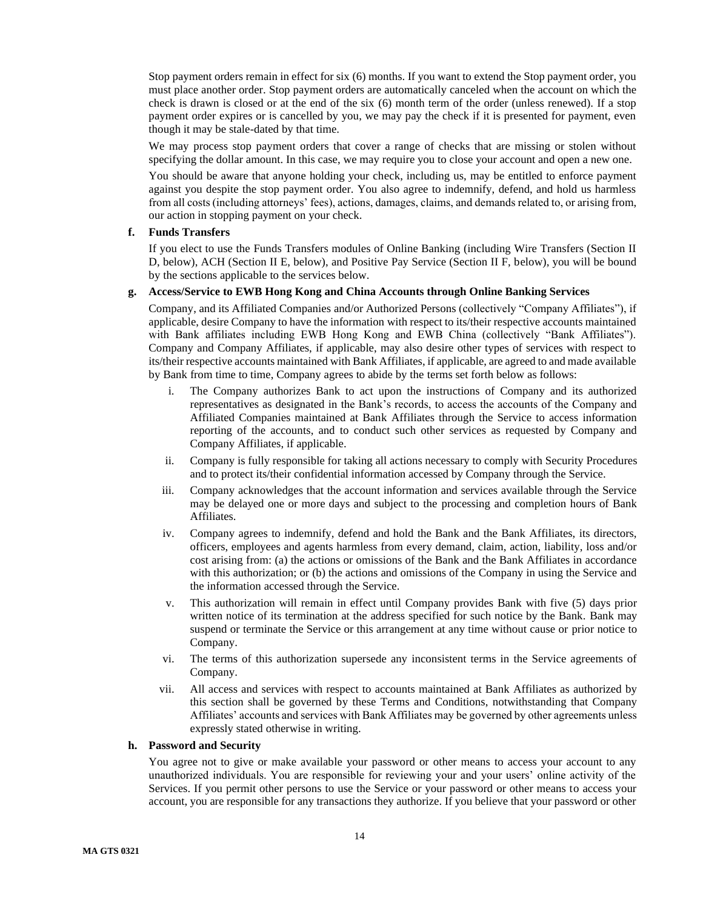Stop payment orders remain in effect for six (6) months. If you want to extend the Stop payment order, you must place another order. Stop payment orders are automatically canceled when the account on which the check is drawn is closed or at the end of the six (6) month term of the order (unless renewed). If a stop payment order expires or is cancelled by you, we may pay the check if it is presented for payment, even though it may be stale-dated by that time.

We may process stop payment orders that cover a range of checks that are missing or stolen without specifying the dollar amount. In this case, we may require you to close your account and open a new one.

You should be aware that anyone holding your check, including us, may be entitled to enforce payment against you despite the stop payment order. You also agree to indemnify, defend, and hold us harmless from all costs (including attorneys' fees), actions, damages, claims, and demands related to, or arising from, our action in stopping payment on your check.

**f. Funds Transfers**

If you elect to use the Funds Transfers modules of Online Banking (including Wire Transfers (Section II D, below), ACH (Section II E, below), and Positive Pay Service (Section II F, below), you will be bound by the sections applicable to the services below.

**g. Access/Service to EWB Hong Kong and China Accounts through Online Banking Services**

Company, and its Affiliated Companies and/or Authorized Persons (collectively "Company Affiliates"), if applicable, desire Company to have the information with respect to its/their respective accounts maintained with Bank affiliates including EWB Hong Kong and EWB China (collectively "Bank Affiliates"). Company and Company Affiliates, if applicable, may also desire other types of services with respect to its/their respective accounts maintained with Bank Affiliates, if applicable, are agreed to and made available by Bank from time to time, Company agrees to abide by the terms set forth below as follows:

i. The Company authorizes Bank to act upon the instructions of Company and its authorized representatives as designated in the Bank's records, to access the accounts of the Company and Affiliated Companies maintained at Bank Affiliates through the Service to access information reporting of the accounts, and to conduct such other services as requested by Company and Company Affiliates, if applicable.

ii. Company is fully responsible for taking all actions necessary to comply with Security Procedures and to protect its/their confidential information accessed by Company through the Service.

iii. Company acknowledges that the account information and services available through the Service may be delayed one or more days and subject to the processing and completion hours of Bank Affiliates.

iv. Company agrees to indemnify, defend and hold the Bank and the Bank Affiliates, its directors, officers, employees and agents harmless from every demand, claim, action, liability, loss and/or cost arising from: (a) the actions or omissions of the Bank and the Bank Affiliates in accordance with this authorization; or (b) the actions and omissions of the Company in using the Service and the information accessed through the Service.

v. This authorization will remain in effect until Company provides Bank with five (5) days prior written notice of its termination at the address specified for such notice by the Bank. Bank may suspend or terminate the Service or this arrangement at any time without cause or prior notice to Company.

vi. The terms of this authorization supersede any inconsistent terms in the Service agreements of Company.

vii. All access and services with respect to accounts maintained at Bank Affiliates as authorized by this section shall be governed by these Terms and Conditions, notwithstanding that Company Affiliates' accounts and services with Bank Affiliates may be governed by other agreements unless expressly stated otherwise in writing.

**h. Password and Security**

You agree not to give or make available your password or other means to access your account to any unauthorized individuals. You are responsible for reviewing your and your users' online activity of the Services. If you permit other persons to use the Service or your password or other means to access your account, you are responsible for any transactions they authorize. If you believe that your password or other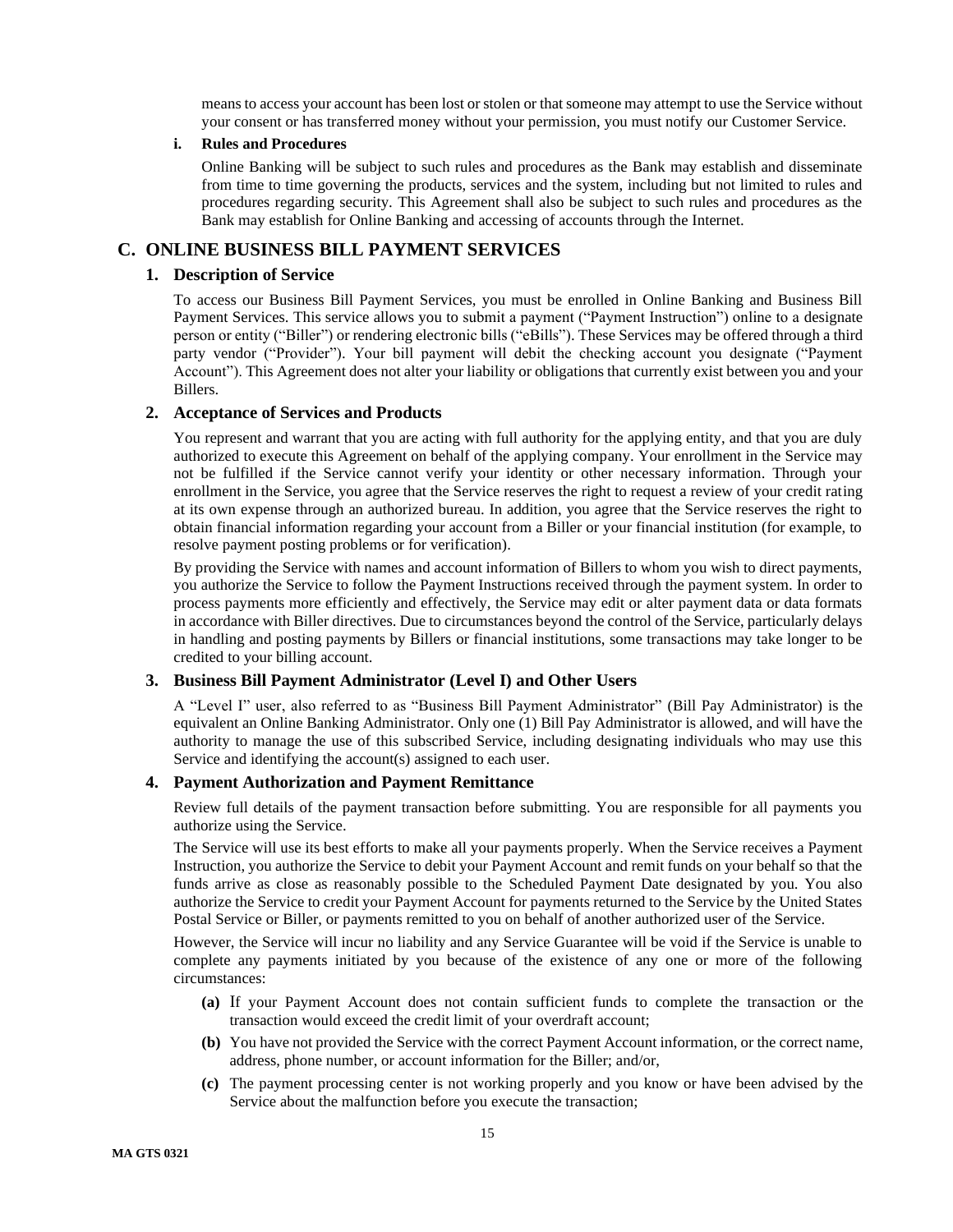means to access your account has been lost or stolen or that someone may attempt to use the Service without your consent or has transferred money without your permission, you must notify our Customer Service.

**i. Rules and Procedures**

Online Banking will be subject to such rules and procedures as the Bank may establish and disseminate from time to time governing the products, services and the system, including but not limited to rules and procedures regarding security. This Agreement shall also be subject to such rules and procedures as the Bank may establish for Online Banking and accessing of accounts through the Internet.

## C. ONLINE BUSINESS BILL PAYMENT SERVICES

### 1. Description of Service

To access our Business Bill Payment Services, you must be enrolled in Online Banking and Business Bill Payment Services. This service allows you to submit a payment ("Payment Instruction") online to a designate person or entity ("Biller") or rendering electronic bills ("eBills"). These Services may be offered through a third party vendor ("Provider"). Your bill payment will debit the checking account you designate ("Payment Account"). This Agreement does not alter your liability or obligations that currently exist between you and your Billers.

### 2. Acceptance of Services and Products

You represent and warrant that you are acting with full authority for the applying entity, and that you are duly authorized to execute this Agreement on behalf of the applying company. Your enrollment in the Service may not be fulfilled if the Service cannot verify your identity or other necessary information. Through your enrollment in the Service, you agree that the Service reserves the right to request a review of your credit rating at its own expense through an authorized bureau. In addition, you agree that the Service reserves the right to obtain financial information regarding your account from a Biller or your financial institution (for example, to resolve payment posting problems or for verification).

By providing the Service with names and account information of Billers to whom you wish to direct payments, you authorize the Service to follow the Payment Instructions received through the payment system. In order to process payments more efficiently and effectively, the Service may edit or alter payment data or data formats in accordance with Biller directives. Due to circumstances beyond the control of the Service, particularly delays in handling and posting payments by Billers or financial institutions, some transactions may take longer to be credited to your billing account.

### 3. Business Bill Payment Administrator (Level I) and Other Users

A "Level I" user, also referred to as "Business Bill Payment Administrator" (Bill Pay Administrator) is the equivalent an Online Banking Administrator. Only one (1) Bill Pay Administrator is allowed, and will have the authority to manage the use of this subscribed Service, including designating individuals who may use this Service and identifying the account(s) assigned to each user.

### 4. Payment Authorization and Payment Remittance

Review full details of the payment transaction before submitting. You are responsible for all payments you authorize using the Service.

The Service will use its best efforts to make all your payments properly. When the Service receives a Payment Instruction, you authorize the Service to debit your Payment Account and remit funds on your behalf so that the funds arrive as close as reasonably possible to the Scheduled Payment Date designated by you. You also authorize the Service to credit your Payment Account for payments returned to the Service by the United States Postal Service or Biller, or payments remitted to you on behalf of another authorized user of the Service.

However, the Service will incur no liability and any Service Guarantee will be void if the Service is unable to complete any payments initiated by you because of the existence of any one or more of the following circumstances:

- **(a)** If your Payment Account does not contain sufficient funds to complete the transaction or the transaction would exceed the credit limit of your overdraft account;
- **(b)** You have not provided the Service with the correct Payment Account information, or the correct name, address, phone number, or account information for the Biller; and/or,
- **(c)** The payment processing center is not working properly and you know or have been advised by the Service about the malfunction before you execute the transaction;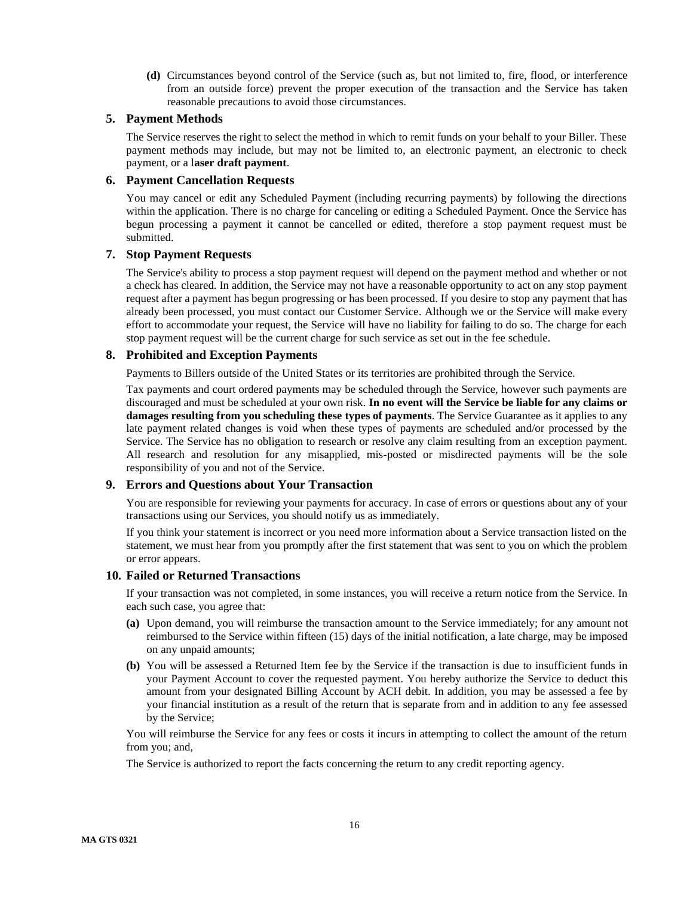**(d)** Circumstances beyond control of the Service (such as, but not limited to, fire, flood, or interference from an outside force) prevent the proper execution of the transaction and the Service has taken reasonable precautions to avoid those circumstances.

## 5. Payment Methods

The Service reserves the right to select the method in which to remit funds on your behalf to your Biller. These payment methods may include, but may not be limited to, an electronic payment, an electronic to check payment, or a l**aser draft payment**.

## 6. Payment Cancellation Requests

You may cancel or edit any Scheduled Payment (including recurring payments) by following the directions within the application. There is no charge for canceling or editing a Scheduled Payment. Once the Service has begun processing a payment it cannot be cancelled or edited, therefore a stop payment request must be submitted.

## 7. Stop Payment Requests

The Service's ability to process a stop payment request will depend on the payment method and whether or not a check has cleared. In addition, the Service may not have a reasonable opportunity to act on any stop payment request after a payment has begun progressing or has been processed. If you desire to stop any payment that has already been processed, you must contact our Customer Service. Although we or the Service will make every effort to accommodate your request, the Service will have no liability for failing to do so. The charge for each stop payment request will be the current charge for such service as set out in the fee schedule.

## 8. Prohibited and Exception Payments

Payments to Billers outside of the United States or its territories are prohibited through the Service.

Tax payments and court ordered payments may be scheduled through the Service, however such payments are discouraged and must be scheduled at your own risk. **In no event will the Service be liable for any claims or damages resulting from you scheduling these types of payments**. The Service Guarantee as it applies to any late payment related changes is void when these types of payments are scheduled and/or processed by the Service. The Service has no obligation to research or resolve any claim resulting from an exception payment. All research and resolution for any misapplied, mis-posted or misdirected payments will be the sole responsibility of you and not of the Service.

## 9. Errors and Questions about Your Transaction

You are responsible for reviewing your payments for accuracy. In case of errors or questions about any of your transactions using our Services, you should notify us as immediately.

If you think your statement is incorrect or you need more information about a Service transaction listed on the statement, we must hear from you promptly after the first statement that was sent to you on which the problem or error appears.

## 10. Failed or Returned Transactions

If your transaction was not completed, in some instances, you will receive a return notice from the Service. In each such case, you agree that:

**(a)** Upon demand, you will reimburse the transaction amount to the Service immediately; for any amount not reimbursed to the Service within fifteen (15) days of the initial notification, a late charge, may be imposed on any unpaid amounts;

**(b)** You will be assessed a Returned Item fee by the Service if the transaction is due to insufficient funds in your Payment Account to cover the requested payment. You hereby authorize the Service to deduct this amount from your designated Billing Account by ACH debit. In addition, you may be assessed a fee by your financial institution as a result of the return that is separate from and in addition to any fee assessed by the Service;

You will reimburse the Service for any fees or costs it incurs in attempting to collect the amount of the return from you; and,

The Service is authorized to report the facts concerning the return to any credit reporting agency.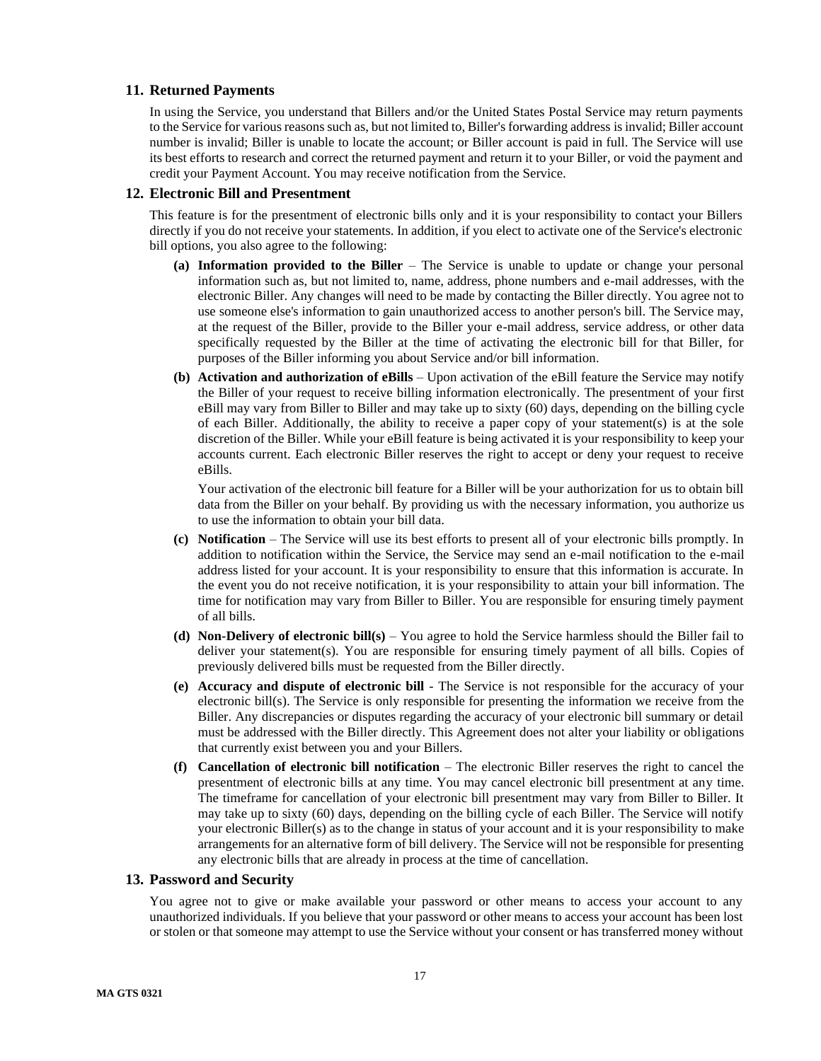## 11. Returned Payments

In using the Service, you understand that Billers and/or the United States Postal Service may return payments to the Service for various reasons such as, but not limited to, Biller's forwarding address is invalid; Biller account number is invalid; Biller is unable to locate the account; or Biller account is paid in full. The Service will use its best efforts to research and correct the returned payment and return it to your Biller, or void the payment and credit your Payment Account. You may receive notification from the Service.

## 12. Electronic Bill and Presentment

This feature is for the presentment of electronic bills only and it is your responsibility to contact your Billers directly if you do not receive your statements. In addition, if you elect to activate one of the Service's electronic bill options, you also agree to the following:

- **(a) Information provided to the Biller** – The Service is unable to update or change your personal information such as, but not limited to, name, address, phone numbers and e-mail addresses, with the electronic Biller. Any changes will need to be made by contacting the Biller directly. You agree not to use someone else's information to gain unauthorized access to another person's bill. The Service may, at the request of the Biller, provide to the Biller your e-mail address, service address, or other data specifically requested by the Biller at the time of activating the electronic bill for that Biller, for purposes of the Biller informing you about Service and/or bill information.
- **(b) Activation and authorization of eBills** – Upon activation of the eBill feature the Service may notify the Biller of your request to receive billing information electronically. The presentment of your first eBill may vary from Biller to Biller and may take up to sixty (60) days, depending on the billing cycle of each Biller. Additionally, the ability to receive a paper copy of your statement(s) is at the sole discretion of the Biller. While your eBill feature is being activated it is your responsibility to keep your accounts current. Each electronic Biller reserves the right to accept or deny your request to receive eBills.

  Your activation of the electronic bill feature for a Biller will be your authorization for us to obtain bill data from the Biller on your behalf. By providing us with the necessary information, you authorize us to use the information to obtain your bill data.
- **(c) Notification** – The Service will use its best efforts to present all of your electronic bills promptly. In addition to notification within the Service, the Service may send an e-mail notification to the e-mail address listed for your account. It is your responsibility to ensure that this information is accurate. In the event you do not receive notification, it is your responsibility to attain your bill information. The time for notification may vary from Biller to Biller. You are responsible for ensuring timely payment of all bills.
- **(d) Non-Delivery of electronic bill(s)** – You agree to hold the Service harmless should the Biller fail to deliver your statement(s). You are responsible for ensuring timely payment of all bills. Copies of previously delivered bills must be requested from the Biller directly.
- **(e) Accuracy and dispute of electronic bill** - The Service is not responsible for the accuracy of your electronic bill(s). The Service is only responsible for presenting the information we receive from the Biller. Any discrepancies or disputes regarding the accuracy of your electronic bill summary or detail must be addressed with the Biller directly. This Agreement does not alter your liability or obligations that currently exist between you and your Billers.
- **(f) Cancellation of electronic bill notification** – The electronic Biller reserves the right to cancel the presentment of electronic bills at any time. You may cancel electronic bill presentment at any time. The timeframe for cancellation of your electronic bill presentment may vary from Biller to Biller. It may take up to sixty (60) days, depending on the billing cycle of each Biller. The Service will notify your electronic Biller(s) as to the change in status of your account and it is your responsibility to make arrangements for an alternative form of bill delivery. The Service will not be responsible for presenting any electronic bills that are already in process at the time of cancellation.

## 13. Password and Security

You agree not to give or make available your password or other means to access your account to any unauthorized individuals. If you believe that your password or other means to access your account has been lost or stolen or that someone may attempt to use the Service without your consent or has transferred money without

MA GTS 0321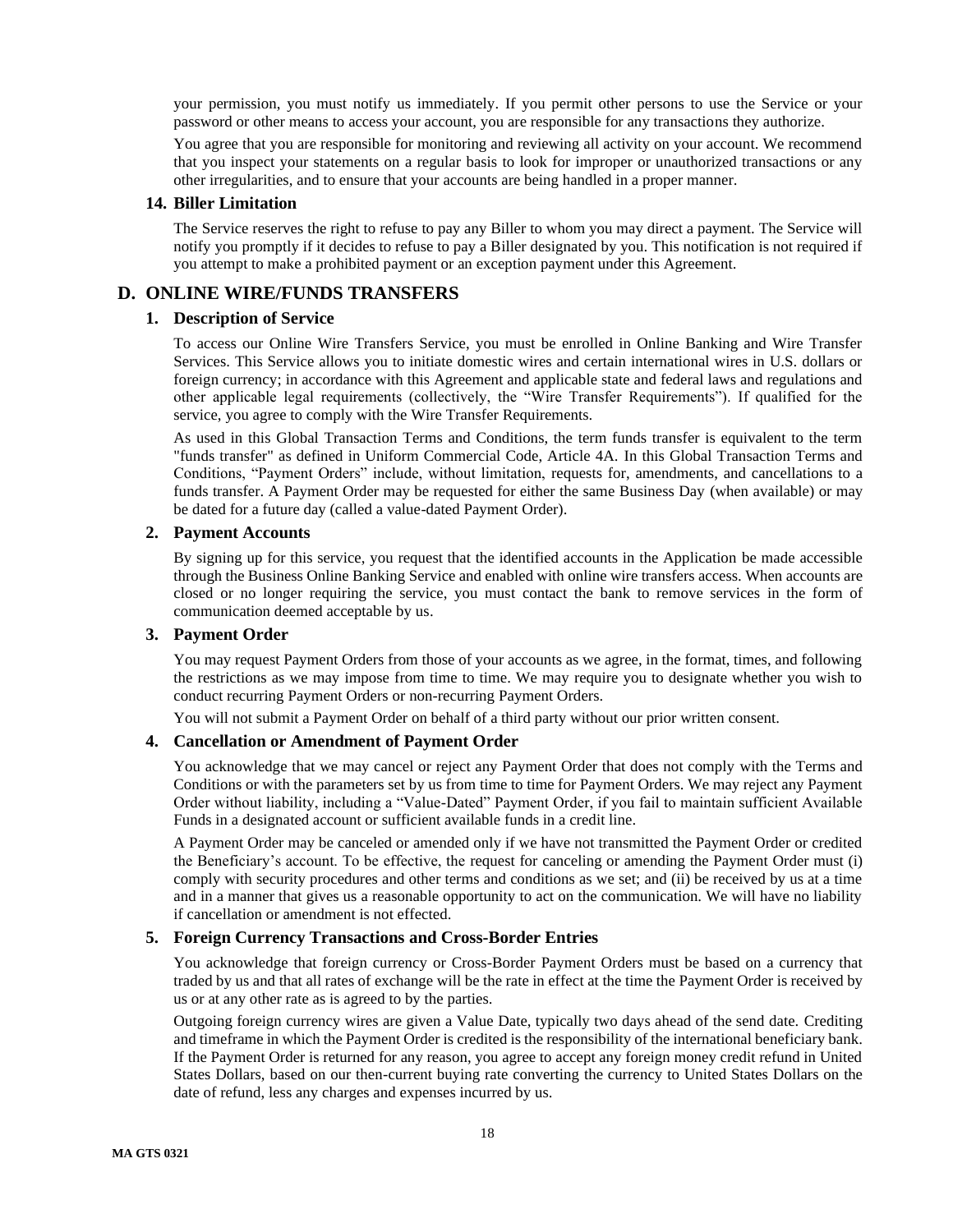your permission, you must notify us immediately. If you permit other persons to use the Service or your password or other means to access your account, you are responsible for any transactions they authorize.

You agree that you are responsible for monitoring and reviewing all activity on your account. We recommend that you inspect your statements on a regular basis to look for improper or unauthorized transactions or any other irregularities, and to ensure that your accounts are being handled in a proper manner.

### 14. Biller Limitation

The Service reserves the right to refuse to pay any Biller to whom you may direct a payment. The Service will notify you promptly if it decides to refuse to pay a Biller designated by you. This notification is not required if you attempt to make a prohibited payment or an exception payment under this Agreement.

## D. ONLINE WIRE/FUNDS TRANSFERS

### 1. Description of Service

To access our Online Wire Transfers Service, you must be enrolled in Online Banking and Wire Transfer Services. This Service allows you to initiate domestic wires and certain international wires in U.S. dollars or foreign currency; in accordance with this Agreement and applicable state and federal laws and regulations and other applicable legal requirements (collectively, the "Wire Transfer Requirements"). If qualified for the service, you agree to comply with the Wire Transfer Requirements.

As used in this Global Transaction Terms and Conditions, the term funds transfer is equivalent to the term "funds transfer" as defined in Uniform Commercial Code, Article 4A. In this Global Transaction Terms and Conditions, "Payment Orders" include, without limitation, requests for, amendments, and cancellations to a funds transfer. A Payment Order may be requested for either the same Business Day (when available) or may be dated for a future day (called a value-dated Payment Order).

### 2. Payment Accounts

By signing up for this service, you request that the identified accounts in the Application be made accessible through the Business Online Banking Service and enabled with online wire transfers access. When accounts are closed or no longer requiring the service, you must contact the bank to remove services in the form of communication deemed acceptable by us.

### 3. Payment Order

You may request Payment Orders from those of your accounts as we agree, in the format, times, and following the restrictions as we may impose from time to time. We may require you to designate whether you wish to conduct recurring Payment Orders or non-recurring Payment Orders.

You will not submit a Payment Order on behalf of a third party without our prior written consent.

### 4. Cancellation or Amendment of Payment Order

You acknowledge that we may cancel or reject any Payment Order that does not comply with the Terms and Conditions or with the parameters set by us from time to time for Payment Orders. We may reject any Payment Order without liability, including a "Value-Dated" Payment Order, if you fail to maintain sufficient Available Funds in a designated account or sufficient available funds in a credit line.

A Payment Order may be canceled or amended only if we have not transmitted the Payment Order or credited the Beneficiary's account. To be effective, the request for canceling or amending the Payment Order must (i) comply with security procedures and other terms and conditions as we set; and (ii) be received by us at a time and in a manner that gives us a reasonable opportunity to act on the communication. We will have no liability if cancellation or amendment is not effected.

### 5. Foreign Currency Transactions and Cross-Border Entries

You acknowledge that foreign currency or Cross-Border Payment Orders must be based on a currency that traded by us and that all rates of exchange will be the rate in effect at the time the Payment Order is received by us or at any other rate as is agreed to by the parties.

Outgoing foreign currency wires are given a Value Date, typically two days ahead of the send date. Crediting and timeframe in which the Payment Order is credited is the responsibility of the international beneficiary bank. If the Payment Order is returned for any reason, you agree to accept any foreign money credit refund in United States Dollars, based on our then-current buying rate converting the currency to United States Dollars on the date of refund, less any charges and expenses incurred by us.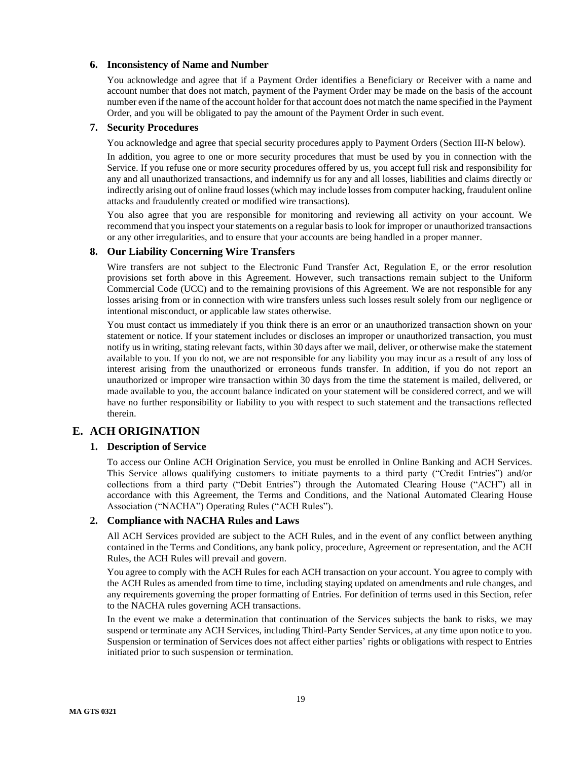### 6. Inconsistency of Name and Number

You acknowledge and agree that if a Payment Order identifies a Beneficiary or Receiver with a name and account number that does not match, payment of the Payment Order may be made on the basis of the account number even if the name of the account holder for that account does not match the name specified in the Payment Order, and you will be obligated to pay the amount of the Payment Order in such event.

### 7. Security Procedures

You acknowledge and agree that special security procedures apply to Payment Orders (Section III-N below).

In addition, you agree to one or more security procedures that must be used by you in connection with the Service. If you refuse one or more security procedures offered by us, you accept full risk and responsibility for any and all unauthorized transactions, and indemnify us for any and all losses, liabilities and claims directly or indirectly arising out of online fraud losses (which may include losses from computer hacking, fraudulent online attacks and fraudulently created or modified wire transactions).

You also agree that you are responsible for monitoring and reviewing all activity on your account. We recommend that you inspect your statements on a regular basis to look for improper or unauthorized transactions or any other irregularities, and to ensure that your accounts are being handled in a proper manner.

### 8. Our Liability Concerning Wire Transfers

Wire transfers are not subject to the Electronic Fund Transfer Act, Regulation E, or the error resolution provisions set forth above in this Agreement. However, such transactions remain subject to the Uniform Commercial Code (UCC) and to the remaining provisions of this Agreement. We are not responsible for any losses arising from or in connection with wire transfers unless such losses result solely from our negligence or intentional misconduct, or applicable law states otherwise.

You must contact us immediately if you think there is an error or an unauthorized transaction shown on your statement or notice. If your statement includes or discloses an improper or unauthorized transaction, you must notify us in writing, stating relevant facts, within 30 days after we mail, deliver, or otherwise make the statement available to you. If you do not, we are not responsible for any liability you may incur as a result of any loss of interest arising from the unauthorized or erroneous funds transfer. In addition, if you do not report an unauthorized or improper wire transaction within 30 days from the time the statement is mailed, delivered, or made available to you, the account balance indicated on your statement will be considered correct, and we will have no further responsibility or liability to you with respect to such statement and the transactions reflected therein.

## E. ACH ORIGINATION

### 1. Description of Service

To access our Online ACH Origination Service, you must be enrolled in Online Banking and ACH Services. This Service allows qualifying customers to initiate payments to a third party ("Credit Entries") and/or collections from a third party ("Debit Entries") through the Automated Clearing House ("ACH") all in accordance with this Agreement, the Terms and Conditions, and the National Automated Clearing House Association ("NACHA") Operating Rules ("ACH Rules").

### 2. Compliance with NACHA Rules and Laws

All ACH Services provided are subject to the ACH Rules, and in the event of any conflict between anything contained in the Terms and Conditions, any bank policy, procedure, Agreement or representation, and the ACH Rules, the ACH Rules will prevail and govern.

You agree to comply with the ACH Rules for each ACH transaction on your account. You agree to comply with the ACH Rules as amended from time to time, including staying updated on amendments and rule changes, and any requirements governing the proper formatting of Entries. For definition of terms used in this Section, refer to the NACHA rules governing ACH transactions.

In the event we make a determination that continuation of the Services subjects the bank to risks, we may suspend or terminate any ACH Services, including Third-Party Sender Services, at any time upon notice to you. Suspension or termination of Services does not affect either parties' rights or obligations with respect to Entries initiated prior to such suspension or termination.

MA GTS 0321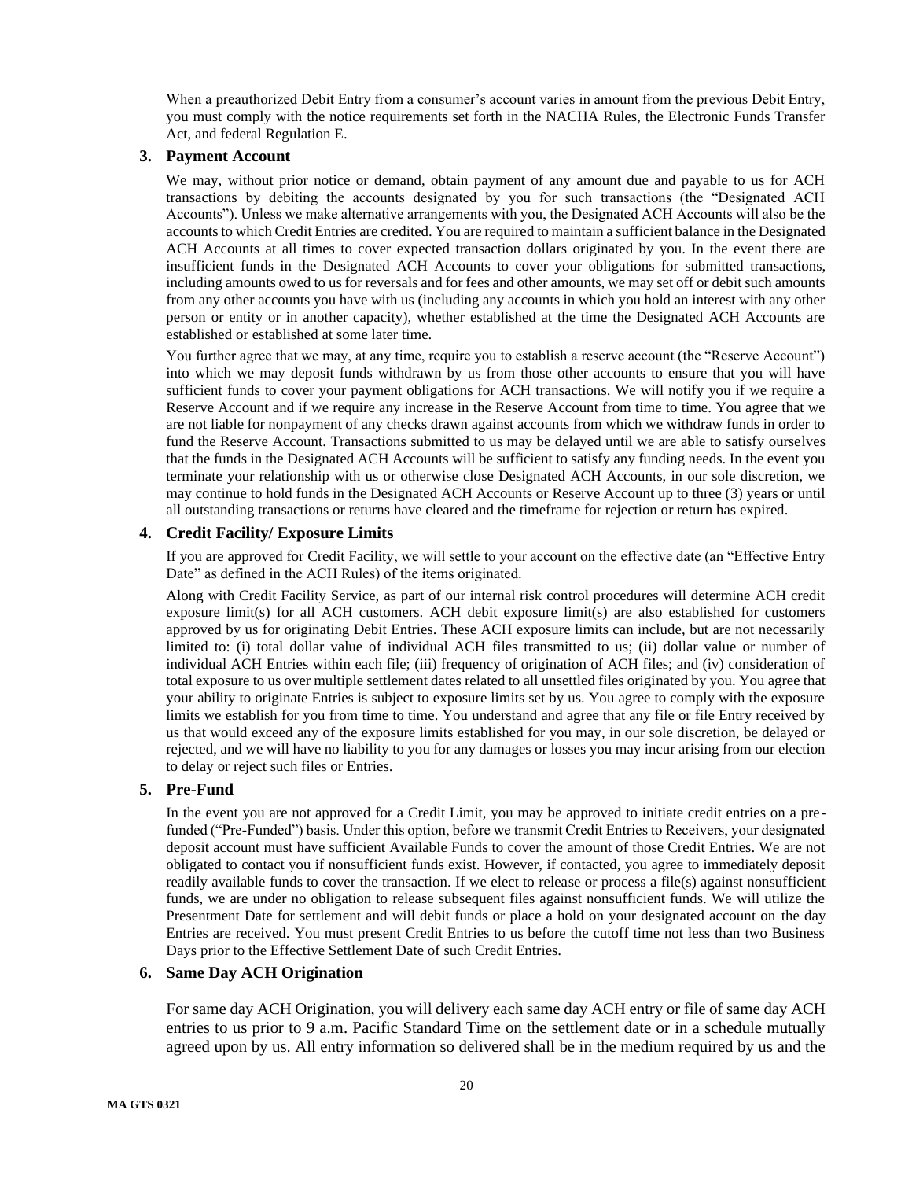When a preauthorized Debit Entry from a consumer's account varies in amount from the previous Debit Entry, you must comply with the notice requirements set forth in the NACHA Rules, the Electronic Funds Transfer Act, and federal Regulation E.

### 3. Payment Account

We may, without prior notice or demand, obtain payment of any amount due and payable to us for ACH transactions by debiting the accounts designated by you for such transactions (the "Designated ACH Accounts"). Unless we make alternative arrangements with you, the Designated ACH Accounts will also be the accounts to which Credit Entries are credited. You are required to maintain a sufficient balance in the Designated ACH Accounts at all times to cover expected transaction dollars originated by you. In the event there are insufficient funds in the Designated ACH Accounts to cover your obligations for submitted transactions, including amounts owed to us for reversals and for fees and other amounts, we may set off or debit such amounts from any other accounts you have with us (including any accounts in which you hold an interest with any other person or entity or in another capacity), whether established at the time the Designated ACH Accounts are established or established at some later time.

You further agree that we may, at any time, require you to establish a reserve account (the "Reserve Account") into which we may deposit funds withdrawn by us from those other accounts to ensure that you will have sufficient funds to cover your payment obligations for ACH transactions. We will notify you if we require a Reserve Account and if we require any increase in the Reserve Account from time to time. You agree that we are not liable for nonpayment of any checks drawn against accounts from which we withdraw funds in order to fund the Reserve Account. Transactions submitted to us may be delayed until we are able to satisfy ourselves that the funds in the Designated ACH Accounts will be sufficient to satisfy any funding needs. In the event you terminate your relationship with us or otherwise close Designated ACH Accounts, in our sole discretion, we may continue to hold funds in the Designated ACH Accounts or Reserve Account up to three (3) years or until all outstanding transactions or returns have cleared and the timeframe for rejection or return has expired.

### 4. Credit Facility/ Exposure Limits

If you are approved for Credit Facility, we will settle to your account on the effective date (an "Effective Entry Date" as defined in the ACH Rules) of the items originated.

Along with Credit Facility Service, as part of our internal risk control procedures will determine ACH credit exposure limit(s) for all ACH customers. ACH debit exposure limit(s) are also established for customers approved by us for originating Debit Entries. These ACH exposure limits can include, but are not necessarily limited to: (i) total dollar value of individual ACH files transmitted to us; (ii) dollar value or number of individual ACH Entries within each file; (iii) frequency of origination of ACH files; and (iv) consideration of total exposure to us over multiple settlement dates related to all unsettled files originated by you. You agree that your ability to originate Entries is subject to exposure limits set by us. You agree to comply with the exposure limits we establish for you from time to time. You understand and agree that any file or file Entry received by us that would exceed any of the exposure limits established for you may, in our sole discretion, be delayed or rejected, and we will have no liability to you for any damages or losses you may incur arising from our election to delay or reject such files or Entries.

### 5. Pre-Fund

In the event you are not approved for a Credit Limit, you may be approved to initiate credit entries on a pre-funded ("Pre-Funded") basis. Under this option, before we transmit Credit Entries to Receivers, your designated deposit account must have sufficient Available Funds to cover the amount of those Credit Entries. We are not obligated to contact you if nonsufficient funds exist. However, if contacted, you agree to immediately deposit readily available funds to cover the transaction. If we elect to release or process a file(s) against nonsufficient funds, we are under no obligation to release subsequent files against nonsufficient funds. We will utilize the Presentment Date for settlement and will debit funds or place a hold on your designated account on the day Entries are received. You must present Credit Entries to us before the cutoff time not less than two Business Days prior to the Effective Settlement Date of such Credit Entries.

### 6. Same Day ACH Origination

For same day ACH Origination, you will delivery each same day ACH entry or file of same day ACH entries to us prior to 9 a.m. Pacific Standard Time on the settlement date or in a schedule mutually agreed upon by us. All entry information so delivered shall be in the medium required by us and the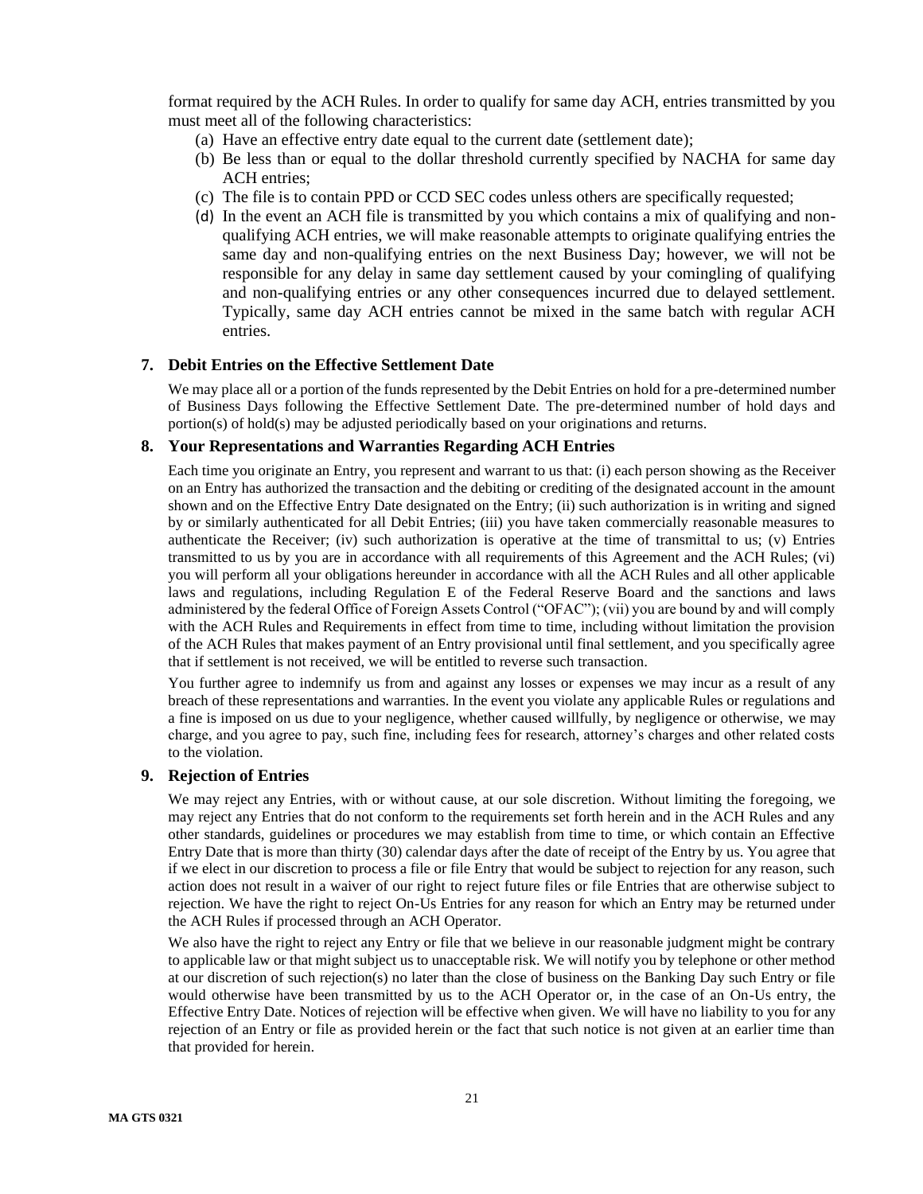format required by the ACH Rules. In order to qualify for same day ACH, entries transmitted by you must meet all of the following characteristics:

(a) Have an effective entry date equal to the current date (settlement date);
(b) Be less than or equal to the dollar threshold currently specified by NACHA for same day ACH entries;
(c) The file is to contain PPD or CCD SEC codes unless others are specifically requested;
(d) In the event an ACH file is transmitted by you which contains a mix of qualifying and non-qualifying ACH entries, we will make reasonable attempts to originate qualifying entries the same day and non-qualifying entries on the next Business Day; however, we will not be responsible for any delay in same day settlement caused by your comingling of qualifying and non-qualifying entries or any other consequences incurred due to delayed settlement. Typically, same day ACH entries cannot be mixed in the same batch with regular ACH entries.

**7. Debit Entries on the Effective Settlement Date**

We may place all or a portion of the funds represented by the Debit Entries on hold for a pre-determined number of Business Days following the Effective Settlement Date. The pre-determined number of hold days and portion(s) of hold(s) may be adjusted periodically based on your originations and returns.

**8. Your Representations and Warranties Regarding ACH Entries**

Each time you originate an Entry, you represent and warrant to us that: (i) each person showing as the Receiver on an Entry has authorized the transaction and the debiting or crediting of the designated account in the amount shown and on the Effective Entry Date designated on the Entry; (ii) such authorization is in writing and signed by or similarly authenticated for all Debit Entries; (iii) you have taken commercially reasonable measures to authenticate the Receiver; (iv) such authorization is operative at the time of transmittal to us; (v) Entries transmitted to us by you are in accordance with all requirements of this Agreement and the ACH Rules; (vi) you will perform all your obligations hereunder in accordance with all the ACH Rules and all other applicable laws and regulations, including Regulation E of the Federal Reserve Board and the sanctions and laws administered by the federal Office of Foreign Assets Control ("OFAC"); (vii) you are bound by and will comply with the ACH Rules and Requirements in effect from time to time, including without limitation the provision of the ACH Rules that makes payment of an Entry provisional until final settlement, and you specifically agree that if settlement is not received, we will be entitled to reverse such transaction.

You further agree to indemnify us from and against any losses or expenses we may incur as a result of any breach of these representations and warranties. In the event you violate any applicable Rules or regulations and a fine is imposed on us due to your negligence, whether caused willfully, by negligence or otherwise, we may charge, and you agree to pay, such fine, including fees for research, attorney's charges and other related costs to the violation.

**9. Rejection of Entries**

We may reject any Entries, with or without cause, at our sole discretion. Without limiting the foregoing, we may reject any Entries that do not conform to the requirements set forth herein and in the ACH Rules and any other standards, guidelines or procedures we may establish from time to time, or which contain an Effective Entry Date that is more than thirty (30) calendar days after the date of receipt of the Entry by us. You agree that if we elect in our discretion to process a file or file Entry that would be subject to rejection for any reason, such action does not result in a waiver of our right to reject future files or file Entries that are otherwise subject to rejection. We have the right to reject On-Us Entries for any reason for which an Entry may be returned under the ACH Rules if processed through an ACH Operator.

We also have the right to reject any Entry or file that we believe in our reasonable judgment might be contrary to applicable law or that might subject us to unacceptable risk. We will notify you by telephone or other method at our discretion of such rejection(s) no later than the close of business on the Banking Day such Entry or file would otherwise have been transmitted by us to the ACH Operator or, in the case of an On-Us entry, the Effective Entry Date. Notices of rejection will be effective when given. We will have no liability to you for any rejection of an Entry or file as provided herein or the fact that such notice is not given at an earlier time than that provided for herein.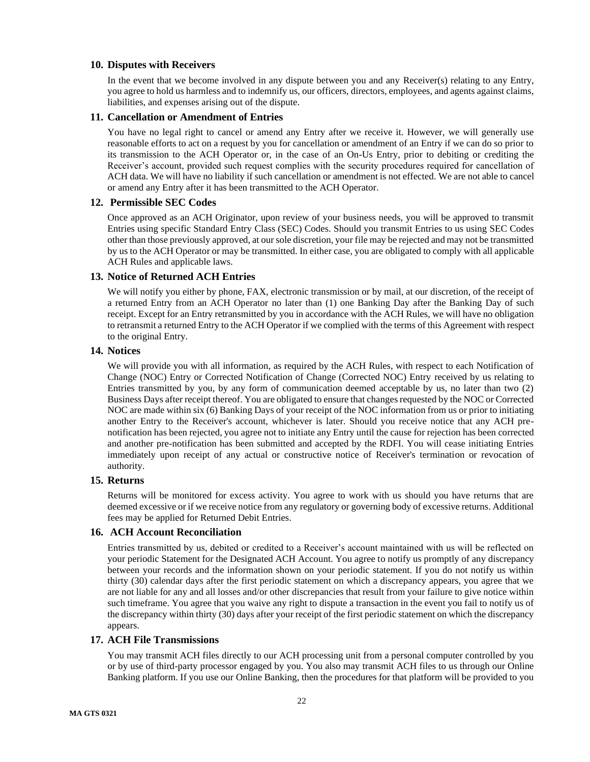## 10. Disputes with Receivers

In the event that we become involved in any dispute between you and any Receiver(s) relating to any Entry, you agree to hold us harmless and to indemnify us, our officers, directors, employees, and agents against claims, liabilities, and expenses arising out of the dispute.

## 11. Cancellation or Amendment of Entries

You have no legal right to cancel or amend any Entry after we receive it. However, we will generally use reasonable efforts to act on a request by you for cancellation or amendment of an Entry if we can do so prior to its transmission to the ACH Operator or, in the case of an On-Us Entry, prior to debiting or crediting the Receiver's account, provided such request complies with the security procedures required for cancellation of ACH data. We will have no liability if such cancellation or amendment is not effected. We are not able to cancel or amend any Entry after it has been transmitted to the ACH Operator.

## 12. Permissible SEC Codes

Once approved as an ACH Originator, upon review of your business needs, you will be approved to transmit Entries using specific Standard Entry Class (SEC) Codes. Should you transmit Entries to us using SEC Codes other than those previously approved, at our sole discretion, your file may be rejected and may not be transmitted by us to the ACH Operator or may be transmitted. In either case, you are obligated to comply with all applicable ACH Rules and applicable laws.

## 13. Notice of Returned ACH Entries

We will notify you either by phone, FAX, electronic transmission or by mail, at our discretion, of the receipt of a returned Entry from an ACH Operator no later than (1) one Banking Day after the Banking Day of such receipt. Except for an Entry retransmitted by you in accordance with the ACH Rules, we will have no obligation to retransmit a returned Entry to the ACH Operator if we complied with the terms of this Agreement with respect to the original Entry.

## 14. Notices

We will provide you with all information, as required by the ACH Rules, with respect to each Notification of Change (NOC) Entry or Corrected Notification of Change (Corrected NOC) Entry received by us relating to Entries transmitted by you, by any form of communication deemed acceptable by us, no later than two (2) Business Days after receipt thereof. You are obligated to ensure that changes requested by the NOC or Corrected NOC are made within six (6) Banking Days of your receipt of the NOC information from us or prior to initiating another Entry to the Receiver's account, whichever is later. Should you receive notice that any ACH pre-notification has been rejected, you agree not to initiate any Entry until the cause for rejection has been corrected and another pre-notification has been submitted and accepted by the RDFI. You will cease initiating Entries immediately upon receipt of any actual or constructive notice of Receiver's termination or revocation of authority.

## 15. Returns

Returns will be monitored for excess activity. You agree to work with us should you have returns that are deemed excessive or if we receive notice from any regulatory or governing body of excessive returns. Additional fees may be applied for Returned Debit Entries.

## 16. ACH Account Reconciliation

Entries transmitted by us, debited or credited to a Receiver's account maintained with us will be reflected on your periodic Statement for the Designated ACH Account. You agree to notify us promptly of any discrepancy between your records and the information shown on your periodic statement. If you do not notify us within thirty (30) calendar days after the first periodic statement on which a discrepancy appears, you agree that we are not liable for any and all losses and/or other discrepancies that result from your failure to give notice within such timeframe. You agree that you waive any right to dispute a transaction in the event you fail to notify us of the discrepancy within thirty (30) days after your receipt of the first periodic statement on which the discrepancy appears.

## 17. ACH File Transmissions

You may transmit ACH files directly to our ACH processing unit from a personal computer controlled by you or by use of third-party processor engaged by you. You also may transmit ACH files to us through our Online Banking platform. If you use our Online Banking, then the procedures for that platform will be provided to you

MA GTS 0321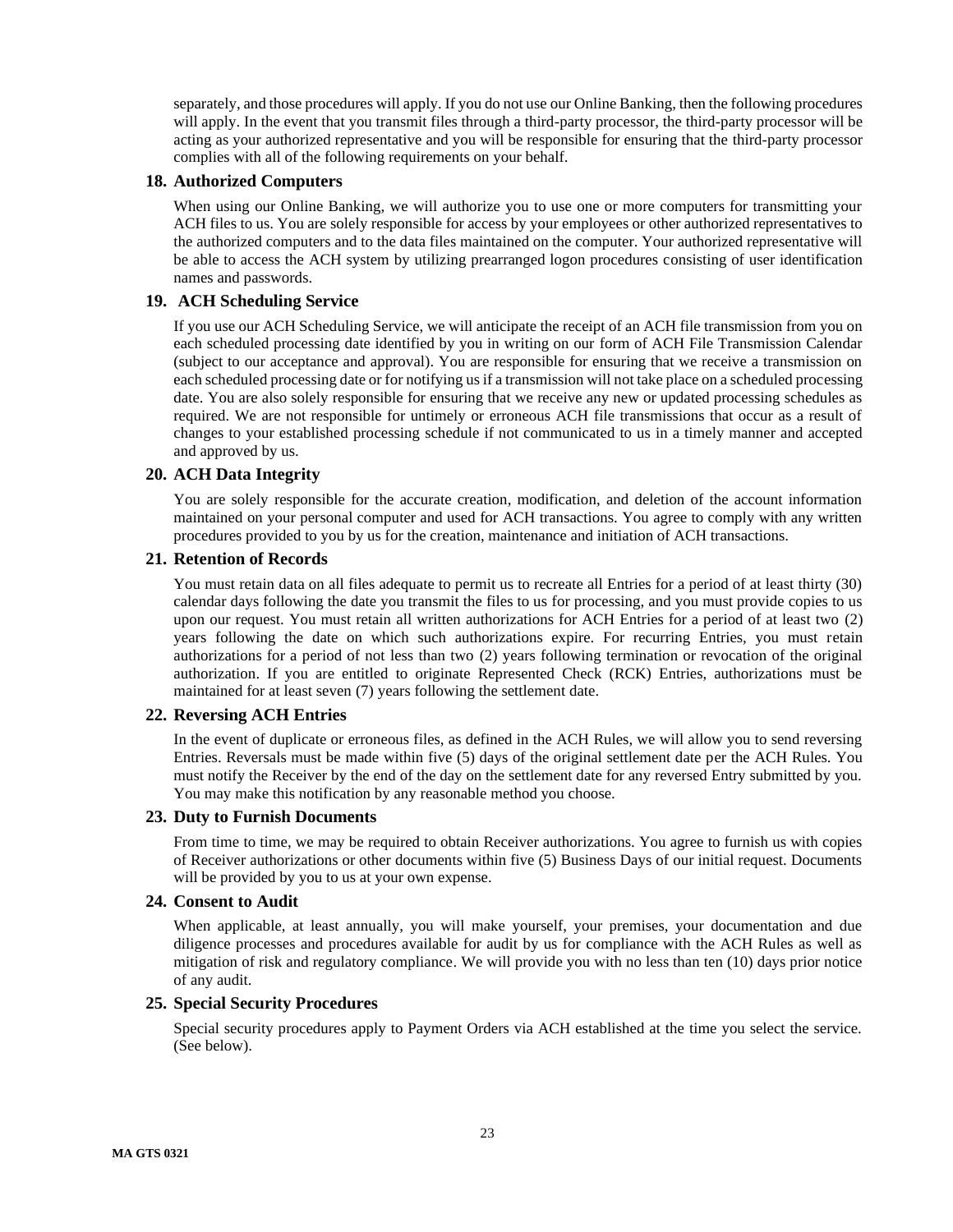separately, and those procedures will apply. If you do not use our Online Banking, then the following procedures will apply. In the event that you transmit files through a third-party processor, the third-party processor will be acting as your authorized representative and you will be responsible for ensuring that the third-party processor complies with all of the following requirements on your behalf.

### 18. Authorized Computers

When using our Online Banking, we will authorize you to use one or more computers for transmitting your ACH files to us. You are solely responsible for access by your employees or other authorized representatives to the authorized computers and to the data files maintained on the computer. Your authorized representative will be able to access the ACH system by utilizing prearranged logon procedures consisting of user identification names and passwords.

### 19. ACH Scheduling Service

If you use our ACH Scheduling Service, we will anticipate the receipt of an ACH file transmission from you on each scheduled processing date identified by you in writing on our form of ACH File Transmission Calendar (subject to our acceptance and approval). You are responsible for ensuring that we receive a transmission on each scheduled processing date or for notifying us if a transmission will not take place on a scheduled processing date. You are also solely responsible for ensuring that we receive any new or updated processing schedules as required. We are not responsible for untimely or erroneous ACH file transmissions that occur as a result of changes to your established processing schedule if not communicated to us in a timely manner and accepted and approved by us.

### 20. ACH Data Integrity

You are solely responsible for the accurate creation, modification, and deletion of the account information maintained on your personal computer and used for ACH transactions. You agree to comply with any written procedures provided to you by us for the creation, maintenance and initiation of ACH transactions.

### 21. Retention of Records

You must retain data on all files adequate to permit us to recreate all Entries for a period of at least thirty (30) calendar days following the date you transmit the files to us for processing, and you must provide copies to us upon our request. You must retain all written authorizations for ACH Entries for a period of at least two (2) years following the date on which such authorizations expire. For recurring Entries, you must retain authorizations for a period of not less than two (2) years following termination or revocation of the original authorization. If you are entitled to originate Represented Check (RCK) Entries, authorizations must be maintained for at least seven (7) years following the settlement date.

### 22. Reversing ACH Entries

In the event of duplicate or erroneous files, as defined in the ACH Rules, we will allow you to send reversing Entries. Reversals must be made within five (5) days of the original settlement date per the ACH Rules. You must notify the Receiver by the end of the day on the settlement date for any reversed Entry submitted by you. You may make this notification by any reasonable method you choose.

### 23. Duty to Furnish Documents

From time to time, we may be required to obtain Receiver authorizations. You agree to furnish us with copies of Receiver authorizations or other documents within five (5) Business Days of our initial request. Documents will be provided by you to us at your own expense.

### 24. Consent to Audit

When applicable, at least annually, you will make yourself, your premises, your documentation and due diligence processes and procedures available for audit by us for compliance with the ACH Rules as well as mitigation of risk and regulatory compliance. We will provide you with no less than ten (10) days prior notice of any audit.

### 25. Special Security Procedures

Special security procedures apply to Payment Orders via ACH established at the time you select the service. (See below).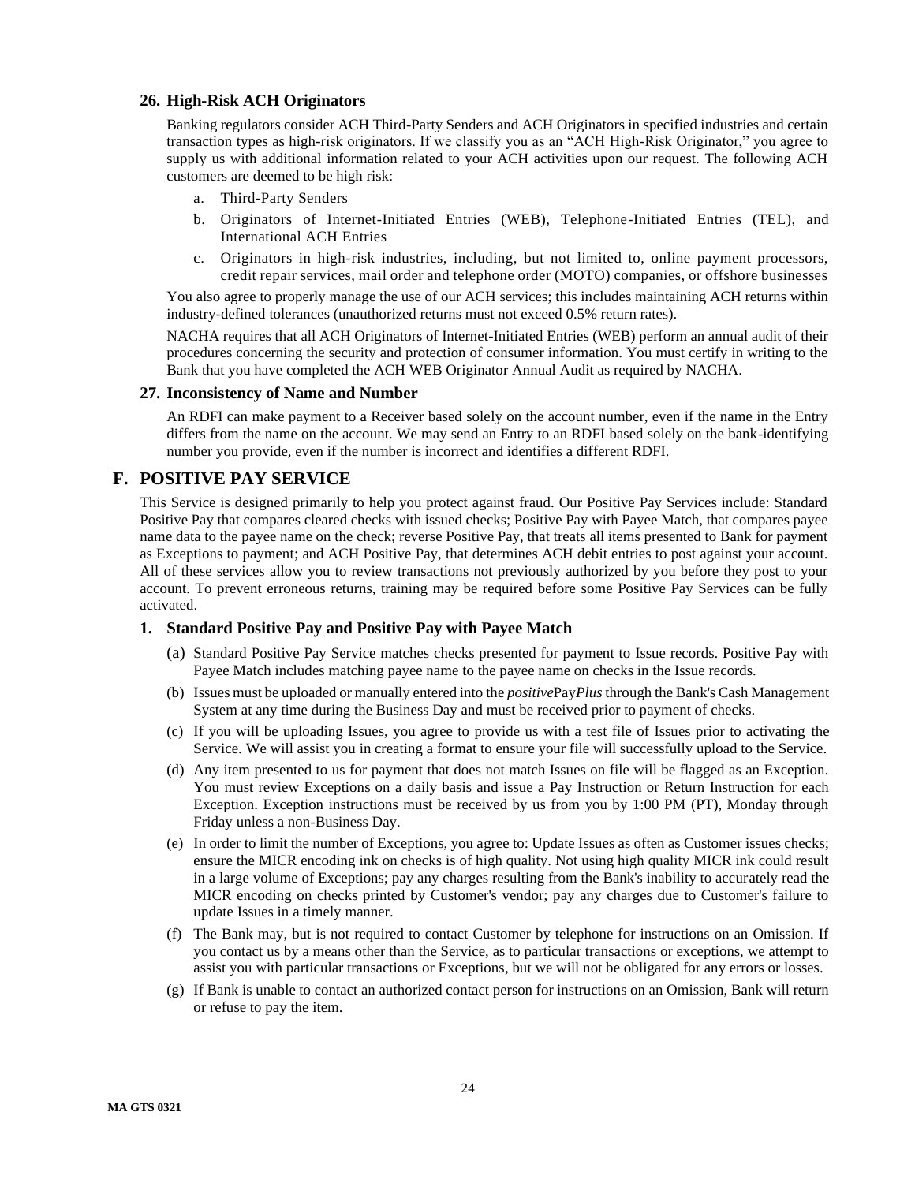### 26. High-Risk ACH Originators

Banking regulators consider ACH Third-Party Senders and ACH Originators in specified industries and certain transaction types as high-risk originators. If we classify you as an "ACH High-Risk Originator," you agree to supply us with additional information related to your ACH activities upon our request. The following ACH customers are deemed to be high risk:

a. Third-Party Senders
b. Originators of Internet-Initiated Entries (WEB), Telephone-Initiated Entries (TEL), and International ACH Entries
c. Originators in high-risk industries, including, but not limited to, online payment processors, credit repair services, mail order and telephone order (MOTO) companies, or offshore businesses

You also agree to properly manage the use of our ACH services; this includes maintaining ACH returns within industry-defined tolerances (unauthorized returns must not exceed 0.5% return rates).

NACHA requires that all ACH Originators of Internet-Initiated Entries (WEB) perform an annual audit of their procedures concerning the security and protection of consumer information. You must certify in writing to the Bank that you have completed the ACH WEB Originator Annual Audit as required by NACHA.

### 27. Inconsistency of Name and Number

An RDFI can make payment to a Receiver based solely on the account number, even if the name in the Entry differs from the name on the account. We may send an Entry to an RDFI based solely on the bank-identifying number you provide, even if the number is incorrect and identifies a different RDFI.

## F. POSITIVE PAY SERVICE

This Service is designed primarily to help you protect against fraud. Our Positive Pay Services include: Standard Positive Pay that compares cleared checks with issued checks; Positive Pay with Payee Match, that compares payee name data to the payee name on the check; reverse Positive Pay, that treats all items presented to Bank for payment as Exceptions to payment; and ACH Positive Pay, that determines ACH debit entries to post against your account. All of these services allow you to review transactions not previously authorized by you before they post to your account. To prevent erroneous returns, training may be required before some Positive Pay Services can be fully activated.

### 1. Standard Positive Pay and Positive Pay with Payee Match

(a) Standard Positive Pay Service matches checks presented for payment to Issue records. Positive Pay with Payee Match includes matching payee name to the payee name on checks in the Issue records.

(b) Issues must be uploaded or manually entered into the *positive*Pay*Plus* through the Bank's Cash Management System at any time during the Business Day and must be received prior to payment of checks.

(c) If you will be uploading Issues, you agree to provide us with a test file of Issues prior to activating the Service. We will assist you in creating a format to ensure your file will successfully upload to the Service.

(d) Any item presented to us for payment that does not match Issues on file will be flagged as an Exception. You must review Exceptions on a daily basis and issue a Pay Instruction or Return Instruction for each Exception. Exception instructions must be received by us from you by 1:00 PM (PT), Monday through Friday unless a non-Business Day.

(e) In order to limit the number of Exceptions, you agree to: Update Issues as often as Customer issues checks; ensure the MICR encoding ink on checks is of high quality. Not using high quality MICR ink could result in a large volume of Exceptions; pay any charges resulting from the Bank's inability to accurately read the MICR encoding on checks printed by Customer's vendor; pay any charges due to Customer's failure to update Issues in a timely manner.

(f) The Bank may, but is not required to contact Customer by telephone for instructions on an Omission. If you contact us by a means other than the Service, as to particular transactions or exceptions, we attempt to assist you with particular transactions or Exceptions, but we will not be obligated for any errors or losses.

(g) If Bank is unable to contact an authorized contact person for instructions on an Omission, Bank will return or refuse to pay the item.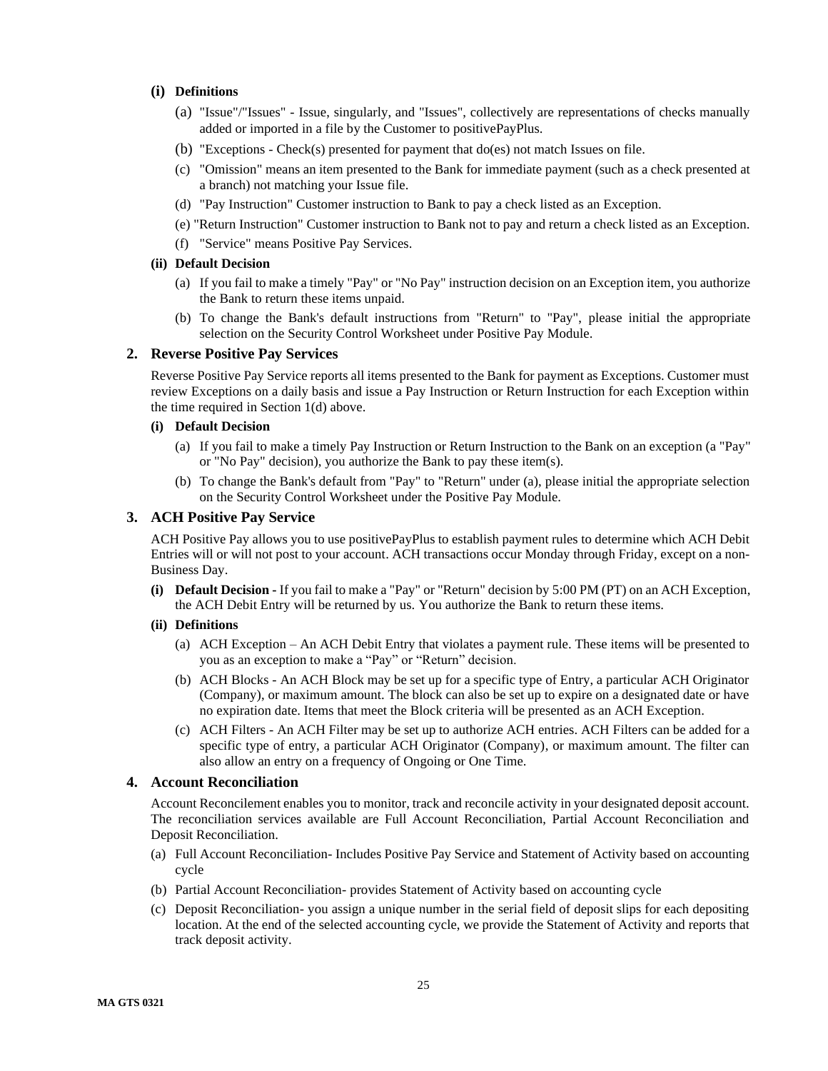**(i) Definitions**

(a) "Issue"/"Issues" - Issue, singularly, and "Issues", collectively are representations of checks manually added or imported in a file by the Customer to positivePayPlus.

(b) "Exceptions - Check(s) presented for payment that do(es) not match Issues on file.

(c) "Omission" means an item presented to the Bank for immediate payment (such as a check presented at a branch) not matching your Issue file.

(d) "Pay Instruction" Customer instruction to Bank to pay a check listed as an Exception.

(e) "Return Instruction" Customer instruction to Bank not to pay and return a check listed as an Exception.

(f) "Service" means Positive Pay Services.

**(ii) Default Decision**

(a) If you fail to make a timely "Pay" or "No Pay" instruction decision on an Exception item, you authorize the Bank to return these items unpaid.

(b) To change the Bank's default instructions from "Return" to "Pay", please initial the appropriate selection on the Security Control Worksheet under Positive Pay Module.

## 2. Reverse Positive Pay Services

Reverse Positive Pay Service reports all items presented to the Bank for payment as Exceptions. Customer must review Exceptions on a daily basis and issue a Pay Instruction or Return Instruction for each Exception within the time required in Section 1(d) above.

**(i) Default Decision**

(a) If you fail to make a timely Pay Instruction or Return Instruction to the Bank on an exception (a "Pay" or "No Pay" decision), you authorize the Bank to pay these item(s).

(b) To change the Bank's default from "Pay" to "Return" under (a), please initial the appropriate selection on the Security Control Worksheet under the Positive Pay Module.

## 3. ACH Positive Pay Service

ACH Positive Pay allows you to use positivePayPlus to establish payment rules to determine which ACH Debit Entries will or will not post to your account. ACH transactions occur Monday through Friday, except on a non-Business Day.

**(i) Default Decision -** If you fail to make a "Pay" or "Return" decision by 5:00 PM (PT) on an ACH Exception, the ACH Debit Entry will be returned by us. You authorize the Bank to return these items.

**(ii) Definitions**

(a) ACH Exception – An ACH Debit Entry that violates a payment rule. These items will be presented to you as an exception to make a "Pay" or "Return" decision.

(b) ACH Blocks - An ACH Block may be set up for a specific type of Entry, a particular ACH Originator (Company), or maximum amount. The block can also be set up to expire on a designated date or have no expiration date. Items that meet the Block criteria will be presented as an ACH Exception.

(c) ACH Filters - An ACH Filter may be set up to authorize ACH entries. ACH Filters can be added for a specific type of entry, a particular ACH Originator (Company), or maximum amount. The filter can also allow an entry on a frequency of Ongoing or One Time.

## 4. Account Reconciliation

Account Reconcilement enables you to monitor, track and reconcile activity in your designated deposit account. The reconciliation services available are Full Account Reconciliation, Partial Account Reconciliation and Deposit Reconciliation.

(a) Full Account Reconciliation- Includes Positive Pay Service and Statement of Activity based on accounting cycle

(b) Partial Account Reconciliation- provides Statement of Activity based on accounting cycle

(c) Deposit Reconciliation- you assign a unique number in the serial field of deposit slips for each depositing location. At the end of the selected accounting cycle, we provide the Statement of Activity and reports that track deposit activity.

MA GTS 0321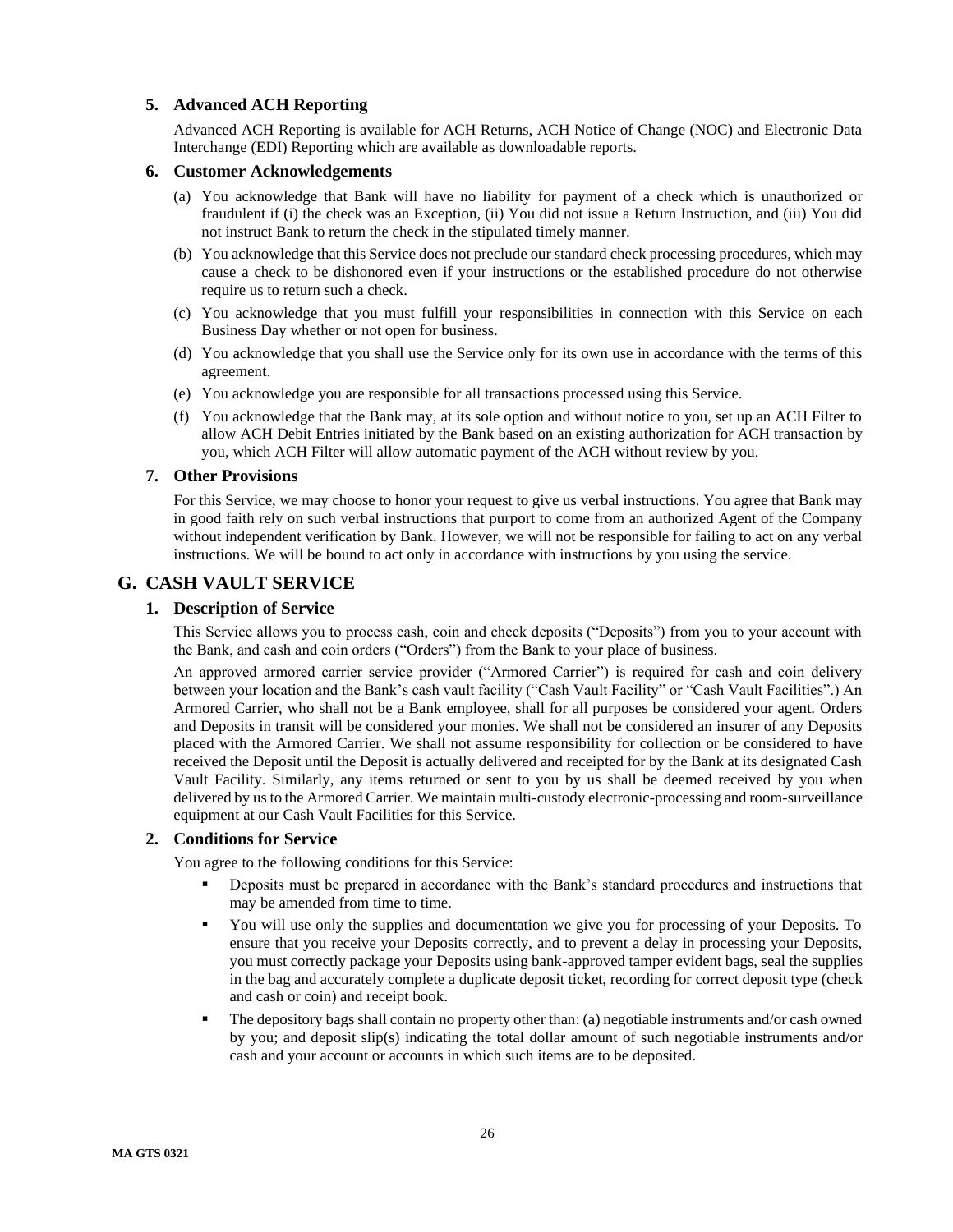### 5. Advanced ACH Reporting

Advanced ACH Reporting is available for ACH Returns, ACH Notice of Change (NOC) and Electronic Data Interchange (EDI) Reporting which are available as downloadable reports.

### 6. Customer Acknowledgements

(a) You acknowledge that Bank will have no liability for payment of a check which is unauthorized or fraudulent if (i) the check was an Exception, (ii) You did not issue a Return Instruction, and (iii) You did not instruct Bank to return the check in the stipulated timely manner.

(b) You acknowledge that this Service does not preclude our standard check processing procedures, which may cause a check to be dishonored even if your instructions or the established procedure do not otherwise require us to return such a check.

(c) You acknowledge that you must fulfill your responsibilities in connection with this Service on each Business Day whether or not open for business.

(d) You acknowledge that you shall use the Service only for its own use in accordance with the terms of this agreement.

(e) You acknowledge you are responsible for all transactions processed using this Service.

(f) You acknowledge that the Bank may, at its sole option and without notice to you, set up an ACH Filter to allow ACH Debit Entries initiated by the Bank based on an existing authorization for ACH transaction by you, which ACH Filter will allow automatic payment of the ACH without review by you.

### 7. Other Provisions

For this Service, we may choose to honor your request to give us verbal instructions. You agree that Bank may in good faith rely on such verbal instructions that purport to come from an authorized Agent of the Company without independent verification by Bank. However, we will not be responsible for failing to act on any verbal instructions. We will be bound to act only in accordance with instructions by you using the service.

## G. CASH VAULT SERVICE

### 1. Description of Service

This Service allows you to process cash, coin and check deposits ("Deposits") from you to your account with the Bank, and cash and coin orders ("Orders") from the Bank to your place of business.

An approved armored carrier service provider ("Armored Carrier") is required for cash and coin delivery between your location and the Bank's cash vault facility ("Cash Vault Facility" or "Cash Vault Facilities".) An Armored Carrier, who shall not be a Bank employee, shall for all purposes be considered your agent. Orders and Deposits in transit will be considered your monies. We shall not be considered an insurer of any Deposits placed with the Armored Carrier. We shall not assume responsibility for collection or be considered to have received the Deposit until the Deposit is actually delivered and receipted for by the Bank at its designated Cash Vault Facility. Similarly, any items returned or sent to you by us shall be deemed received by you when delivered by us to the Armored Carrier. We maintain multi-custody electronic-processing and room-surveillance equipment at our Cash Vault Facilities for this Service.

### 2. Conditions for Service

You agree to the following conditions for this Service:

- Deposits must be prepared in accordance with the Bank's standard procedures and instructions that may be amended from time to time.
- You will use only the supplies and documentation we give you for processing of your Deposits. To ensure that you receive your Deposits correctly, and to prevent a delay in processing your Deposits, you must correctly package your Deposits using bank-approved tamper evident bags, seal the supplies in the bag and accurately complete a duplicate deposit ticket, recording for correct deposit type (check and cash or coin) and receipt book.
- The depository bags shall contain no property other than: (a) negotiable instruments and/or cash owned by you; and deposit slip(s) indicating the total dollar amount of such negotiable instruments and/or cash and your account or accounts in which such items are to be deposited.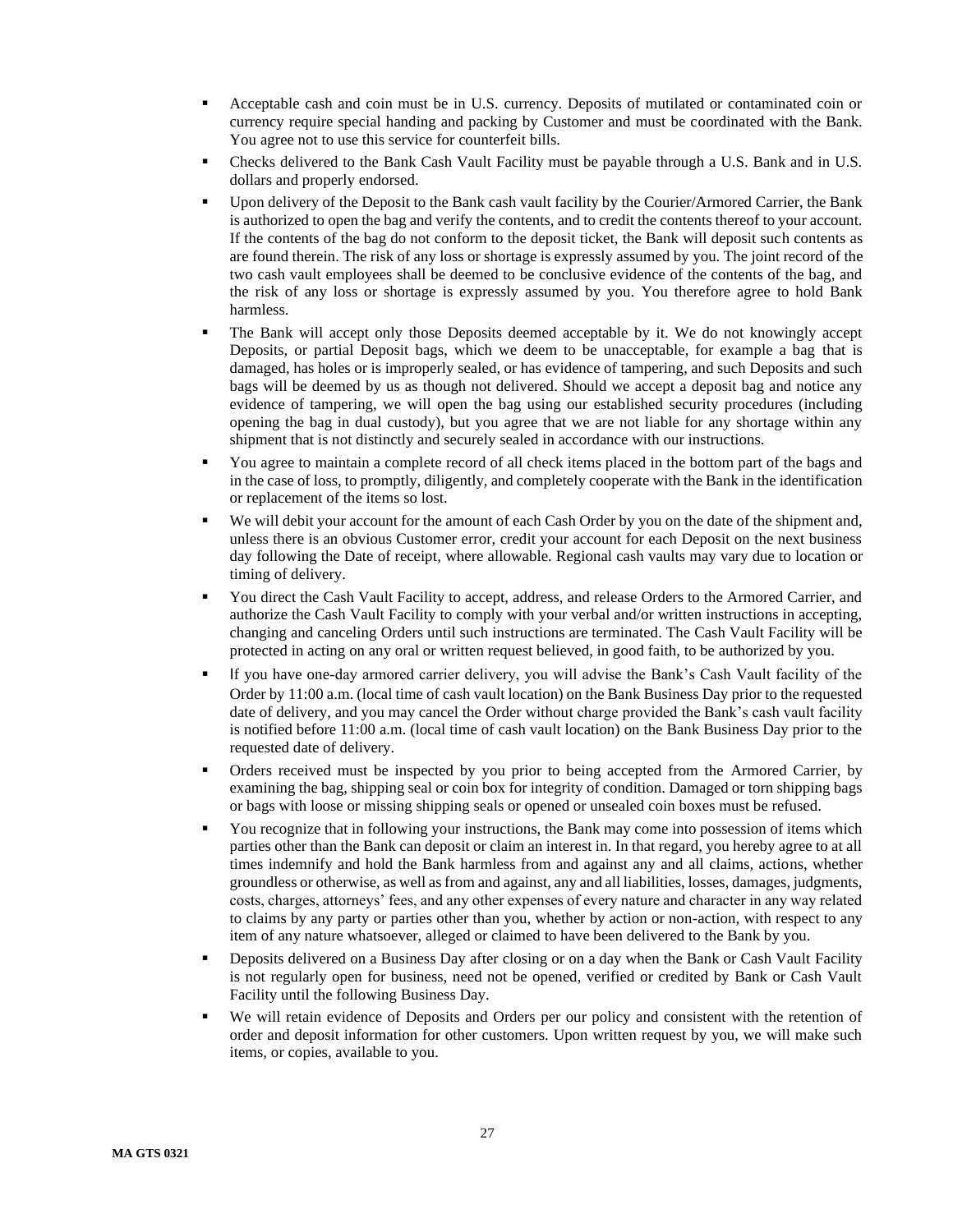- Acceptable cash and coin must be in U.S. currency. Deposits of mutilated or contaminated coin or currency require special handing and packing by Customer and must be coordinated with the Bank. You agree not to use this service for counterfeit bills.
- Checks delivered to the Bank Cash Vault Facility must be payable through a U.S. Bank and in U.S. dollars and properly endorsed.
- Upon delivery of the Deposit to the Bank cash vault facility by the Courier/Armored Carrier, the Bank is authorized to open the bag and verify the contents, and to credit the contents thereof to your account. If the contents of the bag do not conform to the deposit ticket, the Bank will deposit such contents as are found therein. The risk of any loss or shortage is expressly assumed by you. The joint record of the two cash vault employees shall be deemed to be conclusive evidence of the contents of the bag, and the risk of any loss or shortage is expressly assumed by you. You therefore agree to hold Bank harmless.
- The Bank will accept only those Deposits deemed acceptable by it. We do not knowingly accept Deposits, or partial Deposit bags, which we deem to be unacceptable, for example a bag that is damaged, has holes or is improperly sealed, or has evidence of tampering, and such Deposits and such bags will be deemed by us as though not delivered. Should we accept a deposit bag and notice any evidence of tampering, we will open the bag using our established security procedures (including opening the bag in dual custody), but you agree that we are not liable for any shortage within any shipment that is not distinctly and securely sealed in accordance with our instructions.
- You agree to maintain a complete record of all check items placed in the bottom part of the bags and in the case of loss, to promptly, diligently, and completely cooperate with the Bank in the identification or replacement of the items so lost.
- We will debit your account for the amount of each Cash Order by you on the date of the shipment and, unless there is an obvious Customer error, credit your account for each Deposit on the next business day following the Date of receipt, where allowable. Regional cash vaults may vary due to location or timing of delivery.
- You direct the Cash Vault Facility to accept, address, and release Orders to the Armored Carrier, and authorize the Cash Vault Facility to comply with your verbal and/or written instructions in accepting, changing and canceling Orders until such instructions are terminated. The Cash Vault Facility will be protected in acting on any oral or written request believed, in good faith, to be authorized by you.
- If you have one-day armored carrier delivery, you will advise the Bank's Cash Vault facility of the Order by 11:00 a.m. (local time of cash vault location) on the Bank Business Day prior to the requested date of delivery, and you may cancel the Order without charge provided the Bank's cash vault facility is notified before 11:00 a.m. (local time of cash vault location) on the Bank Business Day prior to the requested date of delivery.
- Orders received must be inspected by you prior to being accepted from the Armored Carrier, by examining the bag, shipping seal or coin box for integrity of condition. Damaged or torn shipping bags or bags with loose or missing shipping seals or opened or unsealed coin boxes must be refused.
- You recognize that in following your instructions, the Bank may come into possession of items which parties other than the Bank can deposit or claim an interest in. In that regard, you hereby agree to at all times indemnify and hold the Bank harmless from and against any and all claims, actions, whether groundless or otherwise, as well as from and against, any and all liabilities, losses, damages, judgments, costs, charges, attorneys' fees, and any other expenses of every nature and character in any way related to claims by any party or parties other than you, whether by action or non-action, with respect to any item of any nature whatsoever, alleged or claimed to have been delivered to the Bank by you.
- Deposits delivered on a Business Day after closing or on a day when the Bank or Cash Vault Facility is not regularly open for business, need not be opened, verified or credited by Bank or Cash Vault Facility until the following Business Day.
- We will retain evidence of Deposits and Orders per our policy and consistent with the retention of order and deposit information for other customers. Upon written request by you, we will make such items, or copies, available to you.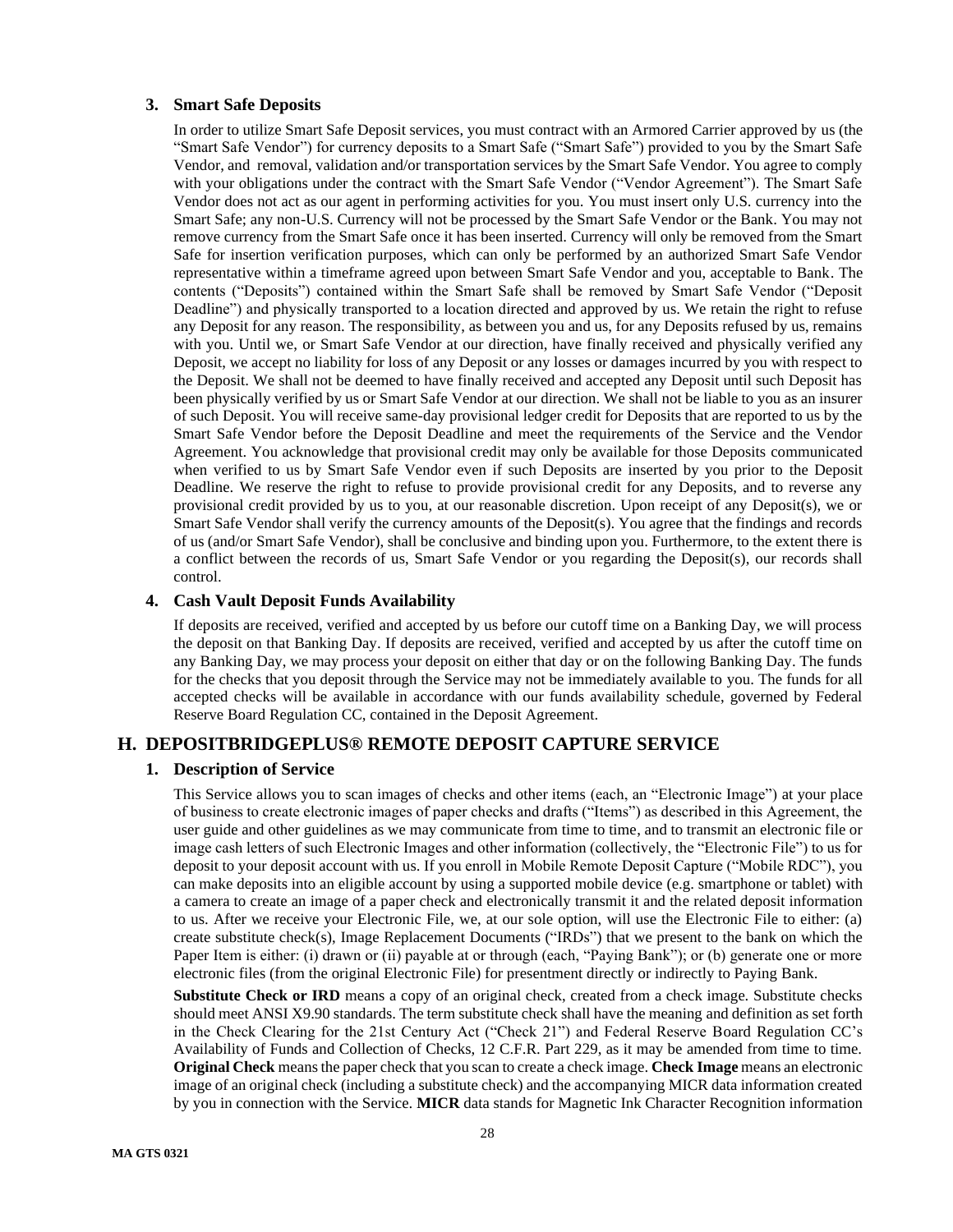### 3. Smart Safe Deposits

In order to utilize Smart Safe Deposit services, you must contract with an Armored Carrier approved by us (the "Smart Safe Vendor") for currency deposits to a Smart Safe ("Smart Safe") provided to you by the Smart Safe Vendor, and removal, validation and/or transportation services by the Smart Safe Vendor. You agree to comply with your obligations under the contract with the Smart Safe Vendor ("Vendor Agreement"). The Smart Safe Vendor does not act as our agent in performing activities for you. You must insert only U.S. currency into the Smart Safe; any non-U.S. Currency will not be processed by the Smart Safe Vendor or the Bank. You may not remove currency from the Smart Safe once it has been inserted. Currency will only be removed from the Smart Safe for insertion verification purposes, which can only be performed by an authorized Smart Safe Vendor representative within a timeframe agreed upon between Smart Safe Vendor and you, acceptable to Bank. The contents ("Deposits") contained within the Smart Safe shall be removed by Smart Safe Vendor ("Deposit Deadline") and physically transported to a location directed and approved by us. We retain the right to refuse any Deposit for any reason. The responsibility, as between you and us, for any Deposits refused by us, remains with you. Until we, or Smart Safe Vendor at our direction, have finally received and physically verified any Deposit, we accept no liability for loss of any Deposit or any losses or damages incurred by you with respect to the Deposit. We shall not be deemed to have finally received and accepted any Deposit until such Deposit has been physically verified by us or Smart Safe Vendor at our direction. We shall not be liable to you as an insurer of such Deposit. You will receive same-day provisional ledger credit for Deposits that are reported to us by the Smart Safe Vendor before the Deposit Deadline and meet the requirements of the Service and the Vendor Agreement. You acknowledge that provisional credit may only be available for those Deposits communicated when verified to us by Smart Safe Vendor even if such Deposits are inserted by you prior to the Deposit Deadline. We reserve the right to refuse to provide provisional credit for any Deposits, and to reverse any provisional credit provided by us to you, at our reasonable discretion. Upon receipt of any Deposit(s), we or Smart Safe Vendor shall verify the currency amounts of the Deposit(s). You agree that the findings and records of us (and/or Smart Safe Vendor), shall be conclusive and binding upon you. Furthermore, to the extent there is a conflict between the records of us, Smart Safe Vendor or you regarding the Deposit(s), our records shall control.

### 4. Cash Vault Deposit Funds Availability

If deposits are received, verified and accepted by us before our cutoff time on a Banking Day, we will process the deposit on that Banking Day. If deposits are received, verified and accepted by us after the cutoff time on any Banking Day, we may process your deposit on either that day or on the following Banking Day. The funds for the checks that you deposit through the Service may not be immediately available to you. The funds for all accepted checks will be available in accordance with our funds availability schedule, governed by Federal Reserve Board Regulation CC, contained in the Deposit Agreement.

## H. DEPOSITBRIDGEPLUS® REMOTE DEPOSIT CAPTURE SERVICE

### 1. Description of Service

This Service allows you to scan images of checks and other items (each, an "Electronic Image") at your place of business to create electronic images of paper checks and drafts ("Items") as described in this Agreement, the user guide and other guidelines as we may communicate from time to time, and to transmit an electronic file or image cash letters of such Electronic Images and other information (collectively, the "Electronic File") to us for deposit to your deposit account with us. If you enroll in Mobile Remote Deposit Capture ("Mobile RDC"), you can make deposits into an eligible account by using a supported mobile device (e.g. smartphone or tablet) with a camera to create an image of a paper check and electronically transmit it and the related deposit information to us. After we receive your Electronic File, we, at our sole option, will use the Electronic File to either: (a) create substitute check(s), Image Replacement Documents ("IRDs") that we present to the bank on which the Paper Item is either: (i) drawn or (ii) payable at or through (each, "Paying Bank"); or (b) generate one or more electronic files (from the original Electronic File) for presentment directly or indirectly to Paying Bank.

**Substitute Check or IRD** means a copy of an original check, created from a check image. Substitute checks should meet ANSI X9.90 standards. The term substitute check shall have the meaning and definition as set forth in the Check Clearing for the 21st Century Act ("Check 21") and Federal Reserve Board Regulation CC's Availability of Funds and Collection of Checks, 12 C.F.R. Part 229, as it may be amended from time to time. **Original Check** means the paper check that you scan to create a check image. **Check Image** means an electronic image of an original check (including a substitute check) and the accompanying MICR data information created by you in connection with the Service. **MICR** data stands for Magnetic Ink Character Recognition information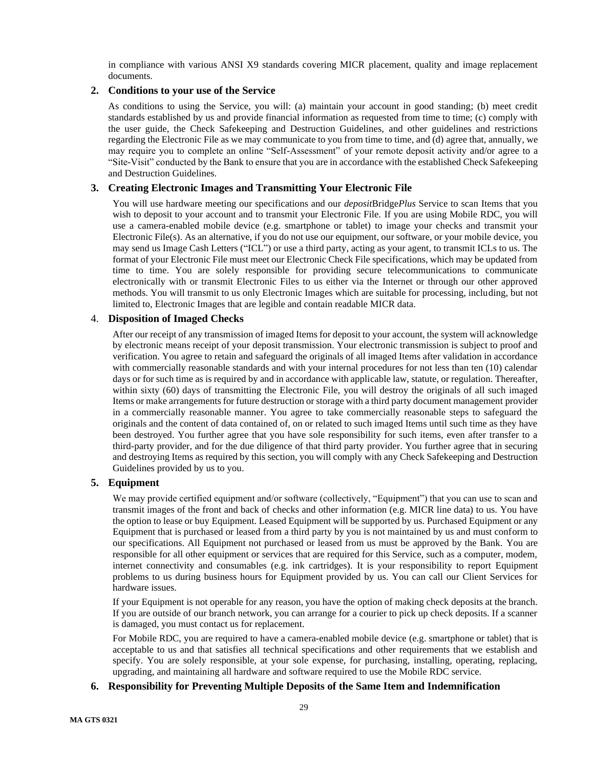in compliance with various ANSI X9 standards covering MICR placement, quality and image replacement documents.

## 2. Conditions to your use of the Service

As conditions to using the Service, you will: (a) maintain your account in good standing; (b) meet credit standards established by us and provide financial information as requested from time to time; (c) comply with the user guide, the Check Safekeeping and Destruction Guidelines, and other guidelines and restrictions regarding the Electronic File as we may communicate to you from time to time, and (d) agree that, annually, we may require you to complete an online "Self-Assessment" of your remote deposit activity and/or agree to a "Site-Visit" conducted by the Bank to ensure that you are in accordance with the established Check Safekeeping and Destruction Guidelines.

## 3. Creating Electronic Images and Transmitting Your Electronic File

You will use hardware meeting our specifications and our *deposit*Bridge*Plus* Service to scan Items that you wish to deposit to your account and to transmit your Electronic File. If you are using Mobile RDC, you will use a camera-enabled mobile device (e.g. smartphone or tablet) to image your checks and transmit your Electronic File(s). As an alternative, if you do not use our equipment, our software, or your mobile device, you may send us Image Cash Letters ("ICL") or use a third party, acting as your agent, to transmit ICLs to us. The format of your Electronic File must meet our Electronic Check File specifications, which may be updated from time to time. You are solely responsible for providing secure telecommunications to communicate electronically with or transmit Electronic Files to us either via the Internet or through our other approved methods. You will transmit to us only Electronic Images which are suitable for processing, including, but not limited to, Electronic Images that are legible and contain readable MICR data.

## 4. Disposition of Imaged Checks

After our receipt of any transmission of imaged Items for deposit to your account, the system will acknowledge by electronic means receipt of your deposit transmission. Your electronic transmission is subject to proof and verification. You agree to retain and safeguard the originals of all imaged Items after validation in accordance with commercially reasonable standards and with your internal procedures for not less than ten (10) calendar days or for such time as is required by and in accordance with applicable law, statute, or regulation. Thereafter, within sixty (60) days of transmitting the Electronic File, you will destroy the originals of all such imaged Items or make arrangements for future destruction or storage with a third party document management provider in a commercially reasonable manner. You agree to take commercially reasonable steps to safeguard the originals and the content of data contained of, on or related to such imaged Items until such time as they have been destroyed. You further agree that you have sole responsibility for such items, even after transfer to a third-party provider, and for the due diligence of that third party provider. You further agree that in securing and destroying Items as required by this section, you will comply with any Check Safekeeping and Destruction Guidelines provided by us to you.

## 5. Equipment

We may provide certified equipment and/or software (collectively, "Equipment") that you can use to scan and transmit images of the front and back of checks and other information (e.g. MICR line data) to us. You have the option to lease or buy Equipment. Leased Equipment will be supported by us. Purchased Equipment or any Equipment that is purchased or leased from a third party by you is not maintained by us and must conform to our specifications. All Equipment not purchased or leased from us must be approved by the Bank. You are responsible for all other equipment or services that are required for this Service, such as a computer, modem, internet connectivity and consumables (e.g. ink cartridges). It is your responsibility to report Equipment problems to us during business hours for Equipment provided by us. You can call our Client Services for hardware issues.

If your Equipment is not operable for any reason, you have the option of making check deposits at the branch. If you are outside of our branch network, you can arrange for a courier to pick up check deposits. If a scanner is damaged, you must contact us for replacement.

For Mobile RDC, you are required to have a camera-enabled mobile device (e.g. smartphone or tablet) that is acceptable to us and that satisfies all technical specifications and other requirements that we establish and specify. You are solely responsible, at your sole expense, for purchasing, installing, operating, replacing, upgrading, and maintaining all hardware and software required to use the Mobile RDC service.

## 6. Responsibility for Preventing Multiple Deposits of the Same Item and Indemnification

MA GTS 0321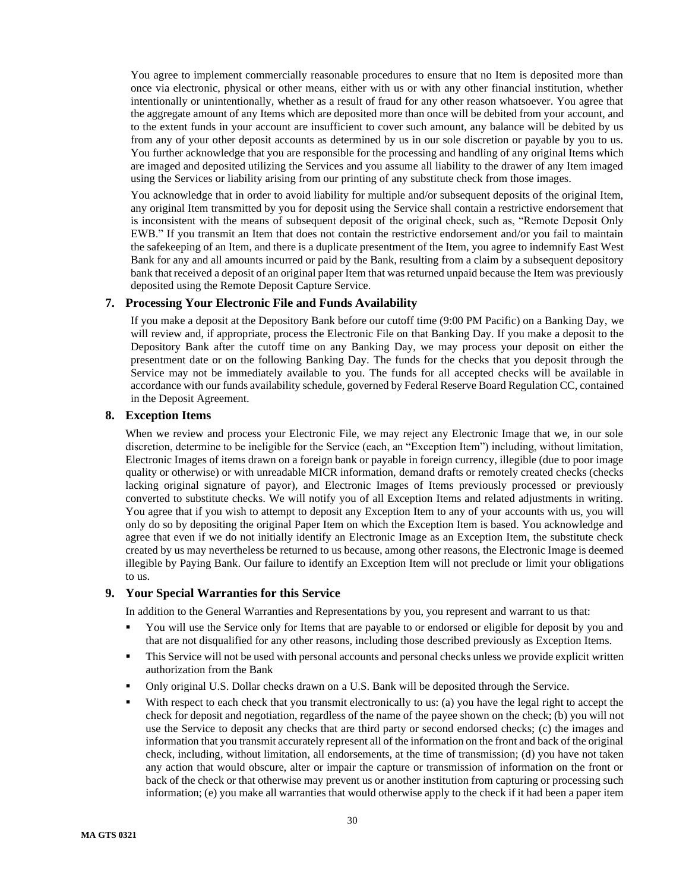You agree to implement commercially reasonable procedures to ensure that no Item is deposited more than once via electronic, physical or other means, either with us or with any other financial institution, whether intentionally or unintentionally, whether as a result of fraud for any other reason whatsoever. You agree that the aggregate amount of any Items which are deposited more than once will be debited from your account, and to the extent funds in your account are insufficient to cover such amount, any balance will be debited by us from any of your other deposit accounts as determined by us in our sole discretion or payable by you to us. You further acknowledge that you are responsible for the processing and handling of any original Items which are imaged and deposited utilizing the Services and you assume all liability to the drawer of any Item imaged using the Services or liability arising from our printing of any substitute check from those images.

You acknowledge that in order to avoid liability for multiple and/or subsequent deposits of the original Item, any original Item transmitted by you for deposit using the Service shall contain a restrictive endorsement that is inconsistent with the means of subsequent deposit of the original check, such as, "Remote Deposit Only EWB." If you transmit an Item that does not contain the restrictive endorsement and/or you fail to maintain the safekeeping of an Item, and there is a duplicate presentment of the Item, you agree to indemnify East West Bank for any and all amounts incurred or paid by the Bank, resulting from a claim by a subsequent depository bank that received a deposit of an original paper Item that was returned unpaid because the Item was previously deposited using the Remote Deposit Capture Service.

## 7. Processing Your Electronic File and Funds Availability

If you make a deposit at the Depository Bank before our cutoff time (9:00 PM Pacific) on a Banking Day, we will review and, if appropriate, process the Electronic File on that Banking Day. If you make a deposit to the Depository Bank after the cutoff time on any Banking Day, we may process your deposit on either the presentment date or on the following Banking Day. The funds for the checks that you deposit through the Service may not be immediately available to you. The funds for all accepted checks will be available in accordance with our funds availability schedule, governed by Federal Reserve Board Regulation CC, contained in the Deposit Agreement.

## 8. Exception Items

When we review and process your Electronic File, we may reject any Electronic Image that we, in our sole discretion, determine to be ineligible for the Service (each, an "Exception Item") including, without limitation, Electronic Images of items drawn on a foreign bank or payable in foreign currency, illegible (due to poor image quality or otherwise) or with unreadable MICR information, demand drafts or remotely created checks (checks lacking original signature of payor), and Electronic Images of Items previously processed or previously converted to substitute checks. We will notify you of all Exception Items and related adjustments in writing. You agree that if you wish to attempt to deposit any Exception Item to any of your accounts with us, you will only do so by depositing the original Paper Item on which the Exception Item is based. You acknowledge and agree that even if we do not initially identify an Electronic Image as an Exception Item, the substitute check created by us may nevertheless be returned to us because, among other reasons, the Electronic Image is deemed illegible by Paying Bank. Our failure to identify an Exception Item will not preclude or limit your obligations to us.

## 9. Your Special Warranties for this Service

In addition to the General Warranties and Representations by you, you represent and warrant to us that:

- You will use the Service only for Items that are payable to or endorsed or eligible for deposit by you and that are not disqualified for any other reasons, including those described previously as Exception Items.
- This Service will not be used with personal accounts and personal checks unless we provide explicit written authorization from the Bank
- Only original U.S. Dollar checks drawn on a U.S. Bank will be deposited through the Service.
- With respect to each check that you transmit electronically to us: (a) you have the legal right to accept the check for deposit and negotiation, regardless of the name of the payee shown on the check; (b) you will not use the Service to deposit any checks that are third party or second endorsed checks; (c) the images and information that you transmit accurately represent all of the information on the front and back of the original check, including, without limitation, all endorsements, at the time of transmission; (d) you have not taken any action that would obscure, alter or impair the capture or transmission of information on the front or back of the check or that otherwise may prevent us or another institution from capturing or processing such information; (e) you make all warranties that would otherwise apply to the check if it had been a paper item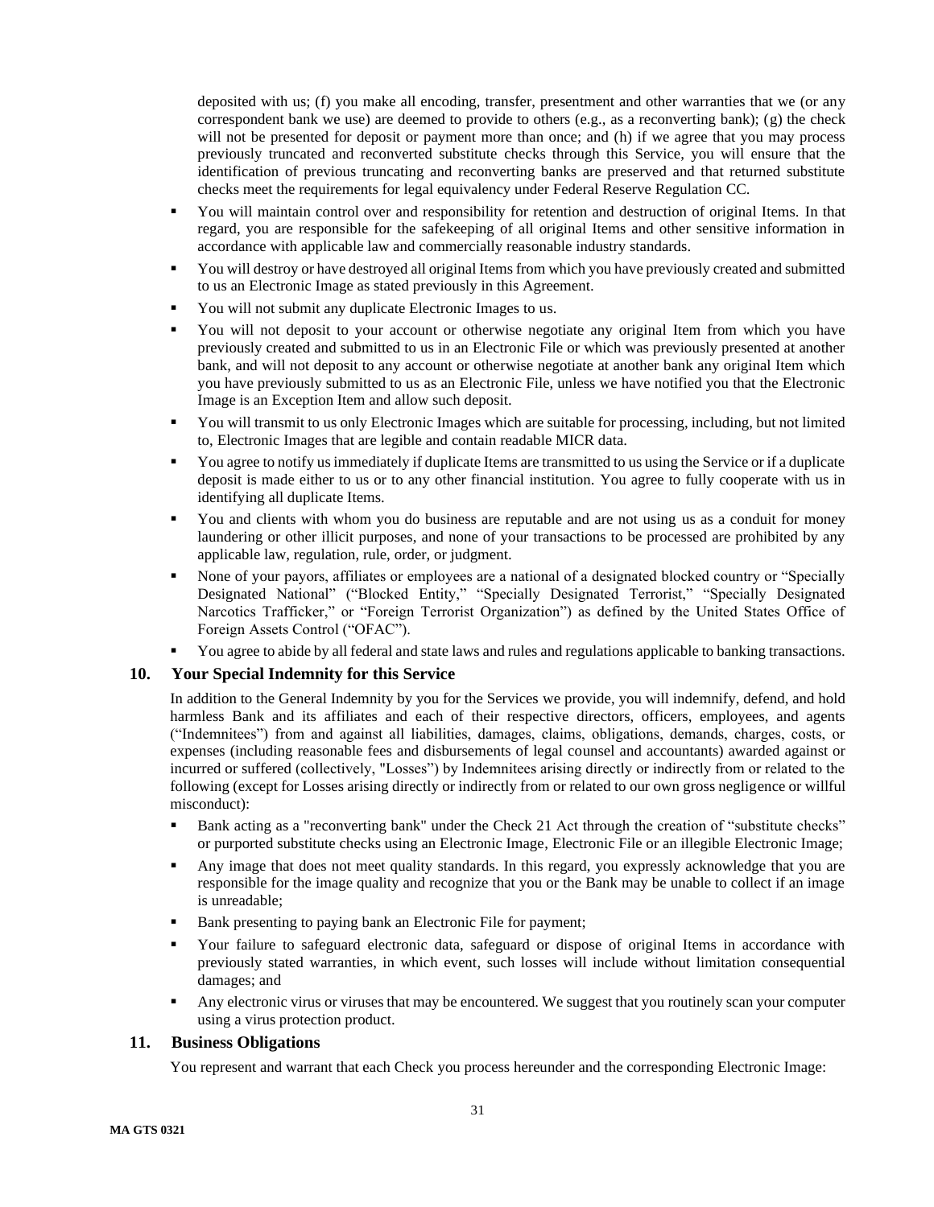deposited with us; (f) you make all encoding, transfer, presentment and other warranties that we (or any correspondent bank we use) are deemed to provide to others (e.g., as a reconverting bank); (g) the check will not be presented for deposit or payment more than once; and (h) if we agree that you may process previously truncated and reconverted substitute checks through this Service, you will ensure that the identification of previous truncating and reconverting banks are preserved and that returned substitute checks meet the requirements for legal equivalency under Federal Reserve Regulation CC.

- You will maintain control over and responsibility for retention and destruction of original Items. In that regard, you are responsible for the safekeeping of all original Items and other sensitive information in accordance with applicable law and commercially reasonable industry standards.
- You will destroy or have destroyed all original Items from which you have previously created and submitted to us an Electronic Image as stated previously in this Agreement.
- You will not submit any duplicate Electronic Images to us.
- You will not deposit to your account or otherwise negotiate any original Item from which you have previously created and submitted to us in an Electronic File or which was previously presented at another bank, and will not deposit to any account or otherwise negotiate at another bank any original Item which you have previously submitted to us as an Electronic File, unless we have notified you that the Electronic Image is an Exception Item and allow such deposit.
- You will transmit to us only Electronic Images which are suitable for processing, including, but not limited to, Electronic Images that are legible and contain readable MICR data.
- You agree to notify us immediately if duplicate Items are transmitted to us using the Service or if a duplicate deposit is made either to us or to any other financial institution. You agree to fully cooperate with us in identifying all duplicate Items.
- You and clients with whom you do business are reputable and are not using us as a conduit for money laundering or other illicit purposes, and none of your transactions to be processed are prohibited by any applicable law, regulation, rule, order, or judgment.
- None of your payors, affiliates or employees are a national of a designated blocked country or "Specially Designated National" ("Blocked Entity," "Specially Designated Terrorist," "Specially Designated Narcotics Trafficker," or "Foreign Terrorist Organization") as defined by the United States Office of Foreign Assets Control ("OFAC").
- You agree to abide by all federal and state laws and rules and regulations applicable to banking transactions.

## 10. Your Special Indemnity for this Service

In addition to the General Indemnity by you for the Services we provide, you will indemnify, defend, and hold harmless Bank and its affiliates and each of their respective directors, officers, employees, and agents ("Indemnitees") from and against all liabilities, damages, claims, obligations, demands, charges, costs, or expenses (including reasonable fees and disbursements of legal counsel and accountants) awarded against or incurred or suffered (collectively, "Losses") by Indemnitees arising directly or indirectly from or related to the following (except for Losses arising directly or indirectly from or related to our own gross negligence or willful misconduct):

- Bank acting as a "reconverting bank" under the Check 21 Act through the creation of "substitute checks" or purported substitute checks using an Electronic Image, Electronic File or an illegible Electronic Image;
- Any image that does not meet quality standards. In this regard, you expressly acknowledge that you are responsible for the image quality and recognize that you or the Bank may be unable to collect if an image is unreadable;
- Bank presenting to paying bank an Electronic File for payment;
- Your failure to safeguard electronic data, safeguard or dispose of original Items in accordance with previously stated warranties, in which event, such losses will include without limitation consequential damages; and
- Any electronic virus or viruses that may be encountered. We suggest that you routinely scan your computer using a virus protection product.

## 11. Business Obligations

You represent and warrant that each Check you process hereunder and the corresponding Electronic Image: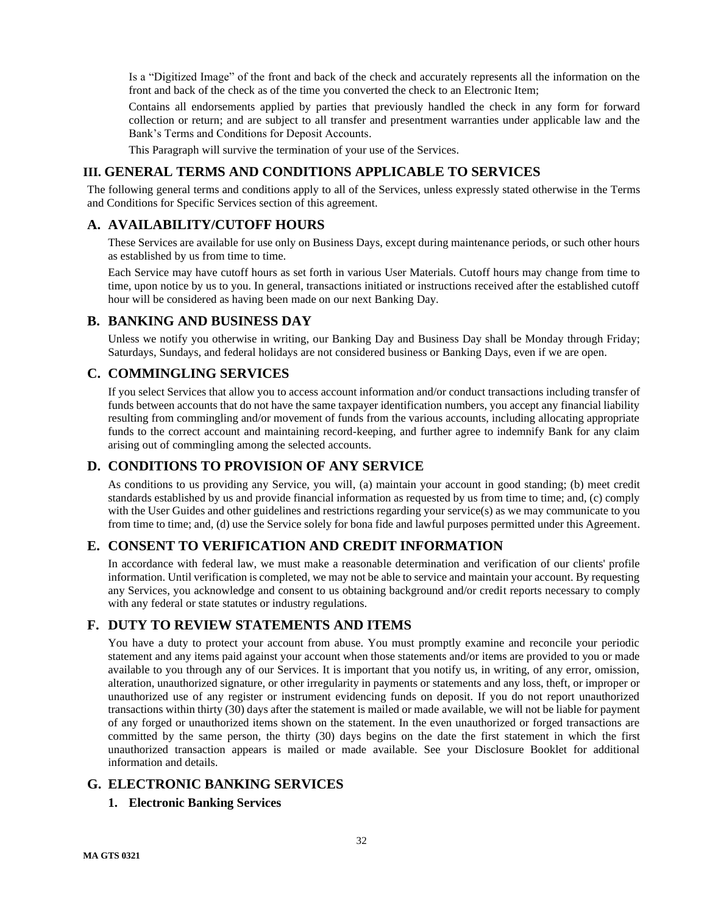Is a "Digitized Image" of the front and back of the check and accurately represents all the information on the front and back of the check as of the time you converted the check to an Electronic Item;

Contains all endorsements applied by parties that previously handled the check in any form for forward collection or return; and are subject to all transfer and presentment warranties under applicable law and the Bank's Terms and Conditions for Deposit Accounts.

This Paragraph will survive the termination of your use of the Services.

## III. GENERAL TERMS AND CONDITIONS APPLICABLE TO SERVICES

The following general terms and conditions apply to all of the Services, unless expressly stated otherwise in the Terms and Conditions for Specific Services section of this agreement.

### A. AVAILABILITY/CUTOFF HOURS

These Services are available for use only on Business Days, except during maintenance periods, or such other hours as established by us from time to time.

Each Service may have cutoff hours as set forth in various User Materials. Cutoff hours may change from time to time, upon notice by us to you. In general, transactions initiated or instructions received after the established cutoff hour will be considered as having been made on our next Banking Day.

### B. BANKING AND BUSINESS DAY

Unless we notify you otherwise in writing, our Banking Day and Business Day shall be Monday through Friday; Saturdays, Sundays, and federal holidays are not considered business or Banking Days, even if we are open.

### C. COMMINGLING SERVICES

If you select Services that allow you to access account information and/or conduct transactions including transfer of funds between accounts that do not have the same taxpayer identification numbers, you accept any financial liability resulting from commingling and/or movement of funds from the various accounts, including allocating appropriate funds to the correct account and maintaining record-keeping, and further agree to indemnify Bank for any claim arising out of commingling among the selected accounts.

### D. CONDITIONS TO PROVISION OF ANY SERVICE

As conditions to us providing any Service, you will, (a) maintain your account in good standing; (b) meet credit standards established by us and provide financial information as requested by us from time to time; and, (c) comply with the User Guides and other guidelines and restrictions regarding your service(s) as we may communicate to you from time to time; and, (d) use the Service solely for bona fide and lawful purposes permitted under this Agreement.

### E. CONSENT TO VERIFICATION AND CREDIT INFORMATION

In accordance with federal law, we must make a reasonable determination and verification of our clients' profile information. Until verification is completed, we may not be able to service and maintain your account. By requesting any Services, you acknowledge and consent to us obtaining background and/or credit reports necessary to comply with any federal or state statutes or industry regulations.

### F. DUTY TO REVIEW STATEMENTS AND ITEMS

You have a duty to protect your account from abuse. You must promptly examine and reconcile your periodic statement and any items paid against your account when those statements and/or items are provided to you or made available to you through any of our Services. It is important that you notify us, in writing, of any error, omission, alteration, unauthorized signature, or other irregularity in payments or statements and any loss, theft, or improper or unauthorized use of any register or instrument evidencing funds on deposit. If you do not report unauthorized transactions within thirty (30) days after the statement is mailed or made available, we will not be liable for payment of any forged or unauthorized items shown on the statement. In the even unauthorized or forged transactions are committed by the same person, the thirty (30) days begins on the date the first statement in which the first unauthorized transaction appears is mailed or made available. See your Disclosure Booklet for additional information and details.

### G. ELECTRONIC BANKING SERVICES

#### 1. Electronic Banking Services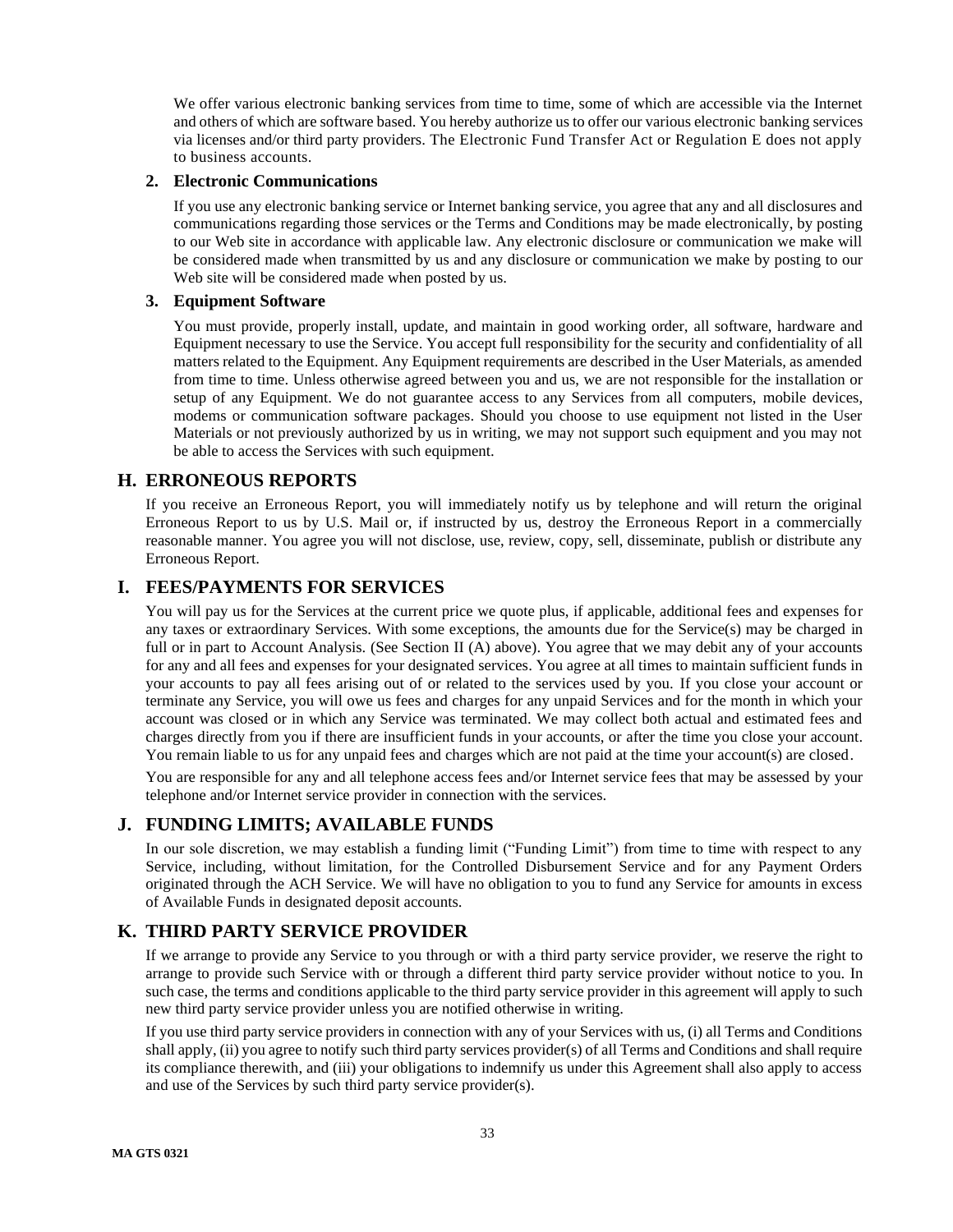We offer various electronic banking services from time to time, some of which are accessible via the Internet and others of which are software based. You hereby authorize us to offer our various electronic banking services via licenses and/or third party providers. The Electronic Fund Transfer Act or Regulation E does not apply to business accounts.

### 2. Electronic Communications

If you use any electronic banking service or Internet banking service, you agree that any and all disclosures and communications regarding those services or the Terms and Conditions may be made electronically, by posting to our Web site in accordance with applicable law. Any electronic disclosure or communication we make will be considered made when transmitted by us and any disclosure or communication we make by posting to our Web site will be considered made when posted by us.

### 3. Equipment Software

You must provide, properly install, update, and maintain in good working order, all software, hardware and Equipment necessary to use the Service. You accept full responsibility for the security and confidentiality of all matters related to the Equipment. Any Equipment requirements are described in the User Materials, as amended from time to time. Unless otherwise agreed between you and us, we are not responsible for the installation or setup of any Equipment. We do not guarantee access to any Services from all computers, mobile devices, modems or communication software packages. Should you choose to use equipment not listed in the User Materials or not previously authorized by us in writing, we may not support such equipment and you may not be able to access the Services with such equipment.

## H. ERRONEOUS REPORTS

If you receive an Erroneous Report, you will immediately notify us by telephone and will return the original Erroneous Report to us by U.S. Mail or, if instructed by us, destroy the Erroneous Report in a commercially reasonable manner. You agree you will not disclose, use, review, copy, sell, disseminate, publish or distribute any Erroneous Report.

## I. FEES/PAYMENTS FOR SERVICES

You will pay us for the Services at the current price we quote plus, if applicable, additional fees and expenses for any taxes or extraordinary Services. With some exceptions, the amounts due for the Service(s) may be charged in full or in part to Account Analysis. (See Section II (A) above). You agree that we may debit any of your accounts for any and all fees and expenses for your designated services. You agree at all times to maintain sufficient funds in your accounts to pay all fees arising out of or related to the services used by you. If you close your account or terminate any Service, you will owe us fees and charges for any unpaid Services and for the month in which your account was closed or in which any Service was terminated. We may collect both actual and estimated fees and charges directly from you if there are insufficient funds in your accounts, or after the time you close your account. You remain liable to us for any unpaid fees and charges which are not paid at the time your account(s) are closed.

You are responsible for any and all telephone access fees and/or Internet service fees that may be assessed by your telephone and/or Internet service provider in connection with the services.

## J. FUNDING LIMITS; AVAILABLE FUNDS

In our sole discretion, we may establish a funding limit ("Funding Limit") from time to time with respect to any Service, including, without limitation, for the Controlled Disbursement Service and for any Payment Orders originated through the ACH Service. We will have no obligation to you to fund any Service for amounts in excess of Available Funds in designated deposit accounts.

## K. THIRD PARTY SERVICE PROVIDER

If we arrange to provide any Service to you through or with a third party service provider, we reserve the right to arrange to provide such Service with or through a different third party service provider without notice to you. In such case, the terms and conditions applicable to the third party service provider in this agreement will apply to such new third party service provider unless you are notified otherwise in writing.

If you use third party service providers in connection with any of your Services with us, (i) all Terms and Conditions shall apply, (ii) you agree to notify such third party services provider(s) of all Terms and Conditions and shall require its compliance therewith, and (iii) your obligations to indemnify us under this Agreement shall also apply to access and use of the Services by such third party service provider(s).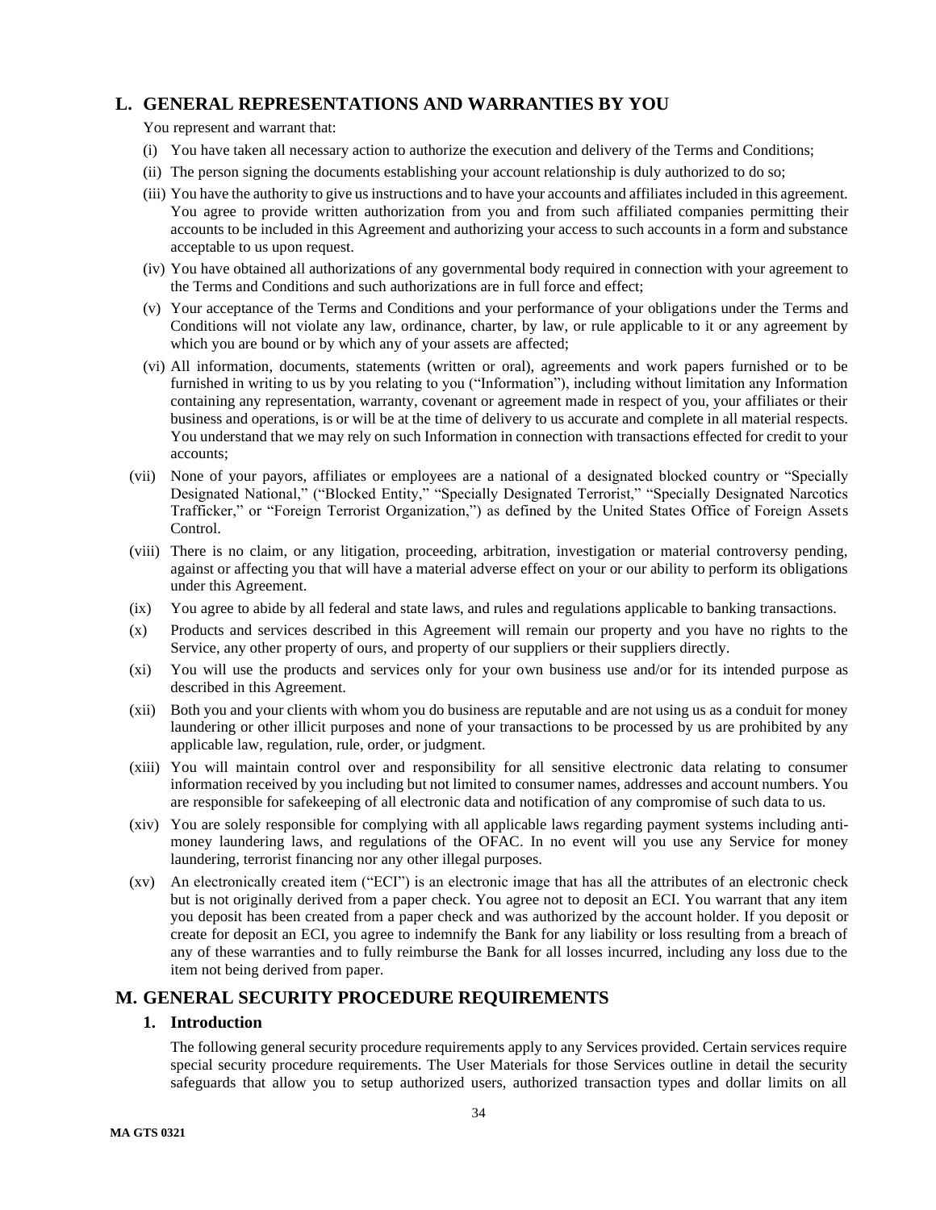## L. GENERAL REPRESENTATIONS AND WARRANTIES BY YOU

You represent and warrant that:

(i) You have taken all necessary action to authorize the execution and delivery of the Terms and Conditions;

(ii) The person signing the documents establishing your account relationship is duly authorized to do so;

(iii) You have the authority to give us instructions and to have your accounts and affiliates included in this agreement. You agree to provide written authorization from you and from such affiliated companies permitting their accounts to be included in this Agreement and authorizing your access to such accounts in a form and substance acceptable to us upon request.

(iv) You have obtained all authorizations of any governmental body required in connection with your agreement to the Terms and Conditions and such authorizations are in full force and effect;

(v) Your acceptance of the Terms and Conditions and your performance of your obligations under the Terms and Conditions will not violate any law, ordinance, charter, by law, or rule applicable to it or any agreement by which you are bound or by which any of your assets are affected;

(vi) All information, documents, statements (written or oral), agreements and work papers furnished or to be furnished in writing to us by you relating to you ("Information"), including without limitation any Information containing any representation, warranty, covenant or agreement made in respect of you, your affiliates or their business and operations, is or will be at the time of delivery to us accurate and complete in all material respects. You understand that we may rely on such Information in connection with transactions effected for credit to your accounts;

(vii) None of your payors, affiliates or employees are a national of a designated blocked country or "Specially Designated National," ("Blocked Entity," "Specially Designated Terrorist," "Specially Designated Narcotics Trafficker," or "Foreign Terrorist Organization,") as defined by the United States Office of Foreign Assets Control.

(viii) There is no claim, or any litigation, proceeding, arbitration, investigation or material controversy pending, against or affecting you that will have a material adverse effect on your or our ability to perform its obligations under this Agreement.

(ix) You agree to abide by all federal and state laws, and rules and regulations applicable to banking transactions.

(x) Products and services described in this Agreement will remain our property and you have no rights to the Service, any other property of ours, and property of our suppliers or their suppliers directly.

(xi) You will use the products and services only for your own business use and/or for its intended purpose as described in this Agreement.

(xii) Both you and your clients with whom you do business are reputable and are not using us as a conduit for money laundering or other illicit purposes and none of your transactions to be processed by us are prohibited by any applicable law, regulation, rule, order, or judgment.

(xiii) You will maintain control over and responsibility for all sensitive electronic data relating to consumer information received by you including but not limited to consumer names, addresses and account numbers. You are responsible for safekeeping of all electronic data and notification of any compromise of such data to us.

(xiv) You are solely responsible for complying with all applicable laws regarding payment systems including anti-money laundering laws, and regulations of the OFAC. In no event will you use any Service for money laundering, terrorist financing nor any other illegal purposes.

(xv) An electronically created item ("ECI") is an electronic image that has all the attributes of an electronic check but is not originally derived from a paper check. You agree not to deposit an ECI. You warrant that any item you deposit has been created from a paper check and was authorized by the account holder. If you deposit or create for deposit an ECI, you agree to indemnify the Bank for any liability or loss resulting from a breach of any of these warranties and to fully reimburse the Bank for all losses incurred, including any loss due to the item not being derived from paper.

## M. GENERAL SECURITY PROCEDURE REQUIREMENTS

### 1. Introduction

The following general security procedure requirements apply to any Services provided. Certain services require special security procedure requirements. The User Materials for those Services outline in detail the security safeguards that allow you to setup authorized users, authorized transaction types and dollar limits on all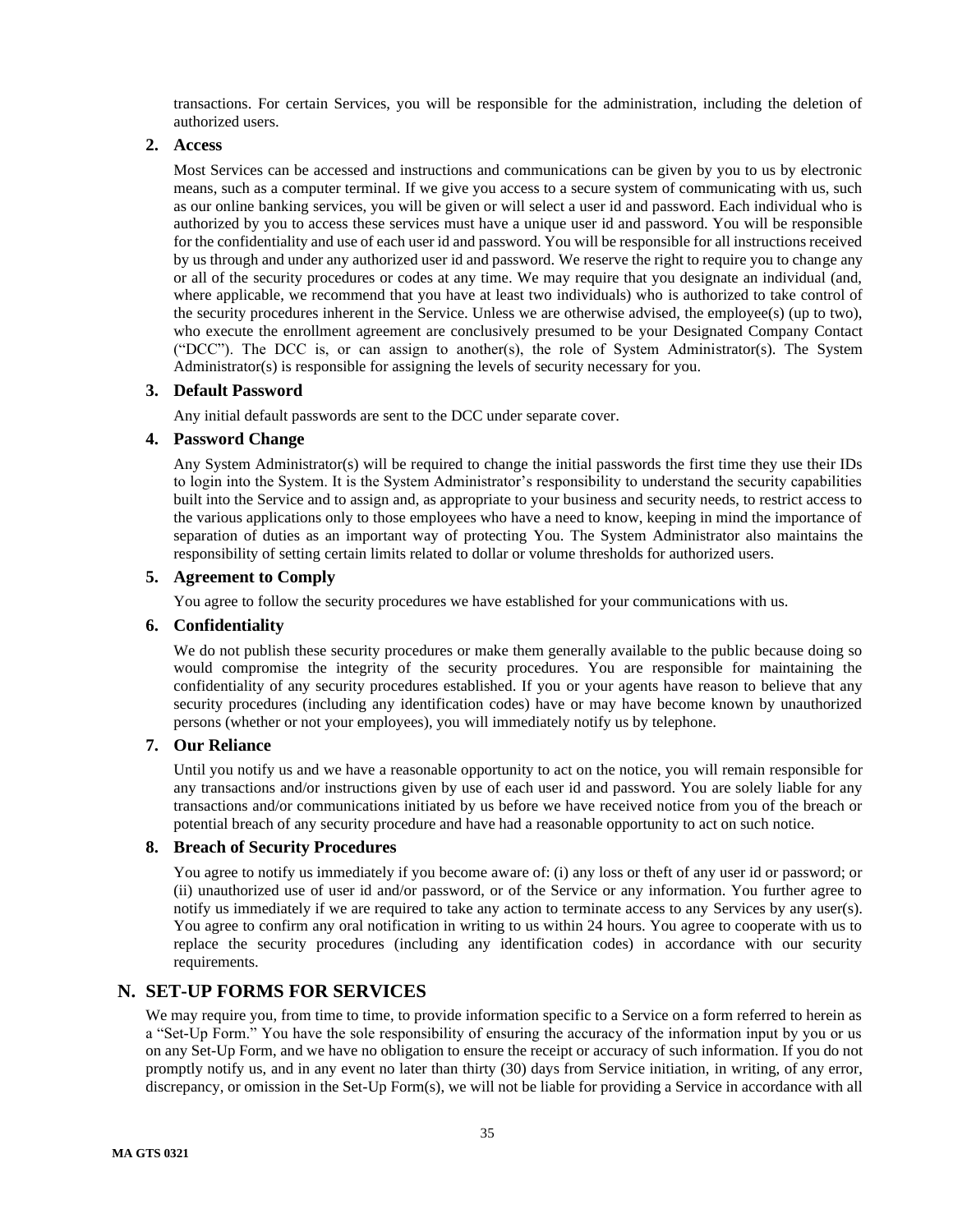transactions. For certain Services, you will be responsible for the administration, including the deletion of authorized users.

### 2. Access

Most Services can be accessed and instructions and communications can be given by you to us by electronic means, such as a computer terminal. If we give you access to a secure system of communicating with us, such as our online banking services, you will be given or will select a user id and password. Each individual who is authorized by you to access these services must have a unique user id and password. You will be responsible for the confidentiality and use of each user id and password. You will be responsible for all instructions received by us through and under any authorized user id and password. We reserve the right to require you to change any or all of the security procedures or codes at any time. We may require that you designate an individual (and, where applicable, we recommend that you have at least two individuals) who is authorized to take control of the security procedures inherent in the Service. Unless we are otherwise advised, the employee(s) (up to two), who execute the enrollment agreement are conclusively presumed to be your Designated Company Contact ("DCC"). The DCC is, or can assign to another(s), the role of System Administrator(s). The System Administrator(s) is responsible for assigning the levels of security necessary for you.

### 3. Default Password

Any initial default passwords are sent to the DCC under separate cover.

### 4. Password Change

Any System Administrator(s) will be required to change the initial passwords the first time they use their IDs to login into the System. It is the System Administrator's responsibility to understand the security capabilities built into the Service and to assign and, as appropriate to your business and security needs, to restrict access to the various applications only to those employees who have a need to know, keeping in mind the importance of separation of duties as an important way of protecting You. The System Administrator also maintains the responsibility of setting certain limits related to dollar or volume thresholds for authorized users.

### 5. Agreement to Comply

You agree to follow the security procedures we have established for your communications with us.

### 6. Confidentiality

We do not publish these security procedures or make them generally available to the public because doing so would compromise the integrity of the security procedures. You are responsible for maintaining the confidentiality of any security procedures established. If you or your agents have reason to believe that any security procedures (including any identification codes) have or may have become known by unauthorized persons (whether or not your employees), you will immediately notify us by telephone.

### 7. Our Reliance

Until you notify us and we have a reasonable opportunity to act on the notice, you will remain responsible for any transactions and/or instructions given by use of each user id and password. You are solely liable for any transactions and/or communications initiated by us before we have received notice from you of the breach or potential breach of any security procedure and have had a reasonable opportunity to act on such notice.

### 8. Breach of Security Procedures

You agree to notify us immediately if you become aware of: (i) any loss or theft of any user id or password; or (ii) unauthorized use of user id and/or password, or of the Service or any information. You further agree to notify us immediately if we are required to take any action to terminate access to any Services by any user(s). You agree to confirm any oral notification in writing to us within 24 hours. You agree to cooperate with us to replace the security procedures (including any identification codes) in accordance with our security requirements.

## N. SET-UP FORMS FOR SERVICES

We may require you, from time to time, to provide information specific to a Service on a form referred to herein as a "Set-Up Form." You have the sole responsibility of ensuring the accuracy of the information input by you or us on any Set-Up Form, and we have no obligation to ensure the receipt or accuracy of such information. If you do not promptly notify us, and in any event no later than thirty (30) days from Service initiation, in writing, of any error, discrepancy, or omission in the Set-Up Form(s), we will not be liable for providing a Service in accordance with all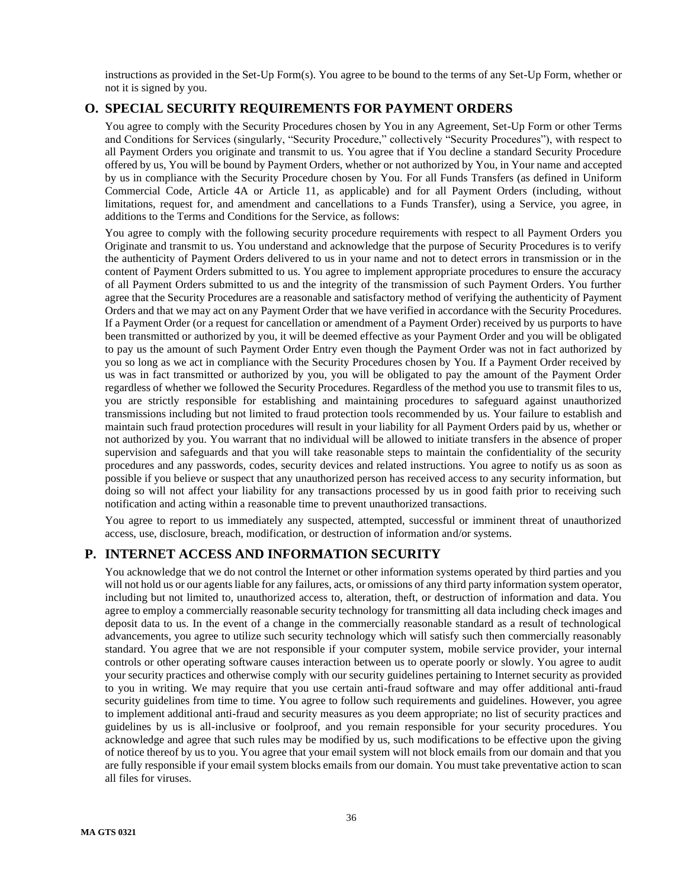instructions as provided in the Set-Up Form(s). You agree to be bound to the terms of any Set-Up Form, whether or not it is signed by you.

## O. SPECIAL SECURITY REQUIREMENTS FOR PAYMENT ORDERS

You agree to comply with the Security Procedures chosen by You in any Agreement, Set-Up Form or other Terms and Conditions for Services (singularly, "Security Procedure," collectively "Security Procedures"), with respect to all Payment Orders you originate and transmit to us. You agree that if You decline a standard Security Procedure offered by us, You will be bound by Payment Orders, whether or not authorized by You, in Your name and accepted by us in compliance with the Security Procedure chosen by You. For all Funds Transfers (as defined in Uniform Commercial Code, Article 4A or Article 11, as applicable) and for all Payment Orders (including, without limitations, request for, and amendment and cancellations to a Funds Transfer), using a Service, you agree, in additions to the Terms and Conditions for the Service, as follows:

You agree to comply with the following security procedure requirements with respect to all Payment Orders you Originate and transmit to us. You understand and acknowledge that the purpose of Security Procedures is to verify the authenticity of Payment Orders delivered to us in your name and not to detect errors in transmission or in the content of Payment Orders submitted to us. You agree to implement appropriate procedures to ensure the accuracy of all Payment Orders submitted to us and the integrity of the transmission of such Payment Orders. You further agree that the Security Procedures are a reasonable and satisfactory method of verifying the authenticity of Payment Orders and that we may act on any Payment Order that we have verified in accordance with the Security Procedures. If a Payment Order (or a request for cancellation or amendment of a Payment Order) received by us purports to have been transmitted or authorized by you, it will be deemed effective as your Payment Order and you will be obligated to pay us the amount of such Payment Order Entry even though the Payment Order was not in fact authorized by you so long as we act in compliance with the Security Procedures chosen by You. If a Payment Order received by us was in fact transmitted or authorized by you, you will be obligated to pay the amount of the Payment Order regardless of whether we followed the Security Procedures. Regardless of the method you use to transmit files to us, you are strictly responsible for establishing and maintaining procedures to safeguard against unauthorized transmissions including but not limited to fraud protection tools recommended by us. Your failure to establish and maintain such fraud protection procedures will result in your liability for all Payment Orders paid by us, whether or not authorized by you. You warrant that no individual will be allowed to initiate transfers in the absence of proper supervision and safeguards and that you will take reasonable steps to maintain the confidentiality of the security procedures and any passwords, codes, security devices and related instructions. You agree to notify us as soon as possible if you believe or suspect that any unauthorized person has received access to any security information, but doing so will not affect your liability for any transactions processed by us in good faith prior to receiving such notification and acting within a reasonable time to prevent unauthorized transactions.

You agree to report to us immediately any suspected, attempted, successful or imminent threat of unauthorized access, use, disclosure, breach, modification, or destruction of information and/or systems.

## P. INTERNET ACCESS AND INFORMATION SECURITY

You acknowledge that we do not control the Internet or other information systems operated by third parties and you will not hold us or our agents liable for any failures, acts, or omissions of any third party information system operator, including but not limited to, unauthorized access to, alteration, theft, or destruction of information and data. You agree to employ a commercially reasonable security technology for transmitting all data including check images and deposit data to us. In the event of a change in the commercially reasonable standard as a result of technological advancements, you agree to utilize such security technology which will satisfy such then commercially reasonably standard. You agree that we are not responsible if your computer system, mobile service provider, your internal controls or other operating software causes interaction between us to operate poorly or slowly. You agree to audit your security practices and otherwise comply with our security guidelines pertaining to Internet security as provided to you in writing. We may require that you use certain anti-fraud software and may offer additional anti-fraud security guidelines from time to time. You agree to follow such requirements and guidelines. However, you agree to implement additional anti-fraud and security measures as you deem appropriate; no list of security practices and guidelines by us is all-inclusive or foolproof, and you remain responsible for your security procedures. You acknowledge and agree that such rules may be modified by us, such modifications to be effective upon the giving of notice thereof by us to you. You agree that your email system will not block emails from our domain and that you are fully responsible if your email system blocks emails from our domain. You must take preventative action to scan all files for viruses.

**MA GTS 0321**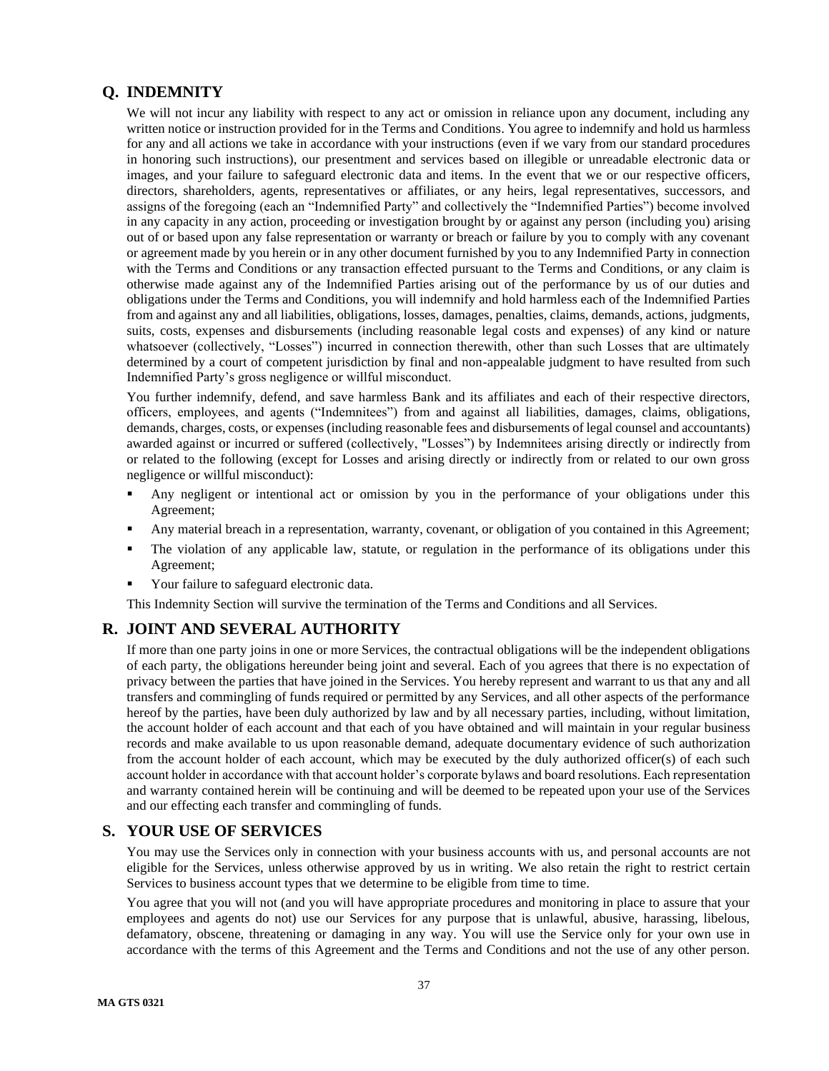## Q. INDEMNITY

We will not incur any liability with respect to any act or omission in reliance upon any document, including any written notice or instruction provided for in the Terms and Conditions. You agree to indemnify and hold us harmless for any and all actions we take in accordance with your instructions (even if we vary from our standard procedures in honoring such instructions), our presentment and services based on illegible or unreadable electronic data or images, and your failure to safeguard electronic data and items. In the event that we or our respective officers, directors, shareholders, agents, representatives or affiliates, or any heirs, legal representatives, successors, and assigns of the foregoing (each an "Indemnified Party" and collectively the "Indemnified Parties") become involved in any capacity in any action, proceeding or investigation brought by or against any person (including you) arising out of or based upon any false representation or warranty or breach or failure by you to comply with any covenant or agreement made by you herein or in any other document furnished by you to any Indemnified Party in connection with the Terms and Conditions or any transaction effected pursuant to the Terms and Conditions, or any claim is otherwise made against any of the Indemnified Parties arising out of the performance by us of our duties and obligations under the Terms and Conditions, you will indemnify and hold harmless each of the Indemnified Parties from and against any and all liabilities, obligations, losses, damages, penalties, claims, demands, actions, judgments, suits, costs, expenses and disbursements (including reasonable legal costs and expenses) of any kind or nature whatsoever (collectively, "Losses") incurred in connection therewith, other than such Losses that are ultimately determined by a court of competent jurisdiction by final and non-appealable judgment to have resulted from such Indemnified Party's gross negligence or willful misconduct.

You further indemnify, defend, and save harmless Bank and its affiliates and each of their respective directors, officers, employees, and agents ("Indemnitees") from and against all liabilities, damages, claims, obligations, demands, charges, costs, or expenses (including reasonable fees and disbursements of legal counsel and accountants) awarded against or incurred or suffered (collectively, "Losses") by Indemnitees arising directly or indirectly from or related to the following (except for Losses and arising directly or indirectly from or related to our own gross negligence or willful misconduct):

- Any negligent or intentional act or omission by you in the performance of your obligations under this Agreement;
- Any material breach in a representation, warranty, covenant, or obligation of you contained in this Agreement;
- The violation of any applicable law, statute, or regulation in the performance of its obligations under this Agreement;
- Your failure to safeguard electronic data.

This Indemnity Section will survive the termination of the Terms and Conditions and all Services.

## R. JOINT AND SEVERAL AUTHORITY

If more than one party joins in one or more Services, the contractual obligations will be the independent obligations of each party, the obligations hereunder being joint and several. Each of you agrees that there is no expectation of privacy between the parties that have joined in the Services. You hereby represent and warrant to us that any and all transfers and commingling of funds required or permitted by any Services, and all other aspects of the performance hereof by the parties, have been duly authorized by law and by all necessary parties, including, without limitation, the account holder of each account and that each of you have obtained and will maintain in your regular business records and make available to us upon reasonable demand, adequate documentary evidence of such authorization from the account holder of each account, which may be executed by the duly authorized officer(s) of each such account holder in accordance with that account holder's corporate bylaws and board resolutions. Each representation and warranty contained herein will be continuing and will be deemed to be repeated upon your use of the Services and our effecting each transfer and commingling of funds.

## S. YOUR USE OF SERVICES

You may use the Services only in connection with your business accounts with us, and personal accounts are not eligible for the Services, unless otherwise approved by us in writing. We also retain the right to restrict certain Services to business account types that we determine to be eligible from time to time.

You agree that you will not (and you will have appropriate procedures and monitoring in place to assure that your employees and agents do not) use our Services for any purpose that is unlawful, abusive, harassing, libelous, defamatory, obscene, threatening or damaging in any way. You will use the Service only for your own use in accordance with the terms of this Agreement and the Terms and Conditions and not the use of any other person.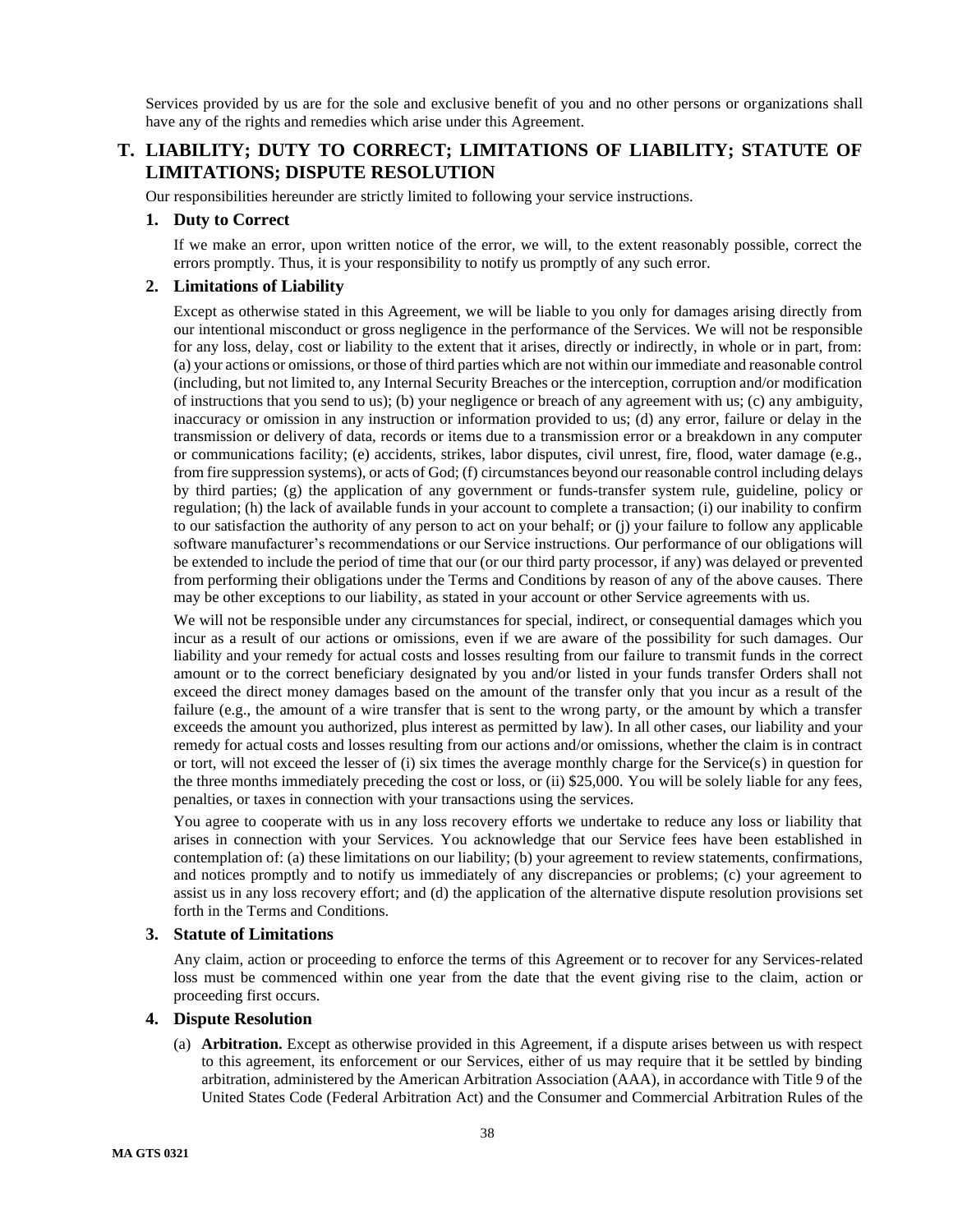Services provided by us are for the sole and exclusive benefit of you and no other persons or organizations shall have any of the rights and remedies which arise under this Agreement.

## T. LIABILITY; DUTY TO CORRECT; LIMITATIONS OF LIABILITY; STATUTE OF LIMITATIONS; DISPUTE RESOLUTION

Our responsibilities hereunder are strictly limited to following your service instructions.

### 1. Duty to Correct

If we make an error, upon written notice of the error, we will, to the extent reasonably possible, correct the errors promptly. Thus, it is your responsibility to notify us promptly of any such error.

### 2. Limitations of Liability

Except as otherwise stated in this Agreement, we will be liable to you only for damages arising directly from our intentional misconduct or gross negligence in the performance of the Services. We will not be responsible for any loss, delay, cost or liability to the extent that it arises, directly or indirectly, in whole or in part, from: (a) your actions or omissions, or those of third parties which are not within our immediate and reasonable control (including, but not limited to, any Internal Security Breaches or the interception, corruption and/or modification of instructions that you send to us); (b) your negligence or breach of any agreement with us; (c) any ambiguity, inaccuracy or omission in any instruction or information provided to us; (d) any error, failure or delay in the transmission or delivery of data, records or items due to a transmission error or a breakdown in any computer or communications facility; (e) accidents, strikes, labor disputes, civil unrest, fire, flood, water damage (e.g., from fire suppression systems), or acts of God; (f) circumstances beyond our reasonable control including delays by third parties; (g) the application of any government or funds-transfer system rule, guideline, policy or regulation; (h) the lack of available funds in your account to complete a transaction; (i) our inability to confirm to our satisfaction the authority of any person to act on your behalf; or (j) your failure to follow any applicable software manufacturer's recommendations or our Service instructions. Our performance of our obligations will be extended to include the period of time that our (or our third party processor, if any) was delayed or prevented from performing their obligations under the Terms and Conditions by reason of any of the above causes. There may be other exceptions to our liability, as stated in your account or other Service agreements with us.

We will not be responsible under any circumstances for special, indirect, or consequential damages which you incur as a result of our actions or omissions, even if we are aware of the possibility for such damages. Our liability and your remedy for actual costs and losses resulting from our failure to transmit funds in the correct amount or to the correct beneficiary designated by you and/or listed in your funds transfer Orders shall not exceed the direct money damages based on the amount of the transfer only that you incur as a result of the failure (e.g., the amount of a wire transfer that is sent to the wrong party, or the amount by which a transfer exceeds the amount you authorized, plus interest as permitted by law). In all other cases, our liability and your remedy for actual costs and losses resulting from our actions and/or omissions, whether the claim is in contract or tort, will not exceed the lesser of (i) six times the average monthly charge for the Service(s) in question for the three months immediately preceding the cost or loss, or (ii) $25,000. You will be solely liable for any fees, penalties, or taxes in connection with your transactions using the services.

You agree to cooperate with us in any loss recovery efforts we undertake to reduce any loss or liability that arises in connection with your Services. You acknowledge that our Service fees have been established in contemplation of: (a) these limitations on our liability; (b) your agreement to review statements, confirmations, and notices promptly and to notify us immediately of any discrepancies or problems; (c) your agreement to assist us in any loss recovery effort; and (d) the application of the alternative dispute resolution provisions set forth in the Terms and Conditions.

### 3. Statute of Limitations

Any claim, action or proceeding to enforce the terms of this Agreement or to recover for any Services-related loss must be commenced within one year from the date that the event giving rise to the claim, action or proceeding first occurs.

### 4. Dispute Resolution

(a) **Arbitration.** Except as otherwise provided in this Agreement, if a dispute arises between us with respect to this agreement, its enforcement or our Services, either of us may require that it be settled by binding arbitration, administered by the American Arbitration Association (AAA), in accordance with Title 9 of the United States Code (Federal Arbitration Act) and the Consumer and Commercial Arbitration Rules of the

MA GTS 0321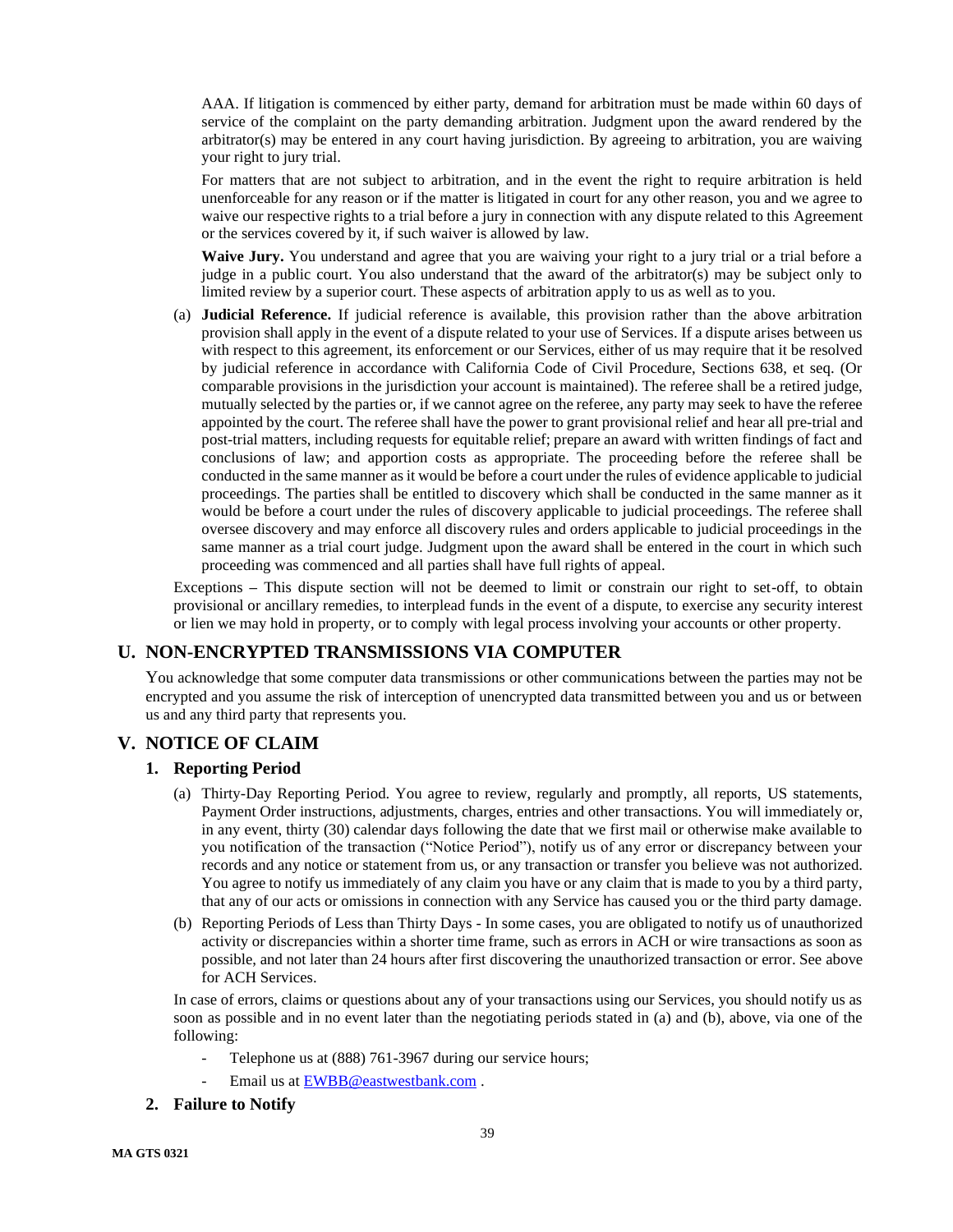AAA. If litigation is commenced by either party, demand for arbitration must be made within 60 days of service of the complaint on the party demanding arbitration. Judgment upon the award rendered by the arbitrator(s) may be entered in any court having jurisdiction. By agreeing to arbitration, you are waiving your right to jury trial.

For matters that are not subject to arbitration, and in the event the right to require arbitration is held unenforceable for any reason or if the matter is litigated in court for any other reason, you and we agree to waive our respective rights to a trial before a jury in connection with any dispute related to this Agreement or the services covered by it, if such waiver is allowed by law.

**Waive Jury.** You understand and agree that you are waiving your right to a jury trial or a trial before a judge in a public court. You also understand that the award of the arbitrator(s) may be subject only to limited review by a superior court. These aspects of arbitration apply to us as well as to you.

(a) **Judicial Reference.** If judicial reference is available, this provision rather than the above arbitration provision shall apply in the event of a dispute related to your use of Services. If a dispute arises between us with respect to this agreement, its enforcement or our Services, either of us may require that it be resolved by judicial reference in accordance with California Code of Civil Procedure, Sections 638, et seq. (Or comparable provisions in the jurisdiction your account is maintained). The referee shall be a retired judge, mutually selected by the parties or, if we cannot agree on the referee, any party may seek to have the referee appointed by the court. The referee shall have the power to grant provisional relief and hear all pre-trial and post-trial matters, including requests for equitable relief; prepare an award with written findings of fact and conclusions of law; and apportion costs as appropriate. The proceeding before the referee shall be conducted in the same manner as it would be before a court under the rules of evidence applicable to judicial proceedings. The parties shall be entitled to discovery which shall be conducted in the same manner as it would be before a court under the rules of discovery applicable to judicial proceedings. The referee shall oversee discovery and may enforce all discovery rules and orders applicable to judicial proceedings in the same manner as a trial court judge. Judgment upon the award shall be entered in the court in which such proceeding was commenced and all parties shall have full rights of appeal.

Exceptions – This dispute section will not be deemed to limit or constrain our right to set-off, to obtain provisional or ancillary remedies, to interplead funds in the event of a dispute, to exercise any security interest or lien we may hold in property, or to comply with legal process involving your accounts or other property.

## U. NON-ENCRYPTED TRANSMISSIONS VIA COMPUTER

You acknowledge that some computer data transmissions or other communications between the parties may not be encrypted and you assume the risk of interception of unencrypted data transmitted between you and us or between us and any third party that represents you.

## V. NOTICE OF CLAIM

### 1. Reporting Period

(a) Thirty-Day Reporting Period. You agree to review, regularly and promptly, all reports, US statements, Payment Order instructions, adjustments, charges, entries and other transactions. You will immediately or, in any event, thirty (30) calendar days following the date that we first mail or otherwise make available to you notification of the transaction ("Notice Period"), notify us of any error or discrepancy between your records and any notice or statement from us, or any transaction or transfer you believe was not authorized. You agree to notify us immediately of any claim you have or any claim that is made to you by a third party, that any of our acts or omissions in connection with any Service has caused you or the third party damage.

(b) Reporting Periods of Less than Thirty Days - In some cases, you are obligated to notify us of unauthorized activity or discrepancies within a shorter time frame, such as errors in ACH or wire transactions as soon as possible, and not later than 24 hours after first discovering the unauthorized transaction or error. See above for ACH Services.

In case of errors, claims or questions about any of your transactions using our Services, you should notify us as soon as possible and in no event later than the negotiating periods stated in (a) and (b), above, via one of the following:

- Telephone us at (888) 761-3967 during our service hours;
- Email us at EWBB@eastwestbank.com .

### 2. Failure to Notify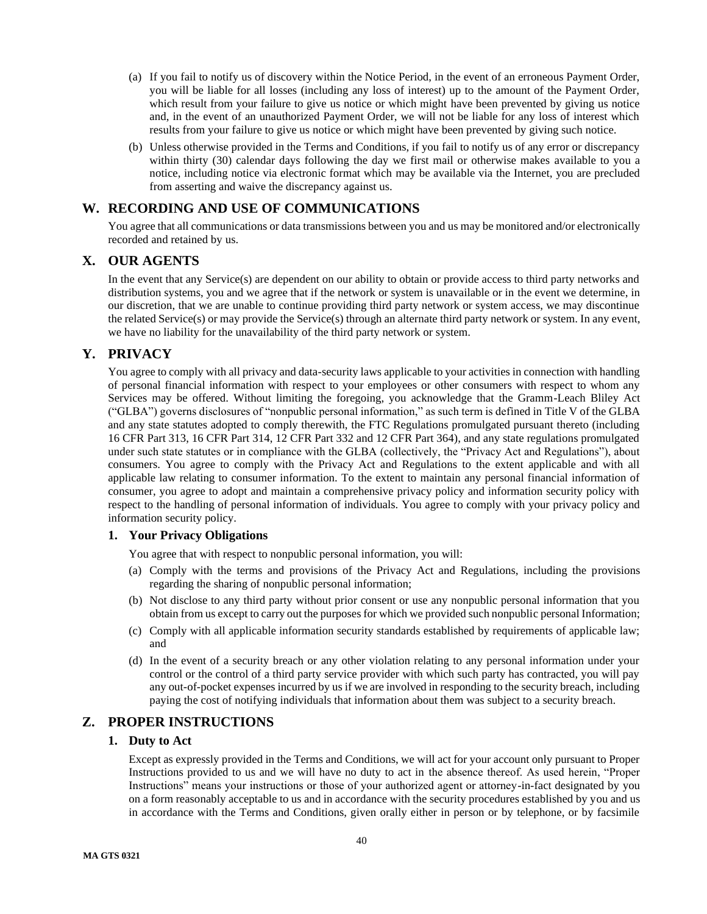(a) If you fail to notify us of discovery within the Notice Period, in the event of an erroneous Payment Order, you will be liable for all losses (including any loss of interest) up to the amount of the Payment Order, which result from your failure to give us notice or which might have been prevented by giving us notice and, in the event of an unauthorized Payment Order, we will not be liable for any loss of interest which results from your failure to give us notice or which might have been prevented by giving such notice.

(b) Unless otherwise provided in the Terms and Conditions, if you fail to notify us of any error or discrepancy within thirty (30) calendar days following the day we first mail or otherwise makes available to you a notice, including notice via electronic format which may be available via the Internet, you are precluded from asserting and waive the discrepancy against us.

## W. RECORDING AND USE OF COMMUNICATIONS

You agree that all communications or data transmissions between you and us may be monitored and/or electronically recorded and retained by us.

## X. OUR AGENTS

In the event that any Service(s) are dependent on our ability to obtain or provide access to third party networks and distribution systems, you and we agree that if the network or system is unavailable or in the event we determine, in our discretion, that we are unable to continue providing third party network or system access, we may discontinue the related Service(s) or may provide the Service(s) through an alternate third party network or system. In any event, we have no liability for the unavailability of the third party network or system.

## Y. PRIVACY

You agree to comply with all privacy and data-security laws applicable to your activities in connection with handling of personal financial information with respect to your employees or other consumers with respect to whom any Services may be offered. Without limiting the foregoing, you acknowledge that the Gramm-Leach Bliley Act ("GLBA") governs disclosures of "nonpublic personal information," as such term is defined in Title V of the GLBA and any state statutes adopted to comply therewith, the FTC Regulations promulgated pursuant thereto (including 16 CFR Part 313, 16 CFR Part 314, 12 CFR Part 332 and 12 CFR Part 364), and any state regulations promulgated under such state statutes or in compliance with the GLBA (collectively, the "Privacy Act and Regulations"), about consumers. You agree to comply with the Privacy Act and Regulations to the extent applicable and with all applicable law relating to consumer information. To the extent to maintain any personal financial information of consumer, you agree to adopt and maintain a comprehensive privacy policy and information security policy with respect to the handling of personal information of individuals. You agree to comply with your privacy policy and information security policy.

### 1. Your Privacy Obligations

You agree that with respect to nonpublic personal information, you will:

(a) Comply with the terms and provisions of the Privacy Act and Regulations, including the provisions regarding the sharing of nonpublic personal information;

(b) Not disclose to any third party without prior consent or use any nonpublic personal information that you obtain from us except to carry out the purposes for which we provided such nonpublic personal Information;

(c) Comply with all applicable information security standards established by requirements of applicable law; and

(d) In the event of a security breach or any other violation relating to any personal information under your control or the control of a third party service provider with which such party has contracted, you will pay any out-of-pocket expenses incurred by us if we are involved in responding to the security breach, including paying the cost of notifying individuals that information about them was subject to a security breach.

## Z. PROPER INSTRUCTIONS

### 1. Duty to Act

Except as expressly provided in the Terms and Conditions, we will act for your account only pursuant to Proper Instructions provided to us and we will have no duty to act in the absence thereof. As used herein, "Proper Instructions" means your instructions or those of your authorized agent or attorney-in-fact designated by you on a form reasonably acceptable to us and in accordance with the security procedures established by you and us in accordance with the Terms and Conditions, given orally either in person or by telephone, or by facsimile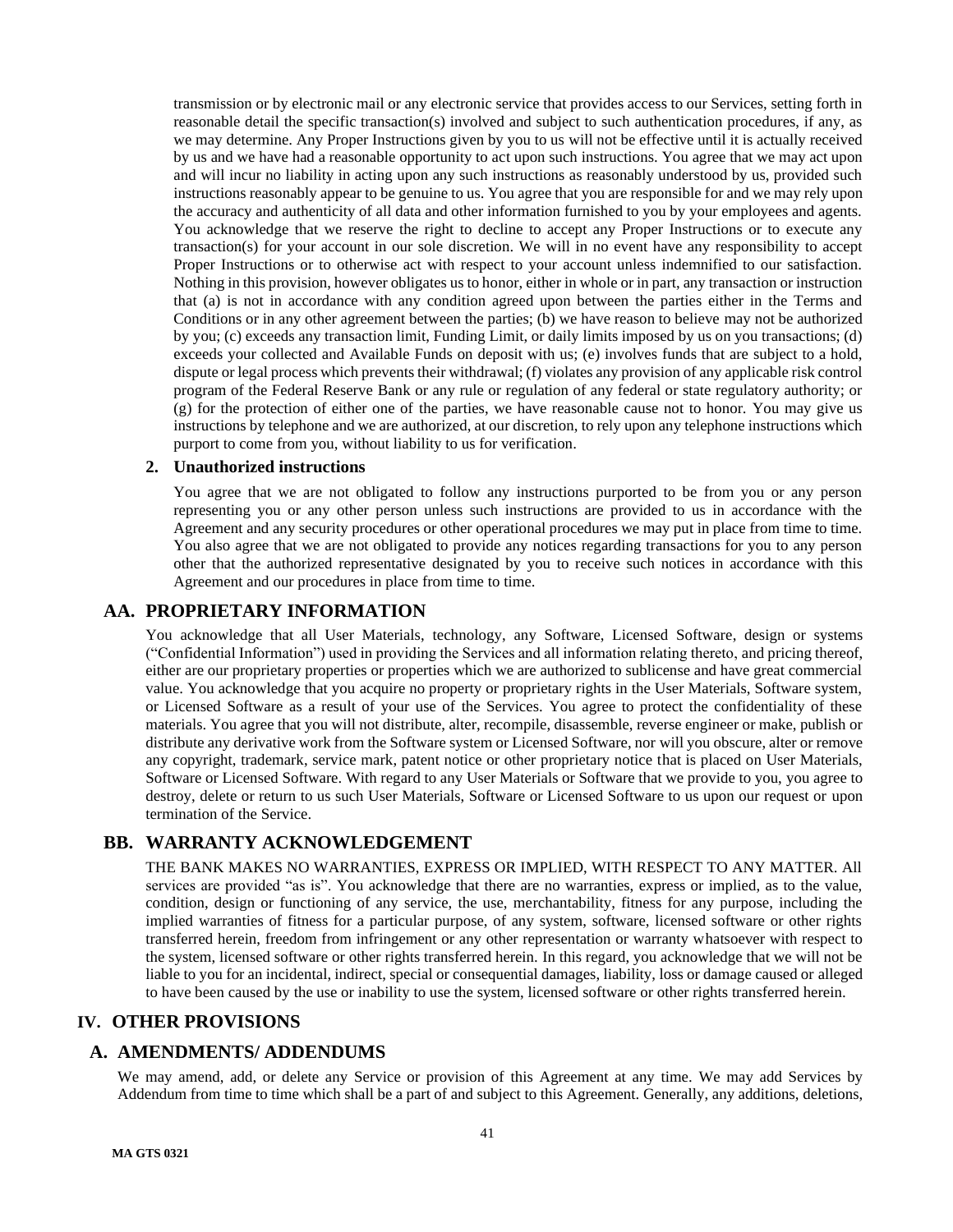transmission or by electronic mail or any electronic service that provides access to our Services, setting forth in reasonable detail the specific transaction(s) involved and subject to such authentication procedures, if any, as we may determine. Any Proper Instructions given by you to us will not be effective until it is actually received by us and we have had a reasonable opportunity to act upon such instructions. You agree that we may act upon and will incur no liability in acting upon any such instructions as reasonably understood by us, provided such instructions reasonably appear to be genuine to us. You agree that you are responsible for and we may rely upon the accuracy and authenticity of all data and other information furnished to you by your employees and agents. You acknowledge that we reserve the right to decline to accept any Proper Instructions or to execute any transaction(s) for your account in our sole discretion. We will in no event have any responsibility to accept Proper Instructions or to otherwise act with respect to your account unless indemnified to our satisfaction. Nothing in this provision, however obligates us to honor, either in whole or in part, any transaction or instruction that (a) is not in accordance with any condition agreed upon between the parties either in the Terms and Conditions or in any other agreement between the parties; (b) we have reason to believe may not be authorized by you; (c) exceeds any transaction limit, Funding Limit, or daily limits imposed by us on you transactions; (d) exceeds your collected and Available Funds on deposit with us; (e) involves funds that are subject to a hold, dispute or legal process which prevents their withdrawal; (f) violates any provision of any applicable risk control program of the Federal Reserve Bank or any rule or regulation of any federal or state regulatory authority; or (g) for the protection of either one of the parties, we have reasonable cause not to honor. You may give us instructions by telephone and we are authorized, at our discretion, to rely upon any telephone instructions which purport to come from you, without liability to us for verification.

### 2. Unauthorized instructions

You agree that we are not obligated to follow any instructions purported to be from you or any person representing you or any other person unless such instructions are provided to us in accordance with the Agreement and any security procedures or other operational procedures we may put in place from time to time. You also agree that we are not obligated to provide any notices regarding transactions for you to any person other that the authorized representative designated by you to receive such notices in accordance with this Agreement and our procedures in place from time to time.

## AA. PROPRIETARY INFORMATION

You acknowledge that all User Materials, technology, any Software, Licensed Software, design or systems ("Confidential Information") used in providing the Services and all information relating thereto, and pricing thereof, either are our proprietary properties or properties which we are authorized to sublicense and have great commercial value. You acknowledge that you acquire no property or proprietary rights in the User Materials, Software system, or Licensed Software as a result of your use of the Services. You agree to protect the confidentiality of these materials. You agree that you will not distribute, alter, recompile, disassemble, reverse engineer or make, publish or distribute any derivative work from the Software system or Licensed Software, nor will you obscure, alter or remove any copyright, trademark, service mark, patent notice or other proprietary notice that is placed on User Materials, Software or Licensed Software. With regard to any User Materials or Software that we provide to you, you agree to destroy, delete or return to us such User Materials, Software or Licensed Software to us upon our request or upon termination of the Service.

## BB. WARRANTY ACKNOWLEDGEMENT

THE BANK MAKES NO WARRANTIES, EXPRESS OR IMPLIED, WITH RESPECT TO ANY MATTER. All services are provided "as is". You acknowledge that there are no warranties, express or implied, as to the value, condition, design or functioning of any service, the use, merchantability, fitness for any purpose, including the implied warranties of fitness for a particular purpose, of any system, software, licensed software or other rights transferred herein, freedom from infringement or any other representation or warranty whatsoever with respect to the system, licensed software or other rights transferred herein. In this regard, you acknowledge that we will not be liable to you for an incidental, indirect, special or consequential damages, liability, loss or damage caused or alleged to have been caused by the use or inability to use the system, licensed software or other rights transferred herein.

# IV. OTHER PROVISIONS

## A. AMENDMENTS/ ADDENDUMS

We may amend, add, or delete any Service or provision of this Agreement at any time. We may add Services by Addendum from time to time which shall be a part of and subject to this Agreement. Generally, any additions, deletions,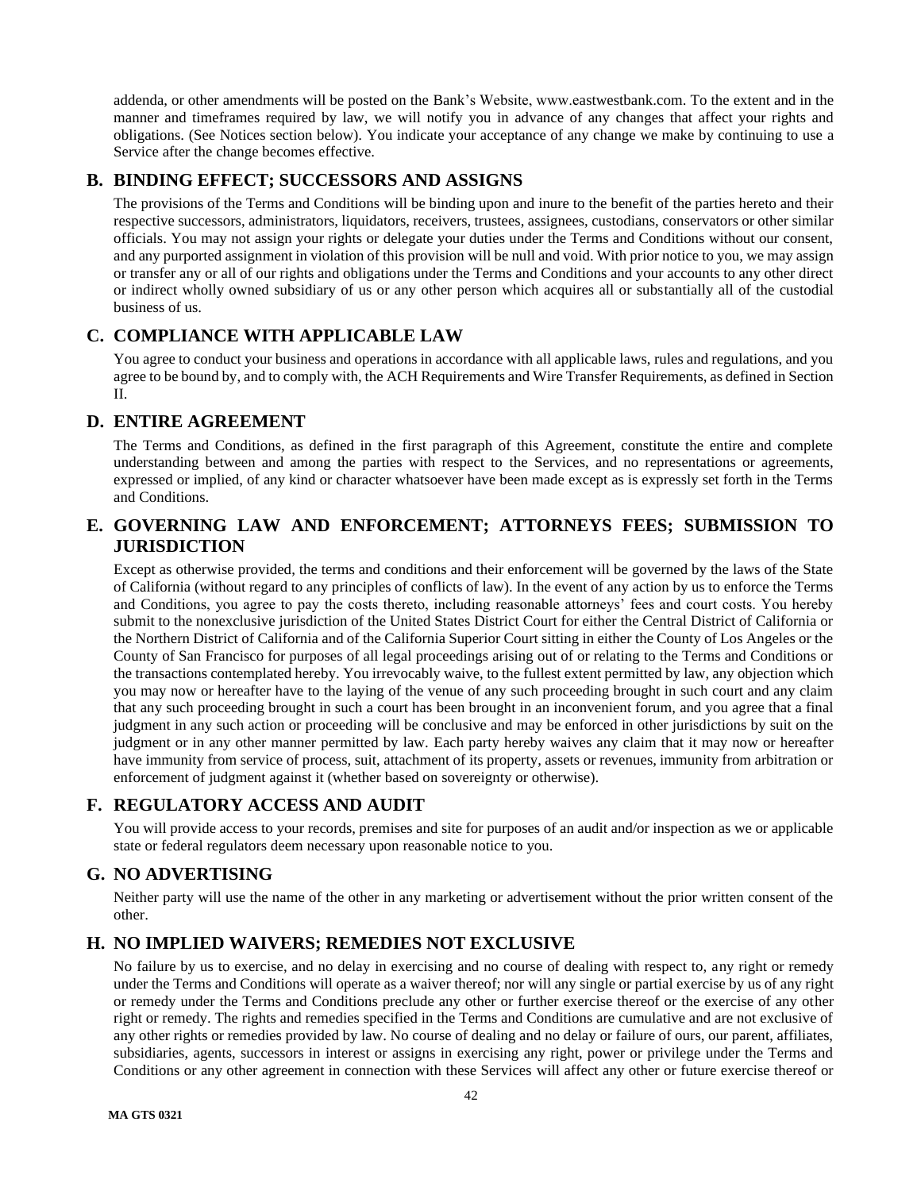addenda, or other amendments will be posted on the Bank's Website, www.eastwestbank.com. To the extent and in the manner and timeframes required by law, we will notify you in advance of any changes that affect your rights and obligations. (See Notices section below). You indicate your acceptance of any change we make by continuing to use a Service after the change becomes effective.

## B. BINDING EFFECT; SUCCESSORS AND ASSIGNS

The provisions of the Terms and Conditions will be binding upon and inure to the benefit of the parties hereto and their respective successors, administrators, liquidators, receivers, trustees, assignees, custodians, conservators or other similar officials. You may not assign your rights or delegate your duties under the Terms and Conditions without our consent, and any purported assignment in violation of this provision will be null and void. With prior notice to you, we may assign or transfer any or all of our rights and obligations under the Terms and Conditions and your accounts to any other direct or indirect wholly owned subsidiary of us or any other person which acquires all or substantially all of the custodial business of us.

## C. COMPLIANCE WITH APPLICABLE LAW

You agree to conduct your business and operations in accordance with all applicable laws, rules and regulations, and you agree to be bound by, and to comply with, the ACH Requirements and Wire Transfer Requirements, as defined in Section II.

## D. ENTIRE AGREEMENT

The Terms and Conditions, as defined in the first paragraph of this Agreement, constitute the entire and complete understanding between and among the parties with respect to the Services, and no representations or agreements, expressed or implied, of any kind or character whatsoever have been made except as is expressly set forth in the Terms and Conditions.

## E. GOVERNING LAW AND ENFORCEMENT; ATTORNEYS FEES; SUBMISSION TO JURISDICTION

Except as otherwise provided, the terms and conditions and their enforcement will be governed by the laws of the State of California (without regard to any principles of conflicts of law). In the event of any action by us to enforce the Terms and Conditions, you agree to pay the costs thereto, including reasonable attorneys' fees and court costs. You hereby submit to the nonexclusive jurisdiction of the United States District Court for either the Central District of California or the Northern District of California and of the California Superior Court sitting in either the County of Los Angeles or the County of San Francisco for purposes of all legal proceedings arising out of or relating to the Terms and Conditions or the transactions contemplated hereby. You irrevocably waive, to the fullest extent permitted by law, any objection which you may now or hereafter have to the laying of the venue of any such proceeding brought in such court and any claim that any such proceeding brought in such a court has been brought in an inconvenient forum, and you agree that a final judgment in any such action or proceeding will be conclusive and may be enforced in other jurisdictions by suit on the judgment or in any other manner permitted by law. Each party hereby waives any claim that it may now or hereafter have immunity from service of process, suit, attachment of its property, assets or revenues, immunity from arbitration or enforcement of judgment against it (whether based on sovereignty or otherwise).

## F. REGULATORY ACCESS AND AUDIT

You will provide access to your records, premises and site for purposes of an audit and/or inspection as we or applicable state or federal regulators deem necessary upon reasonable notice to you.

## G. NO ADVERTISING

Neither party will use the name of the other in any marketing or advertisement without the prior written consent of the other.

## H. NO IMPLIED WAIVERS; REMEDIES NOT EXCLUSIVE

No failure by us to exercise, and no delay in exercising and no course of dealing with respect to, any right or remedy under the Terms and Conditions will operate as a waiver thereof; nor will any single or partial exercise by us of any right or remedy under the Terms and Conditions preclude any other or further exercise thereof or the exercise of any other right or remedy. The rights and remedies specified in the Terms and Conditions are cumulative and are not exclusive of any other rights or remedies provided by law. No course of dealing and no delay or failure of ours, our parent, affiliates, subsidiaries, agents, successors in interest or assigns in exercising any right, power or privilege under the Terms and Conditions or any other agreement in connection with these Services will affect any other or future exercise thereof or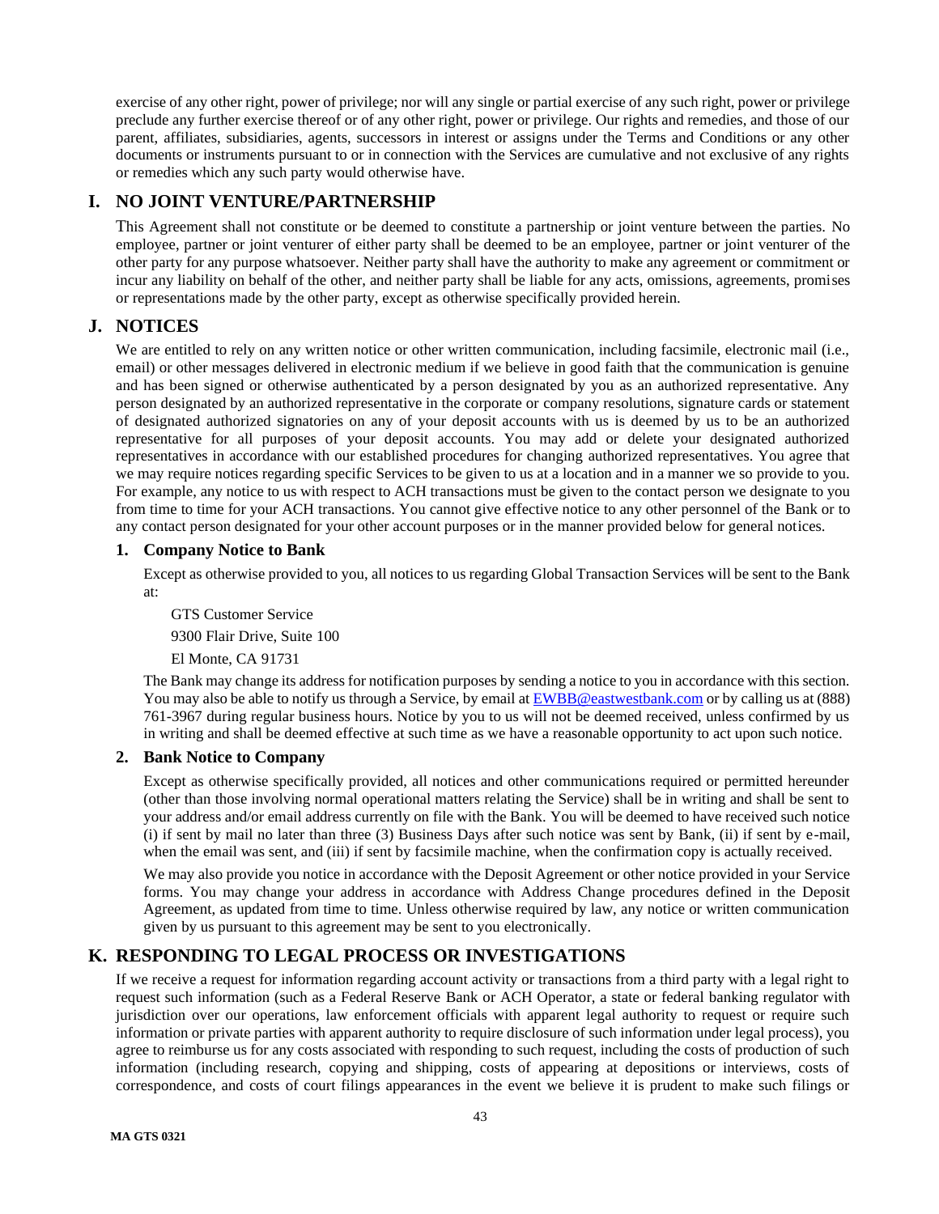exercise of any other right, power of privilege; nor will any single or partial exercise of any such right, power or privilege preclude any further exercise thereof or of any other right, power or privilege. Our rights and remedies, and those of our parent, affiliates, subsidiaries, agents, successors in interest or assigns under the Terms and Conditions or any other documents or instruments pursuant to or in connection with the Services are cumulative and not exclusive of any rights or remedies which any such party would otherwise have.

## I. NO JOINT VENTURE/PARTNERSHIP

This Agreement shall not constitute or be deemed to constitute a partnership or joint venture between the parties. No employee, partner or joint venturer of either party shall be deemed to be an employee, partner or joint venturer of the other party for any purpose whatsoever. Neither party shall have the authority to make any agreement or commitment or incur any liability on behalf of the other, and neither party shall be liable for any acts, omissions, agreements, promises or representations made by the other party, except as otherwise specifically provided herein.

## J. NOTICES

We are entitled to rely on any written notice or other written communication, including facsimile, electronic mail (i.e., email) or other messages delivered in electronic medium if we believe in good faith that the communication is genuine and has been signed or otherwise authenticated by a person designated by you as an authorized representative. Any person designated by an authorized representative in the corporate or company resolutions, signature cards or statement of designated authorized signatories on any of your deposit accounts with us is deemed by us to be an authorized representative for all purposes of your deposit accounts. You may add or delete your designated authorized representatives in accordance with our established procedures for changing authorized representatives. You agree that we may require notices regarding specific Services to be given to us at a location and in a manner we so provide to you. For example, any notice to us with respect to ACH transactions must be given to the contact person we designate to you from time to time for your ACH transactions. You cannot give effective notice to any other personnel of the Bank or to any contact person designated for your other account purposes or in the manner provided below for general notices.

### 1. Company Notice to Bank

Except as otherwise provided to you, all notices to us regarding Global Transaction Services will be sent to the Bank at:

GTS Customer Service
9300 Flair Drive, Suite 100
El Monte, CA 91731

The Bank may change its address for notification purposes by sending a notice to you in accordance with this section. You may also be able to notify us through a Service, by email at EWBB@eastwestbank.com or by calling us at (888) 761-3967 during regular business hours. Notice by you to us will not be deemed received, unless confirmed by us in writing and shall be deemed effective at such time as we have a reasonable opportunity to act upon such notice.

### 2. Bank Notice to Company

Except as otherwise specifically provided, all notices and other communications required or permitted hereunder (other than those involving normal operational matters relating the Service) shall be in writing and shall be sent to your address and/or email address currently on file with the Bank. You will be deemed to have received such notice (i) if sent by mail no later than three (3) Business Days after such notice was sent by Bank, (ii) if sent by e-mail, when the email was sent, and (iii) if sent by facsimile machine, when the confirmation copy is actually received.

We may also provide you notice in accordance with the Deposit Agreement or other notice provided in your Service forms. You may change your address in accordance with Address Change procedures defined in the Deposit Agreement, as updated from time to time. Unless otherwise required by law, any notice or written communication given by us pursuant to this agreement may be sent to you electronically.

## K. RESPONDING TO LEGAL PROCESS OR INVESTIGATIONS

If we receive a request for information regarding account activity or transactions from a third party with a legal right to request such information (such as a Federal Reserve Bank or ACH Operator, a state or federal banking regulator with jurisdiction over our operations, law enforcement officials with apparent legal authority to request or require such information or private parties with apparent authority to require disclosure of such information under legal process), you agree to reimburse us for any costs associated with responding to such request, including the costs of production of such information (including research, copying and shipping, costs of appearing at depositions or interviews, costs of correspondence, and costs of court filings appearances in the event we believe it is prudent to make such filings or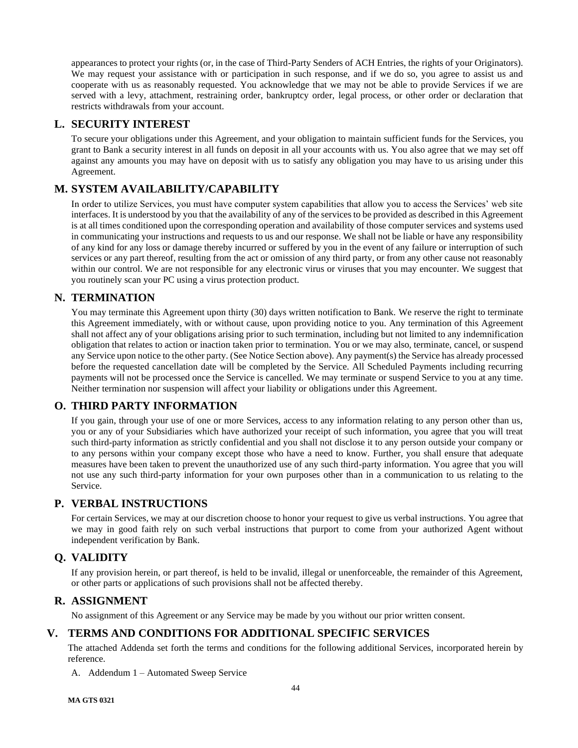appearances to protect your rights (or, in the case of Third-Party Senders of ACH Entries, the rights of your Originators). We may request your assistance with or participation in such response, and if we do so, you agree to assist us and cooperate with us as reasonably requested. You acknowledge that we may not be able to provide Services if we are served with a levy, attachment, restraining order, bankruptcy order, legal process, or other order or declaration that restricts withdrawals from your account.

### L. SECURITY INTEREST

To secure your obligations under this Agreement, and your obligation to maintain sufficient funds for the Services, you grant to Bank a security interest in all funds on deposit in all your accounts with us. You also agree that we may set off against any amounts you may have on deposit with us to satisfy any obligation you may have to us arising under this Agreement.

### M. SYSTEM AVAILABILITY/CAPABILITY

In order to utilize Services, you must have computer system capabilities that allow you to access the Services' web site interfaces. It is understood by you that the availability of any of the services to be provided as described in this Agreement is at all times conditioned upon the corresponding operation and availability of those computer services and systems used in communicating your instructions and requests to us and our response. We shall not be liable or have any responsibility of any kind for any loss or damage thereby incurred or suffered by you in the event of any failure or interruption of such services or any part thereof, resulting from the act or omission of any third party, or from any other cause not reasonably within our control. We are not responsible for any electronic virus or viruses that you may encounter. We suggest that you routinely scan your PC using a virus protection product.

### N. TERMINATION

You may terminate this Agreement upon thirty (30) days written notification to Bank. We reserve the right to terminate this Agreement immediately, with or without cause, upon providing notice to you. Any termination of this Agreement shall not affect any of your obligations arising prior to such termination, including but not limited to any indemnification obligation that relates to action or inaction taken prior to termination. You or we may also, terminate, cancel, or suspend any Service upon notice to the other party. (See Notice Section above). Any payment(s) the Service has already processed before the requested cancellation date will be completed by the Service. All Scheduled Payments including recurring payments will not be processed once the Service is cancelled. We may terminate or suspend Service to you at any time. Neither termination nor suspension will affect your liability or obligations under this Agreement.

### O. THIRD PARTY INFORMATION

If you gain, through your use of one or more Services, access to any information relating to any person other than us, you or any of your Subsidiaries which have authorized your receipt of such information, you agree that you will treat such third-party information as strictly confidential and you shall not disclose it to any person outside your company or to any persons within your company except those who have a need to know. Further, you shall ensure that adequate measures have been taken to prevent the unauthorized use of any such third-party information. You agree that you will not use any such third-party information for your own purposes other than in a communication to us relating to the Service.

### P. VERBAL INSTRUCTIONS

For certain Services, we may at our discretion choose to honor your request to give us verbal instructions. You agree that we may in good faith rely on such verbal instructions that purport to come from your authorized Agent without independent verification by Bank.

### Q. VALIDITY

If any provision herein, or part thereof, is held to be invalid, illegal or unenforceable, the remainder of this Agreement, or other parts or applications of such provisions shall not be affected thereby.

### R. ASSIGNMENT

No assignment of this Agreement or any Service may be made by you without our prior written consent.

## V. TERMS AND CONDITIONS FOR ADDITIONAL SPECIFIC SERVICES

The attached Addenda set forth the terms and conditions for the following additional Services, incorporated herein by reference.

A. Addendum 1 – Automated Sweep Service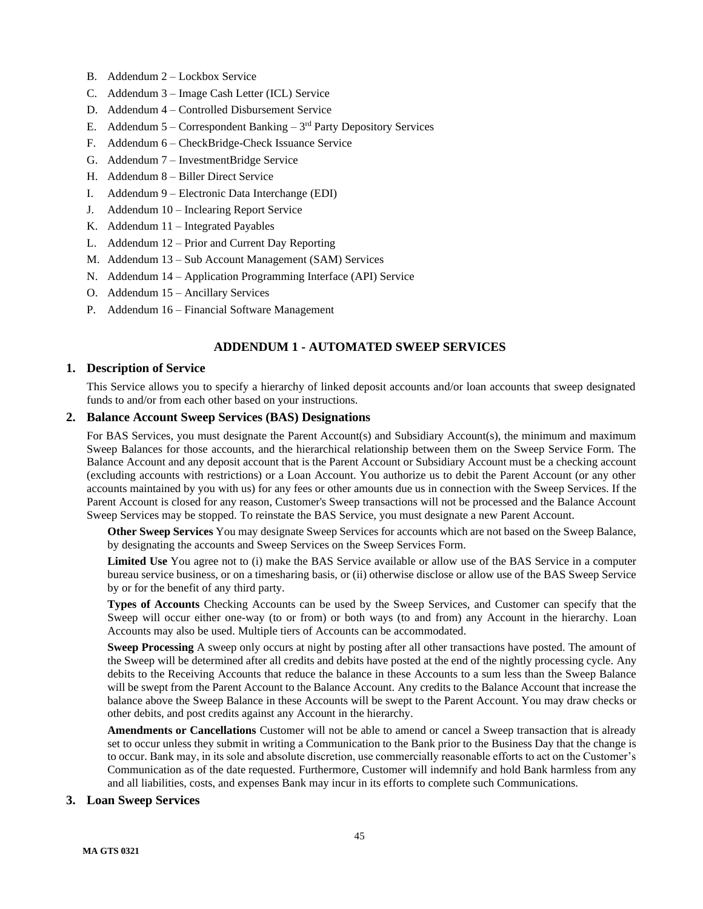B. Addendum 2 – Lockbox Service
C. Addendum 3 – Image Cash Letter (ICL) Service
D. Addendum 4 – Controlled Disbursement Service
E. Addendum 5 – Correspondent Banking – 3rd Party Depository Services
F. Addendum 6 – CheckBridge-Check Issuance Service
G. Addendum 7 – InvestmentBridge Service
H. Addendum 8 – Biller Direct Service
I. Addendum 9 – Electronic Data Interchange (EDI)
J. Addendum 10 – Inclearing Report Service
K. Addendum 11 – Integrated Payables
L. Addendum 12 – Prior and Current Day Reporting
M. Addendum 13 – Sub Account Management (SAM) Services
N. Addendum 14 – Application Programming Interface (API) Service
O. Addendum 15 – Ancillary Services
P. Addendum 16 – Financial Software Management

## ADDENDUM 1 - AUTOMATED SWEEP SERVICES

### 1. Description of Service

This Service allows you to specify a hierarchy of linked deposit accounts and/or loan accounts that sweep designated funds to and/or from each other based on your instructions.

### 2. Balance Account Sweep Services (BAS) Designations

For BAS Services, you must designate the Parent Account(s) and Subsidiary Account(s), the minimum and maximum Sweep Balances for those accounts, and the hierarchical relationship between them on the Sweep Service Form. The Balance Account and any deposit account that is the Parent Account or Subsidiary Account must be a checking account (excluding accounts with restrictions) or a Loan Account. You authorize us to debit the Parent Account (or any other accounts maintained by you with us) for any fees or other amounts due us in connection with the Sweep Services. If the Parent Account is closed for any reason, Customer's Sweep transactions will not be processed and the Balance Account Sweep Services may be stopped. To reinstate the BAS Service, you must designate a new Parent Account.

**Other Sweep Services** You may designate Sweep Services for accounts which are not based on the Sweep Balance, by designating the accounts and Sweep Services on the Sweep Services Form.

**Limited Use** You agree not to (i) make the BAS Service available or allow use of the BAS Service in a computer bureau service business, or on a timesharing basis, or (ii) otherwise disclose or allow use of the BAS Sweep Service by or for the benefit of any third party.

**Types of Accounts** Checking Accounts can be used by the Sweep Services, and Customer can specify that the Sweep will occur either one-way (to or from) or both ways (to and from) any Account in the hierarchy. Loan Accounts may also be used. Multiple tiers of Accounts can be accommodated.

**Sweep Processing** A sweep only occurs at night by posting after all other transactions have posted. The amount of the Sweep will be determined after all credits and debits have posted at the end of the nightly processing cycle. Any debits to the Receiving Accounts that reduce the balance in these Accounts to a sum less than the Sweep Balance will be swept from the Parent Account to the Balance Account. Any credits to the Balance Account that increase the balance above the Sweep Balance in these Accounts will be swept to the Parent Account. You may draw checks or other debits, and post credits against any Account in the hierarchy.

**Amendments or Cancellations** Customer will not be able to amend or cancel a Sweep transaction that is already set to occur unless they submit in writing a Communication to the Bank prior to the Business Day that the change is to occur. Bank may, in its sole and absolute discretion, use commercially reasonable efforts to act on the Customer's Communication as of the date requested. Furthermore, Customer will indemnify and hold Bank harmless from any and all liabilities, costs, and expenses Bank may incur in its efforts to complete such Communications.

### 3. Loan Sweep Services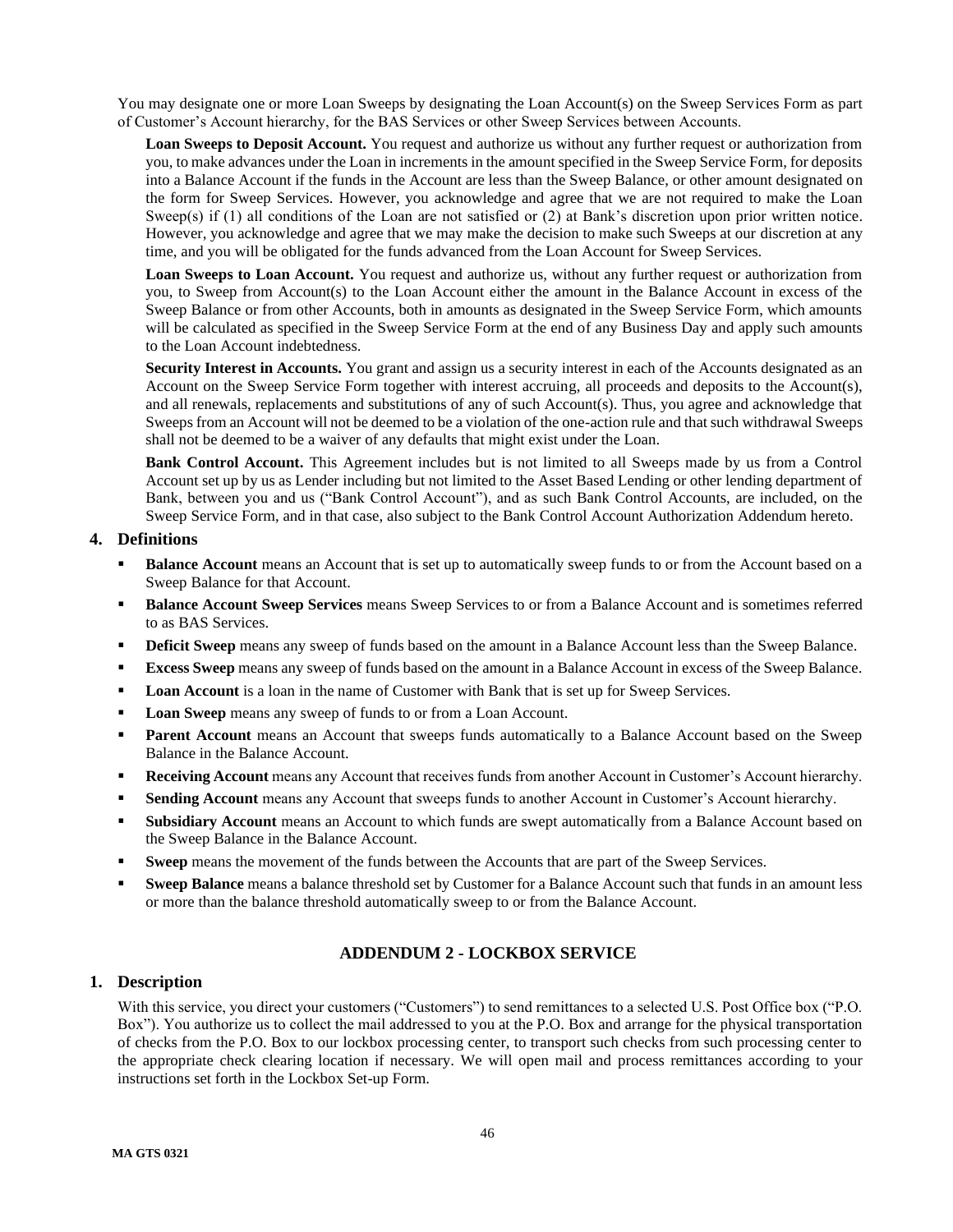You may designate one or more Loan Sweeps by designating the Loan Account(s) on the Sweep Services Form as part of Customer's Account hierarchy, for the BAS Services or other Sweep Services between Accounts.

**Loan Sweeps to Deposit Account.** You request and authorize us without any further request or authorization from you, to make advances under the Loan in increments in the amount specified in the Sweep Service Form, for deposits into a Balance Account if the funds in the Account are less than the Sweep Balance, or other amount designated on the form for Sweep Services. However, you acknowledge and agree that we are not required to make the Loan Sweep(s) if (1) all conditions of the Loan are not satisfied or (2) at Bank's discretion upon prior written notice. However, you acknowledge and agree that we may make the decision to make such Sweeps at our discretion at any time, and you will be obligated for the funds advanced from the Loan Account for Sweep Services.

**Loan Sweeps to Loan Account.** You request and authorize us, without any further request or authorization from you, to Sweep from Account(s) to the Loan Account either the amount in the Balance Account in excess of the Sweep Balance or from other Accounts, both in amounts as designated in the Sweep Service Form, which amounts will be calculated as specified in the Sweep Service Form at the end of any Business Day and apply such amounts to the Loan Account indebtedness.

**Security Interest in Accounts.** You grant and assign us a security interest in each of the Accounts designated as an Account on the Sweep Service Form together with interest accruing, all proceeds and deposits to the Account(s), and all renewals, replacements and substitutions of any of such Account(s). Thus, you agree and acknowledge that Sweeps from an Account will not be deemed to be a violation of the one-action rule and that such withdrawal Sweeps shall not be deemed to be a waiver of any defaults that might exist under the Loan.

**Bank Control Account.** This Agreement includes but is not limited to all Sweeps made by us from a Control Account set up by us as Lender including but not limited to the Asset Based Lending or other lending department of Bank, between you and us ("Bank Control Account"), and as such Bank Control Accounts, are included, on the Sweep Service Form, and in that case, also subject to the Bank Control Account Authorization Addendum hereto.

## 4. Definitions

- **Balance Account** means an Account that is set up to automatically sweep funds to or from the Account based on a Sweep Balance for that Account.
- **Balance Account Sweep Services** means Sweep Services to or from a Balance Account and is sometimes referred to as BAS Services.
- **Deficit Sweep** means any sweep of funds based on the amount in a Balance Account less than the Sweep Balance.
- **Excess Sweep** means any sweep of funds based on the amount in a Balance Account in excess of the Sweep Balance.
- **Loan Account** is a loan in the name of Customer with Bank that is set up for Sweep Services.
- **Loan Sweep** means any sweep of funds to or from a Loan Account.
- **Parent Account** means an Account that sweeps funds automatically to a Balance Account based on the Sweep Balance in the Balance Account.
- **Receiving Account** means any Account that receives funds from another Account in Customer's Account hierarchy.
- **Sending Account** means any Account that sweeps funds to another Account in Customer's Account hierarchy.
- **Subsidiary Account** means an Account to which funds are swept automatically from a Balance Account based on the Sweep Balance in the Balance Account.
- **Sweep** means the movement of the funds between the Accounts that are part of the Sweep Services.
- **Sweep Balance** means a balance threshold set by Customer for a Balance Account such that funds in an amount less or more than the balance threshold automatically sweep to or from the Balance Account.

# ADDENDUM 2 - LOCKBOX SERVICE

## 1. Description

With this service, you direct your customers ("Customers") to send remittances to a selected U.S. Post Office box ("P.O. Box"). You authorize us to collect the mail addressed to you at the P.O. Box and arrange for the physical transportation of checks from the P.O. Box to our lockbox processing center, to transport such checks from such processing center to the appropriate check clearing location if necessary. We will open mail and process remittances according to your instructions set forth in the Lockbox Set-up Form.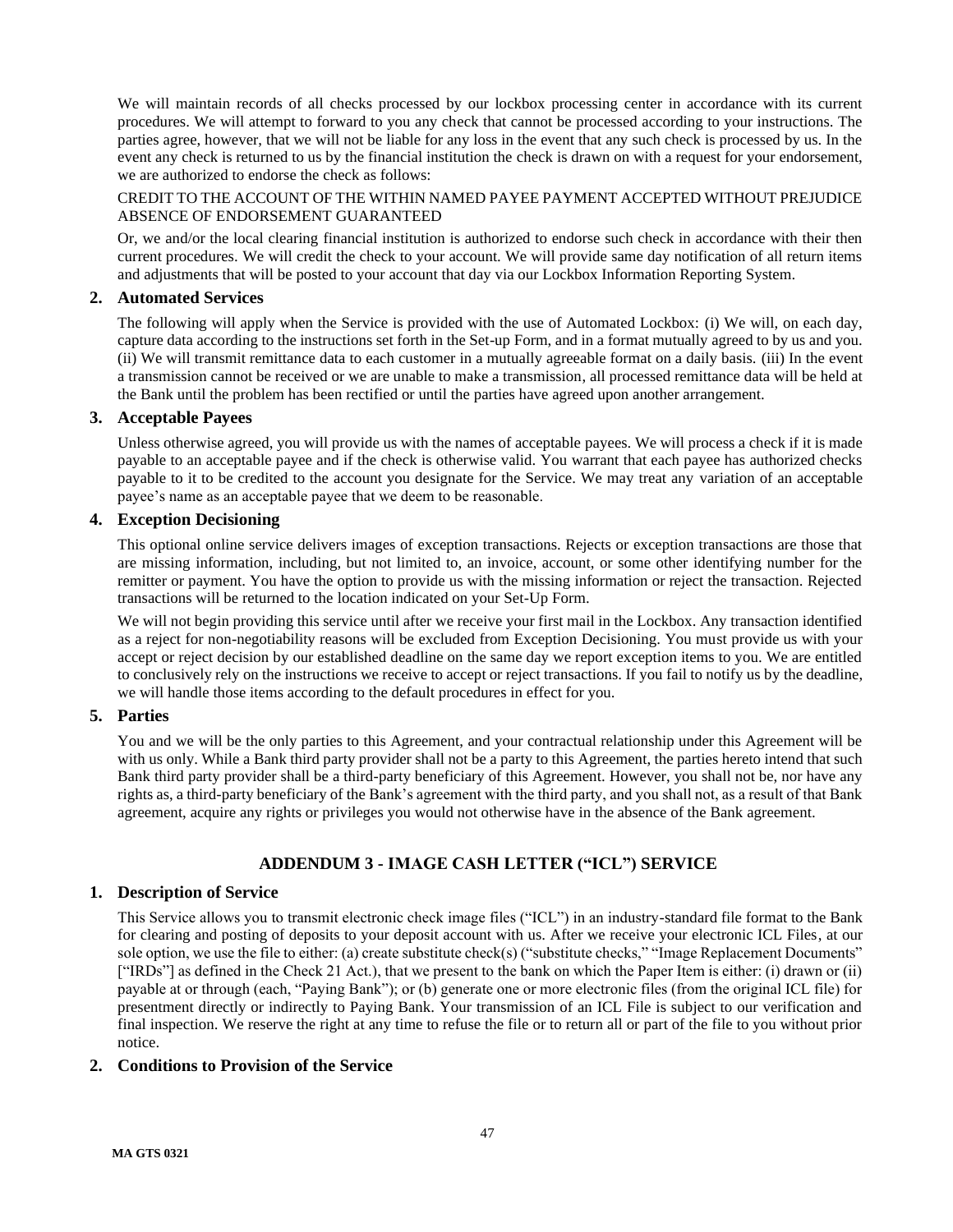We will maintain records of all checks processed by our lockbox processing center in accordance with its current procedures. We will attempt to forward to you any check that cannot be processed according to your instructions. The parties agree, however, that we will not be liable for any loss in the event that any such check is processed by us. In the event any check is returned to us by the financial institution the check is drawn on with a request for your endorsement, we are authorized to endorse the check as follows:

CREDIT TO THE ACCOUNT OF THE WITHIN NAMED PAYEE PAYMENT ACCEPTED WITHOUT PREJUDICE ABSENCE OF ENDORSEMENT GUARANTEED

Or, we and/or the local clearing financial institution is authorized to endorse such check in accordance with their then current procedures. We will credit the check to your account. We will provide same day notification of all return items and adjustments that will be posted to your account that day via our Lockbox Information Reporting System.

### 2. Automated Services

The following will apply when the Service is provided with the use of Automated Lockbox: (i) We will, on each day, capture data according to the instructions set forth in the Set-up Form, and in a format mutually agreed to by us and you. (ii) We will transmit remittance data to each customer in a mutually agreeable format on a daily basis. (iii) In the event a transmission cannot be received or we are unable to make a transmission, all processed remittance data will be held at the Bank until the problem has been rectified or until the parties have agreed upon another arrangement.

### 3. Acceptable Payees

Unless otherwise agreed, you will provide us with the names of acceptable payees. We will process a check if it is made payable to an acceptable payee and if the check is otherwise valid. You warrant that each payee has authorized checks payable to it to be credited to the account you designate for the Service. We may treat any variation of an acceptable payee's name as an acceptable payee that we deem to be reasonable.

### 4. Exception Decisioning

This optional online service delivers images of exception transactions. Rejects or exception transactions are those that are missing information, including, but not limited to, an invoice, account, or some other identifying number for the remitter or payment. You have the option to provide us with the missing information or reject the transaction. Rejected transactions will be returned to the location indicated on your Set-Up Form.

We will not begin providing this service until after we receive your first mail in the Lockbox. Any transaction identified as a reject for non-negotiability reasons will be excluded from Exception Decisioning. You must provide us with your accept or reject decision by our established deadline on the same day we report exception items to you. We are entitled to conclusively rely on the instructions we receive to accept or reject transactions. If you fail to notify us by the deadline, we will handle those items according to the default procedures in effect for you.

### 5. Parties

You and we will be the only parties to this Agreement, and your contractual relationship under this Agreement will be with us only. While a Bank third party provider shall not be a party to this Agreement, the parties hereto intend that such Bank third party provider shall be a third-party beneficiary of this Agreement. However, you shall not be, nor have any rights as, a third-party beneficiary of the Bank's agreement with the third party, and you shall not, as a result of that Bank agreement, acquire any rights or privileges you would not otherwise have in the absence of the Bank agreement.

## ADDENDUM 3 - IMAGE CASH LETTER ("ICL") SERVICE

### 1. Description of Service

This Service allows you to transmit electronic check image files ("ICL") in an industry-standard file format to the Bank for clearing and posting of deposits to your deposit account with us. After we receive your electronic ICL Files, at our sole option, we use the file to either: (a) create substitute check(s) ("substitute checks," "Image Replacement Documents" ["IRDs"] as defined in the Check 21 Act.), that we present to the bank on which the Paper Item is either: (i) drawn or (ii) payable at or through (each, "Paying Bank"); or (b) generate one or more electronic files (from the original ICL file) for presentment directly or indirectly to Paying Bank. Your transmission of an ICL File is subject to our verification and final inspection. We reserve the right at any time to refuse the file or to return all or part of the file to you without prior notice.

### 2. Conditions to Provision of the Service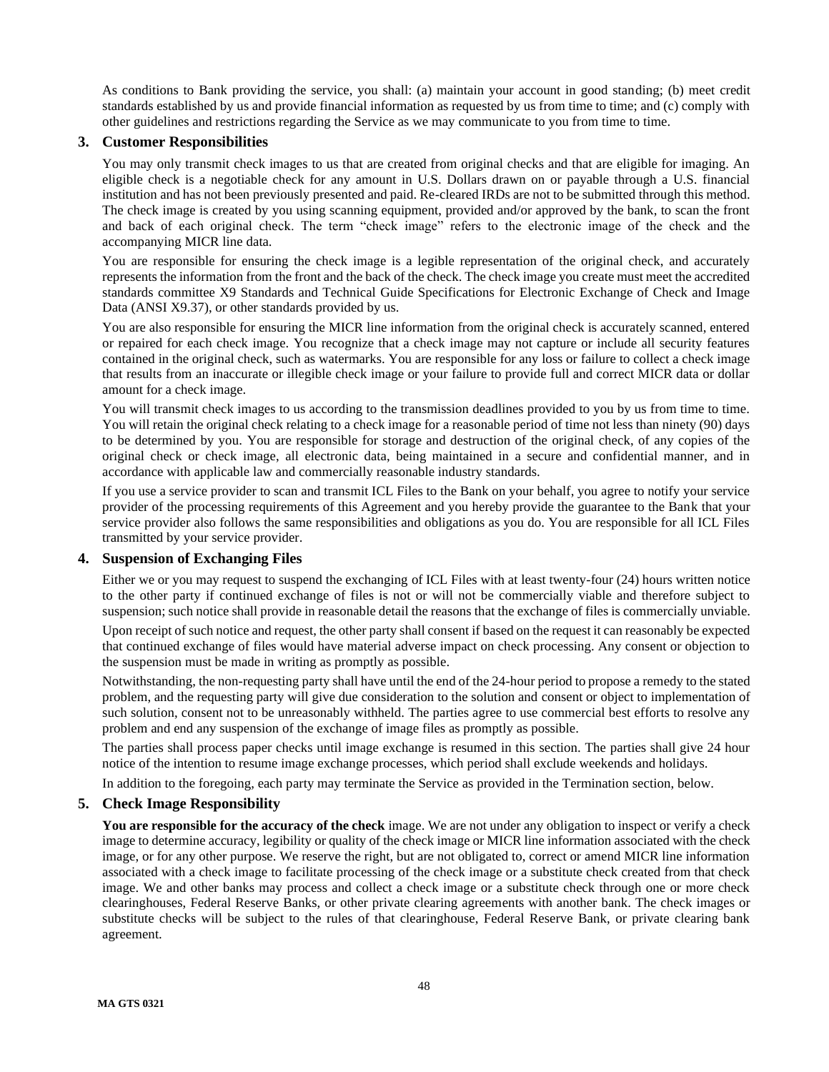As conditions to Bank providing the service, you shall: (a) maintain your account in good standing; (b) meet credit standards established by us and provide financial information as requested by us from time to time; and (c) comply with other guidelines and restrictions regarding the Service as we may communicate to you from time to time.

## 3. Customer Responsibilities

You may only transmit check images to us that are created from original checks and that are eligible for imaging. An eligible check is a negotiable check for any amount in U.S. Dollars drawn on or payable through a U.S. financial institution and has not been previously presented and paid. Re-cleared IRDs are not to be submitted through this method. The check image is created by you using scanning equipment, provided and/or approved by the bank, to scan the front and back of each original check. The term "check image" refers to the electronic image of the check and the accompanying MICR line data.

You are responsible for ensuring the check image is a legible representation of the original check, and accurately represents the information from the front and the back of the check. The check image you create must meet the accredited standards committee X9 Standards and Technical Guide Specifications for Electronic Exchange of Check and Image Data (ANSI X9.37), or other standards provided by us.

You are also responsible for ensuring the MICR line information from the original check is accurately scanned, entered or repaired for each check image. You recognize that a check image may not capture or include all security features contained in the original check, such as watermarks. You are responsible for any loss or failure to collect a check image that results from an inaccurate or illegible check image or your failure to provide full and correct MICR data or dollar amount for a check image.

You will transmit check images to us according to the transmission deadlines provided to you by us from time to time. You will retain the original check relating to a check image for a reasonable period of time not less than ninety (90) days to be determined by you. You are responsible for storage and destruction of the original check, of any copies of the original check or check image, all electronic data, being maintained in a secure and confidential manner, and in accordance with applicable law and commercially reasonable industry standards.

If you use a service provider to scan and transmit ICL Files to the Bank on your behalf, you agree to notify your service provider of the processing requirements of this Agreement and you hereby provide the guarantee to the Bank that your service provider also follows the same responsibilities and obligations as you do. You are responsible for all ICL Files transmitted by your service provider.

## 4. Suspension of Exchanging Files

Either we or you may request to suspend the exchanging of ICL Files with at least twenty-four (24) hours written notice to the other party if continued exchange of files is not or will not be commercially viable and therefore subject to suspension; such notice shall provide in reasonable detail the reasons that the exchange of files is commercially unviable.

Upon receipt of such notice and request, the other party shall consent if based on the request it can reasonably be expected that continued exchange of files would have material adverse impact on check processing. Any consent or objection to the suspension must be made in writing as promptly as possible.

Notwithstanding, the non-requesting party shall have until the end of the 24-hour period to propose a remedy to the stated problem, and the requesting party will give due consideration to the solution and consent or object to implementation of such solution, consent not to be unreasonably withheld. The parties agree to use commercial best efforts to resolve any problem and end any suspension of the exchange of image files as promptly as possible.

The parties shall process paper checks until image exchange is resumed in this section. The parties shall give 24 hour notice of the intention to resume image exchange processes, which period shall exclude weekends and holidays.

In addition to the foregoing, each party may terminate the Service as provided in the Termination section, below.

## 5. Check Image Responsibility

**You are responsible for the accuracy of the check** image. We are not under any obligation to inspect or verify a check image to determine accuracy, legibility or quality of the check image or MICR line information associated with the check image, or for any other purpose. We reserve the right, but are not obligated to, correct or amend MICR line information associated with a check image to facilitate processing of the check image or a substitute check created from that check image. We and other banks may process and collect a check image or a substitute check through one or more check clearinghouses, Federal Reserve Banks, or other private clearing agreements with another bank. The check images or substitute checks will be subject to the rules of that clearinghouse, Federal Reserve Bank, or private clearing bank agreement.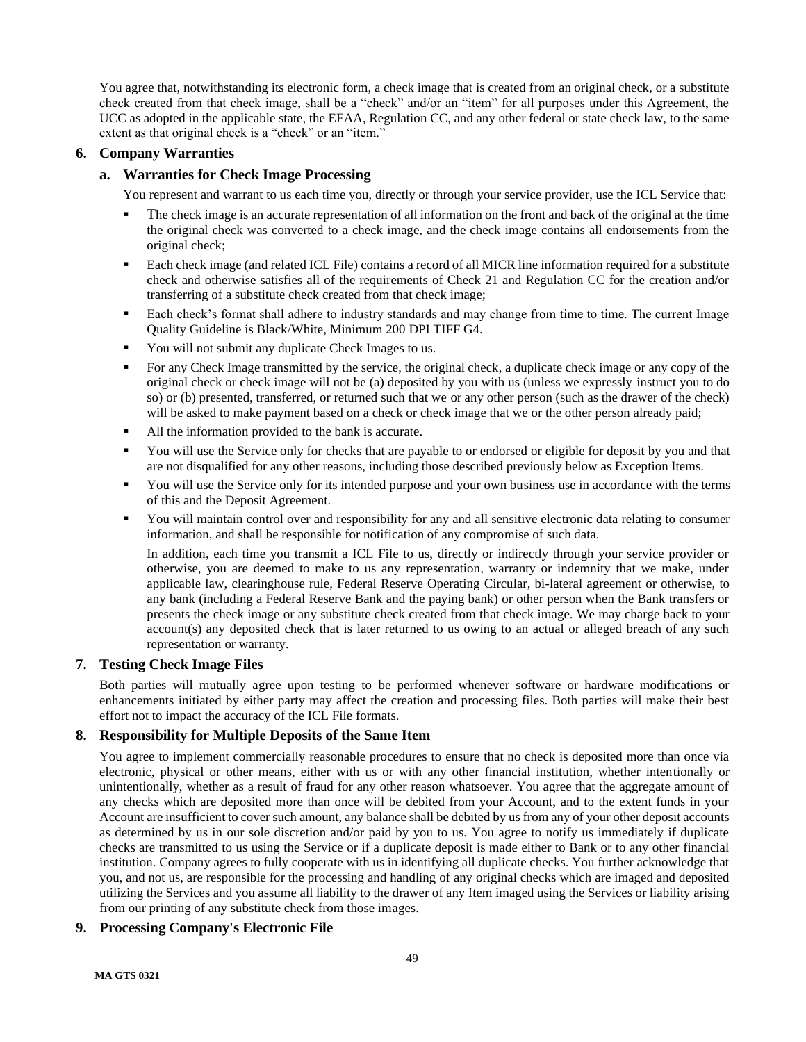You agree that, notwithstanding its electronic form, a check image that is created from an original check, or a substitute check created from that check image, shall be a "check" and/or an "item" for all purposes under this Agreement, the UCC as adopted in the applicable state, the EFAA, Regulation CC, and any other federal or state check law, to the same extent as that original check is a "check" or an "item."

## 6. Company Warranties

### a. Warranties for Check Image Processing

You represent and warrant to us each time you, directly or through your service provider, use the ICL Service that:

- The check image is an accurate representation of all information on the front and back of the original at the time the original check was converted to a check image, and the check image contains all endorsements from the original check;
- Each check image (and related ICL File) contains a record of all MICR line information required for a substitute check and otherwise satisfies all of the requirements of Check 21 and Regulation CC for the creation and/or transferring of a substitute check created from that check image;
- Each check's format shall adhere to industry standards and may change from time to time. The current Image Quality Guideline is Black/White, Minimum 200 DPI TIFF G4.
- You will not submit any duplicate Check Images to us.
- For any Check Image transmitted by the service, the original check, a duplicate check image or any copy of the original check or check image will not be (a) deposited by you with us (unless we expressly instruct you to do so) or (b) presented, transferred, or returned such that we or any other person (such as the drawer of the check) will be asked to make payment based on a check or check image that we or the other person already paid;
- All the information provided to the bank is accurate.
- You will use the Service only for checks that are payable to or endorsed or eligible for deposit by you and that are not disqualified for any other reasons, including those described previously below as Exception Items.
- You will use the Service only for its intended purpose and your own business use in accordance with the terms of this and the Deposit Agreement.
- You will maintain control over and responsibility for any and all sensitive electronic data relating to consumer information, and shall be responsible for notification of any compromise of such data.

  In addition, each time you transmit a ICL File to us, directly or indirectly through your service provider or otherwise, you are deemed to make to us any representation, warranty or indemnity that we make, under applicable law, clearinghouse rule, Federal Reserve Operating Circular, bi-lateral agreement or otherwise, to any bank (including a Federal Reserve Bank and the paying bank) or other person when the Bank transfers or presents the check image or any substitute check created from that check image. We may charge back to your account(s) any deposited check that is later returned to us owing to an actual or alleged breach of any such representation or warranty.

## 7. Testing Check Image Files

Both parties will mutually agree upon testing to be performed whenever software or hardware modifications or enhancements initiated by either party may affect the creation and processing files. Both parties will make their best effort not to impact the accuracy of the ICL File formats.

## 8. Responsibility for Multiple Deposits of the Same Item

You agree to implement commercially reasonable procedures to ensure that no check is deposited more than once via electronic, physical or other means, either with us or with any other financial institution, whether intentionally or unintentionally, whether as a result of fraud for any other reason whatsoever. You agree that the aggregate amount of any checks which are deposited more than once will be debited from your Account, and to the extent funds in your Account are insufficient to cover such amount, any balance shall be debited by us from any of your other deposit accounts as determined by us in our sole discretion and/or paid by you to us. You agree to notify us immediately if duplicate checks are transmitted to us using the Service or if a duplicate deposit is made either to Bank or to any other financial institution. Company agrees to fully cooperate with us in identifying all duplicate checks. You further acknowledge that you, and not us, are responsible for the processing and handling of any original checks which are imaged and deposited utilizing the Services and you assume all liability to the drawer of any Item imaged using the Services or liability arising from our printing of any substitute check from those images.

## 9. Processing Company's Electronic File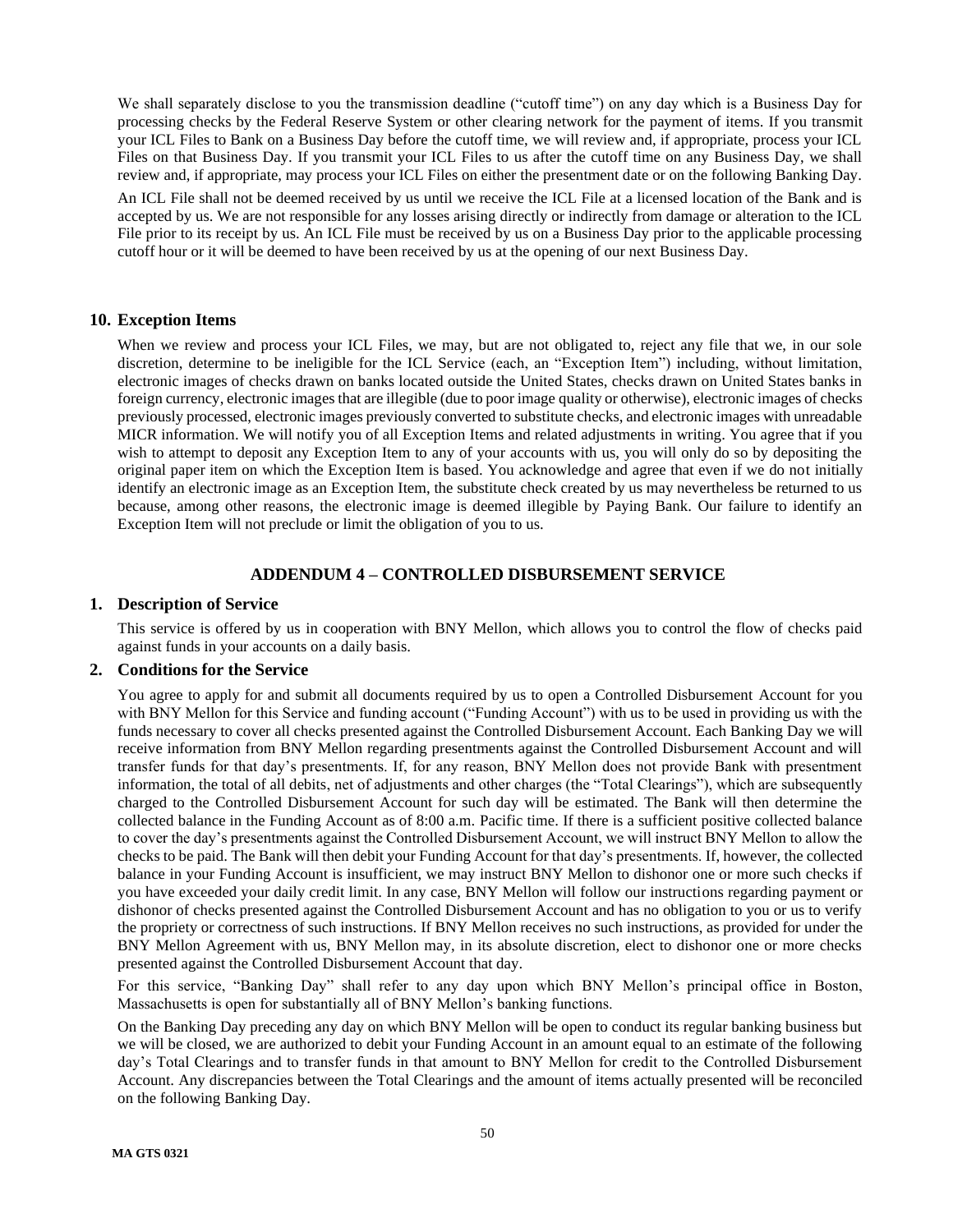We shall separately disclose to you the transmission deadline ("cutoff time") on any day which is a Business Day for processing checks by the Federal Reserve System or other clearing network for the payment of items. If you transmit your ICL Files to Bank on a Business Day before the cutoff time, we will review and, if appropriate, process your ICL Files on that Business Day. If you transmit your ICL Files to us after the cutoff time on any Business Day, we shall review and, if appropriate, may process your ICL Files on either the presentment date or on the following Banking Day.

An ICL File shall not be deemed received by us until we receive the ICL File at a licensed location of the Bank and is accepted by us. We are not responsible for any losses arising directly or indirectly from damage or alteration to the ICL File prior to its receipt by us. An ICL File must be received by us on a Business Day prior to the applicable processing cutoff hour or it will be deemed to have been received by us at the opening of our next Business Day.

## 10. Exception Items

When we review and process your ICL Files, we may, but are not obligated to, reject any file that we, in our sole discretion, determine to be ineligible for the ICL Service (each, an "Exception Item") including, without limitation, electronic images of checks drawn on banks located outside the United States, checks drawn on United States banks in foreign currency, electronic images that are illegible (due to poor image quality or otherwise), electronic images of checks previously processed, electronic images previously converted to substitute checks, and electronic images with unreadable MICR information. We will notify you of all Exception Items and related adjustments in writing. You agree that if you wish to attempt to deposit any Exception Item to any of your accounts with us, you will only do so by depositing the original paper item on which the Exception Item is based. You acknowledge and agree that even if we do not initially identify an electronic image as an Exception Item, the substitute check created by us may nevertheless be returned to us because, among other reasons, the electronic image is deemed illegible by Paying Bank. Our failure to identify an Exception Item will not preclude or limit the obligation of you to us.

# ADDENDUM 4 – CONTROLLED DISBURSEMENT SERVICE

## 1. Description of Service

This service is offered by us in cooperation with BNY Mellon, which allows you to control the flow of checks paid against funds in your accounts on a daily basis.

## 2. Conditions for the Service

You agree to apply for and submit all documents required by us to open a Controlled Disbursement Account for you with BNY Mellon for this Service and funding account ("Funding Account") with us to be used in providing us with the funds necessary to cover all checks presented against the Controlled Disbursement Account. Each Banking Day we will receive information from BNY Mellon regarding presentments against the Controlled Disbursement Account and will transfer funds for that day's presentments. If, for any reason, BNY Mellon does not provide Bank with presentment information, the total of all debits, net of adjustments and other charges (the "Total Clearings"), which are subsequently charged to the Controlled Disbursement Account for such day will be estimated. The Bank will then determine the collected balance in the Funding Account as of 8:00 a.m. Pacific time. If there is a sufficient positive collected balance to cover the day's presentments against the Controlled Disbursement Account, we will instruct BNY Mellon to allow the checks to be paid. The Bank will then debit your Funding Account for that day's presentments. If, however, the collected balance in your Funding Account is insufficient, we may instruct BNY Mellon to dishonor one or more such checks if you have exceeded your daily credit limit. In any case, BNY Mellon will follow our instructions regarding payment or dishonor of checks presented against the Controlled Disbursement Account and has no obligation to you or us to verify the propriety or correctness of such instructions. If BNY Mellon receives no such instructions, as provided for under the BNY Mellon Agreement with us, BNY Mellon may, in its absolute discretion, elect to dishonor one or more checks presented against the Controlled Disbursement Account that day.

For this service, "Banking Day" shall refer to any day upon which BNY Mellon's principal office in Boston, Massachusetts is open for substantially all of BNY Mellon's banking functions.

On the Banking Day preceding any day on which BNY Mellon will be open to conduct its regular banking business but we will be closed, we are authorized to debit your Funding Account in an amount equal to an estimate of the following day's Total Clearings and to transfer funds in that amount to BNY Mellon for credit to the Controlled Disbursement Account. Any discrepancies between the Total Clearings and the amount of items actually presented will be reconciled on the following Banking Day.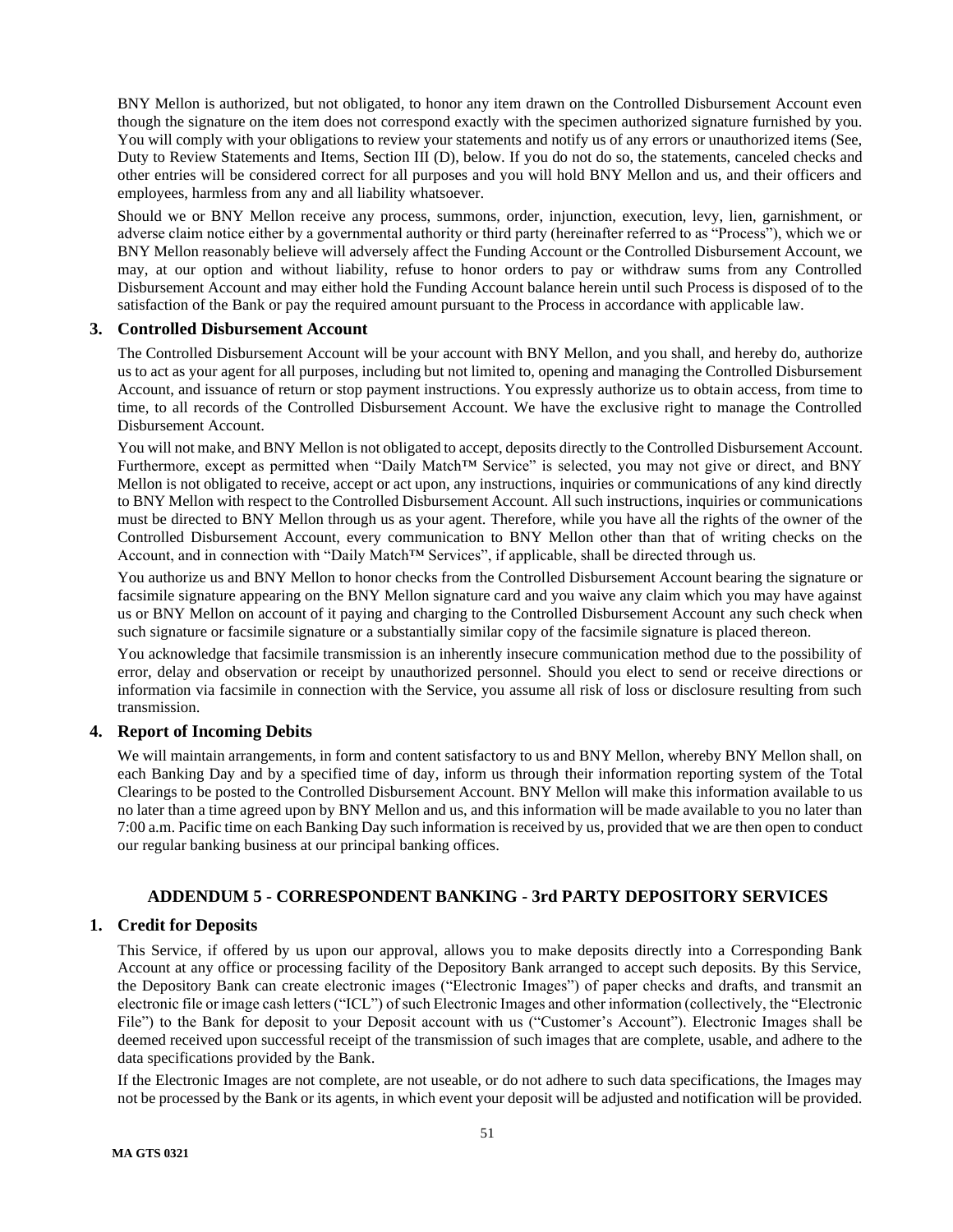BNY Mellon is authorized, but not obligated, to honor any item drawn on the Controlled Disbursement Account even though the signature on the item does not correspond exactly with the specimen authorized signature furnished by you. You will comply with your obligations to review your statements and notify us of any errors or unauthorized items (See, Duty to Review Statements and Items, Section III (D), below. If you do not do so, the statements, canceled checks and other entries will be considered correct for all purposes and you will hold BNY Mellon and us, and their officers and employees, harmless from any and all liability whatsoever.

Should we or BNY Mellon receive any process, summons, order, injunction, execution, levy, lien, garnishment, or adverse claim notice either by a governmental authority or third party (hereinafter referred to as "Process"), which we or BNY Mellon reasonably believe will adversely affect the Funding Account or the Controlled Disbursement Account, we may, at our option and without liability, refuse to honor orders to pay or withdraw sums from any Controlled Disbursement Account and may either hold the Funding Account balance herein until such Process is disposed of to the satisfaction of the Bank or pay the required amount pursuant to the Process in accordance with applicable law.

### 3. Controlled Disbursement Account

The Controlled Disbursement Account will be your account with BNY Mellon, and you shall, and hereby do, authorize us to act as your agent for all purposes, including but not limited to, opening and managing the Controlled Disbursement Account, and issuance of return or stop payment instructions. You expressly authorize us to obtain access, from time to time, to all records of the Controlled Disbursement Account. We have the exclusive right to manage the Controlled Disbursement Account.

You will not make, and BNY Mellon is not obligated to accept, deposits directly to the Controlled Disbursement Account. Furthermore, except as permitted when "Daily Match™ Service" is selected, you may not give or direct, and BNY Mellon is not obligated to receive, accept or act upon, any instructions, inquiries or communications of any kind directly to BNY Mellon with respect to the Controlled Disbursement Account. All such instructions, inquiries or communications must be directed to BNY Mellon through us as your agent. Therefore, while you have all the rights of the owner of the Controlled Disbursement Account, every communication to BNY Mellon other than that of writing checks on the Account, and in connection with "Daily Match™ Services", if applicable, shall be directed through us.

You authorize us and BNY Mellon to honor checks from the Controlled Disbursement Account bearing the signature or facsimile signature appearing on the BNY Mellon signature card and you waive any claim which you may have against us or BNY Mellon on account of it paying and charging to the Controlled Disbursement Account any such check when such signature or facsimile signature or a substantially similar copy of the facsimile signature is placed thereon.

You acknowledge that facsimile transmission is an inherently insecure communication method due to the possibility of error, delay and observation or receipt by unauthorized personnel. Should you elect to send or receive directions or information via facsimile in connection with the Service, you assume all risk of loss or disclosure resulting from such transmission.

### 4. Report of Incoming Debits

We will maintain arrangements, in form and content satisfactory to us and BNY Mellon, whereby BNY Mellon shall, on each Banking Day and by a specified time of day, inform us through their information reporting system of the Total Clearings to be posted to the Controlled Disbursement Account. BNY Mellon will make this information available to us no later than a time agreed upon by BNY Mellon and us, and this information will be made available to you no later than 7:00 a.m. Pacific time on each Banking Day such information is received by us, provided that we are then open to conduct our regular banking business at our principal banking offices.

## ADDENDUM 5 - CORRESPONDENT BANKING - 3rd PARTY DEPOSITORY SERVICES

### 1. Credit for Deposits

This Service, if offered by us upon our approval, allows you to make deposits directly into a Corresponding Bank Account at any office or processing facility of the Depository Bank arranged to accept such deposits. By this Service, the Depository Bank can create electronic images ("Electronic Images") of paper checks and drafts, and transmit an electronic file or image cash letters ("ICL") of such Electronic Images and other information (collectively, the "Electronic File") to the Bank for deposit to your Deposit account with us ("Customer's Account"). Electronic Images shall be deemed received upon successful receipt of the transmission of such images that are complete, usable, and adhere to the data specifications provided by the Bank.

If the Electronic Images are not complete, are not useable, or do not adhere to such data specifications, the Images may not be processed by the Bank or its agents, in which event your deposit will be adjusted and notification will be provided.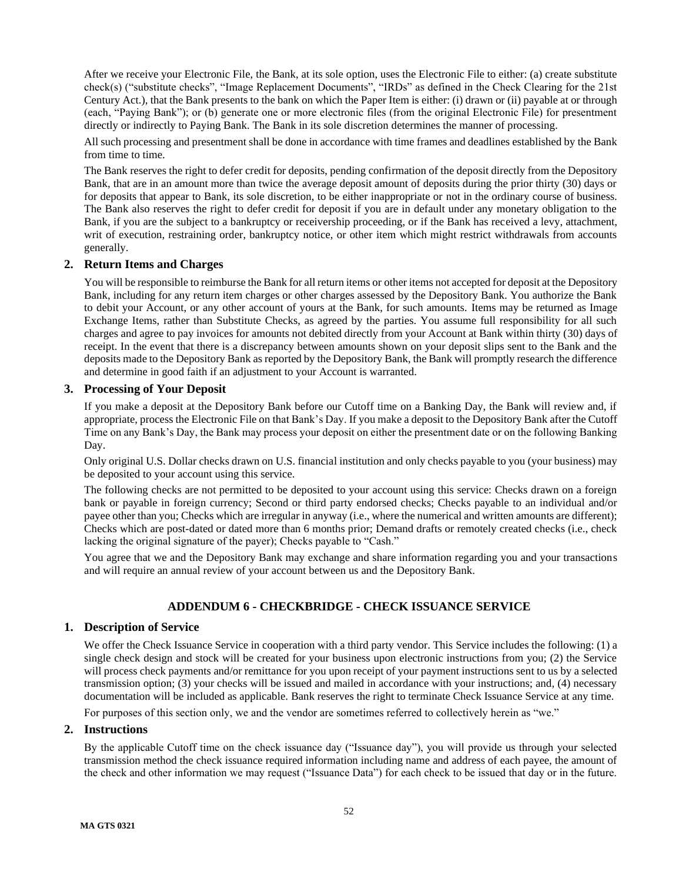After we receive your Electronic File, the Bank, at its sole option, uses the Electronic File to either: (a) create substitute check(s) ("substitute checks", "Image Replacement Documents", "IRDs" as defined in the Check Clearing for the 21st Century Act.), that the Bank presents to the bank on which the Paper Item is either: (i) drawn or (ii) payable at or through (each, "Paying Bank"); or (b) generate one or more electronic files (from the original Electronic File) for presentment directly or indirectly to Paying Bank. The Bank in its sole discretion determines the manner of processing.

All such processing and presentment shall be done in accordance with time frames and deadlines established by the Bank from time to time.

The Bank reserves the right to defer credit for deposits, pending confirmation of the deposit directly from the Depository Bank, that are in an amount more than twice the average deposit amount of deposits during the prior thirty (30) days or for deposits that appear to Bank, its sole discretion, to be either inappropriate or not in the ordinary course of business. The Bank also reserves the right to defer credit for deposit if you are in default under any monetary obligation to the Bank, if you are the subject to a bankruptcy or receivership proceeding, or if the Bank has received a levy, attachment, writ of execution, restraining order, bankruptcy notice, or other item which might restrict withdrawals from accounts generally.

### 2. Return Items and Charges

You will be responsible to reimburse the Bank for all return items or other items not accepted for deposit at the Depository Bank, including for any return item charges or other charges assessed by the Depository Bank. You authorize the Bank to debit your Account, or any other account of yours at the Bank, for such amounts. Items may be returned as Image Exchange Items, rather than Substitute Checks, as agreed by the parties. You assume full responsibility for all such charges and agree to pay invoices for amounts not debited directly from your Account at Bank within thirty (30) days of receipt. In the event that there is a discrepancy between amounts shown on your deposit slips sent to the Bank and the deposits made to the Depository Bank as reported by the Depository Bank, the Bank will promptly research the difference and determine in good faith if an adjustment to your Account is warranted.

### 3. Processing of Your Deposit

If you make a deposit at the Depository Bank before our Cutoff time on a Banking Day, the Bank will review and, if appropriate, process the Electronic File on that Bank's Day. If you make a deposit to the Depository Bank after the Cutoff Time on any Bank's Day, the Bank may process your deposit on either the presentment date or on the following Banking Day.

Only original U.S. Dollar checks drawn on U.S. financial institution and only checks payable to you (your business) may be deposited to your account using this service.

The following checks are not permitted to be deposited to your account using this service: Checks drawn on a foreign bank or payable in foreign currency; Second or third party endorsed checks; Checks payable to an individual and/or payee other than you; Checks which are irregular in anyway (i.e., where the numerical and written amounts are different); Checks which are post-dated or dated more than 6 months prior; Demand drafts or remotely created checks (i.e., check lacking the original signature of the payer); Checks payable to "Cash."

You agree that we and the Depository Bank may exchange and share information regarding you and your transactions and will require an annual review of your account between us and the Depository Bank.

## ADDENDUM 6 - CHECKBRIDGE - CHECK ISSUANCE SERVICE

### 1. Description of Service

We offer the Check Issuance Service in cooperation with a third party vendor. This Service includes the following: (1) a single check design and stock will be created for your business upon electronic instructions from you; (2) the Service will process check payments and/or remittance for you upon receipt of your payment instructions sent to us by a selected transmission option; (3) your checks will be issued and mailed in accordance with your instructions; and, (4) necessary documentation will be included as applicable. Bank reserves the right to terminate Check Issuance Service at any time.

For purposes of this section only, we and the vendor are sometimes referred to collectively herein as "we."

### 2. Instructions

By the applicable Cutoff time on the check issuance day ("Issuance day"), you will provide us through your selected transmission method the check issuance required information including name and address of each payee, the amount of the check and other information we may request ("Issuance Data") for each check to be issued that day or in the future.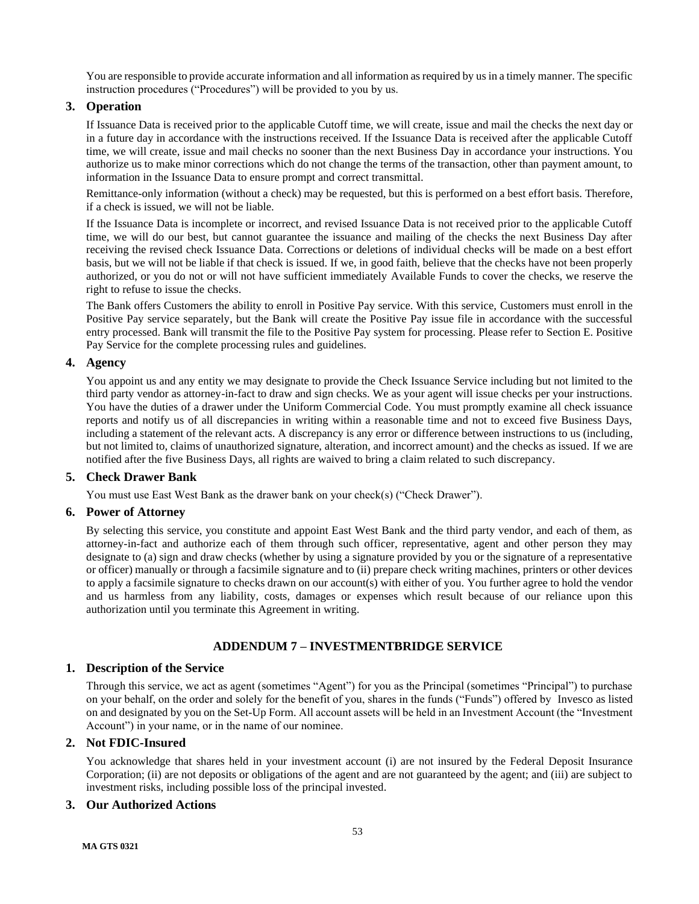You are responsible to provide accurate information and all information as required by us in a timely manner. The specific instruction procedures ("Procedures") will be provided to you by us.

### 3. Operation

If Issuance Data is received prior to the applicable Cutoff time, we will create, issue and mail the checks the next day or in a future day in accordance with the instructions received. If the Issuance Data is received after the applicable Cutoff time, we will create, issue and mail checks no sooner than the next Business Day in accordance your instructions. You authorize us to make minor corrections which do not change the terms of the transaction, other than payment amount, to information in the Issuance Data to ensure prompt and correct transmittal.

Remittance-only information (without a check) may be requested, but this is performed on a best effort basis. Therefore, if a check is issued, we will not be liable.

If the Issuance Data is incomplete or incorrect, and revised Issuance Data is not received prior to the applicable Cutoff time, we will do our best, but cannot guarantee the issuance and mailing of the checks the next Business Day after receiving the revised check Issuance Data. Corrections or deletions of individual checks will be made on a best effort basis, but we will not be liable if that check is issued. If we, in good faith, believe that the checks have not been properly authorized, or you do not or will not have sufficient immediately Available Funds to cover the checks, we reserve the right to refuse to issue the checks.

The Bank offers Customers the ability to enroll in Positive Pay service. With this service, Customers must enroll in the Positive Pay service separately, but the Bank will create the Positive Pay issue file in accordance with the successful entry processed. Bank will transmit the file to the Positive Pay system for processing. Please refer to Section E. Positive Pay Service for the complete processing rules and guidelines.

### 4. Agency

You appoint us and any entity we may designate to provide the Check Issuance Service including but not limited to the third party vendor as attorney-in-fact to draw and sign checks. We as your agent will issue checks per your instructions. You have the duties of a drawer under the Uniform Commercial Code. You must promptly examine all check issuance reports and notify us of all discrepancies in writing within a reasonable time and not to exceed five Business Days, including a statement of the relevant acts. A discrepancy is any error or difference between instructions to us (including, but not limited to, claims of unauthorized signature, alteration, and incorrect amount) and the checks as issued. If we are notified after the five Business Days, all rights are waived to bring a claim related to such discrepancy.

### 5. Check Drawer Bank

You must use East West Bank as the drawer bank on your check(s) ("Check Drawer").

### 6. Power of Attorney

By selecting this service, you constitute and appoint East West Bank and the third party vendor, and each of them, as attorney-in-fact and authorize each of them through such officer, representative, agent and other person they may designate to (a) sign and draw checks (whether by using a signature provided by you or the signature of a representative or officer) manually or through a facsimile signature and to (ii) prepare check writing machines, printers or other devices to apply a facsimile signature to checks drawn on our account(s) with either of you. You further agree to hold the vendor and us harmless from any liability, costs, damages or expenses which result because of our reliance upon this authorization until you terminate this Agreement in writing.

## ADDENDUM 7 – INVESTMENTBRIDGE SERVICE

### 1. Description of the Service

Through this service, we act as agent (sometimes "Agent") for you as the Principal (sometimes "Principal") to purchase on your behalf, on the order and solely for the benefit of you, shares in the funds ("Funds") offered by Invesco as listed on and designated by you on the Set-Up Form. All account assets will be held in an Investment Account (the "Investment Account") in your name, or in the name of our nominee.

### 2. Not FDIC-Insured

You acknowledge that shares held in your investment account (i) are not insured by the Federal Deposit Insurance Corporation; (ii) are not deposits or obligations of the agent and are not guaranteed by the agent; and (iii) are subject to investment risks, including possible loss of the principal invested.

### 3. Our Authorized Actions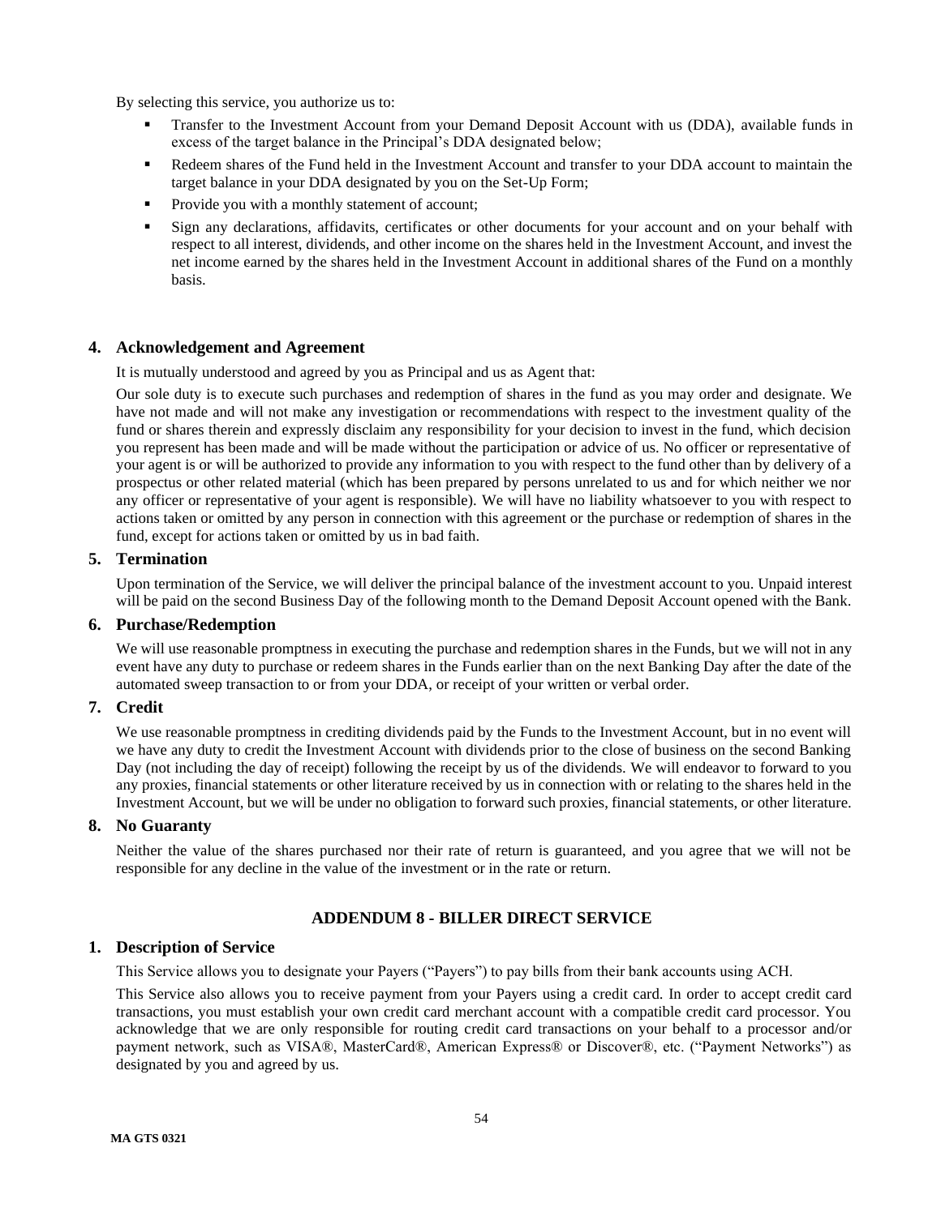By selecting this service, you authorize us to:

- Transfer to the Investment Account from your Demand Deposit Account with us (DDA), available funds in excess of the target balance in the Principal's DDA designated below;
- Redeem shares of the Fund held in the Investment Account and transfer to your DDA account to maintain the target balance in your DDA designated by you on the Set-Up Form;
- Provide you with a monthly statement of account;
- Sign any declarations, affidavits, certificates or other documents for your account and on your behalf with respect to all interest, dividends, and other income on the shares held in the Investment Account, and invest the net income earned by the shares held in the Investment Account in additional shares of the Fund on a monthly basis.

### 4. Acknowledgement and Agreement

It is mutually understood and agreed by you as Principal and us as Agent that:

Our sole duty is to execute such purchases and redemption of shares in the fund as you may order and designate. We have not made and will not make any investigation or recommendations with respect to the investment quality of the fund or shares therein and expressly disclaim any responsibility for your decision to invest in the fund, which decision you represent has been made and will be made without the participation or advice of us. No officer or representative of your agent is or will be authorized to provide any information to you with respect to the fund other than by delivery of a prospectus or other related material (which has been prepared by persons unrelated to us and for which neither we nor any officer or representative of your agent is responsible). We will have no liability whatsoever to you with respect to actions taken or omitted by any person in connection with this agreement or the purchase or redemption of shares in the fund, except for actions taken or omitted by us in bad faith.

### 5. Termination

Upon termination of the Service, we will deliver the principal balance of the investment account to you. Unpaid interest will be paid on the second Business Day of the following month to the Demand Deposit Account opened with the Bank.

### 6. Purchase/Redemption

We will use reasonable promptness in executing the purchase and redemption shares in the Funds, but we will not in any event have any duty to purchase or redeem shares in the Funds earlier than on the next Banking Day after the date of the automated sweep transaction to or from your DDA, or receipt of your written or verbal order.

### 7. Credit

We use reasonable promptness in crediting dividends paid by the Funds to the Investment Account, but in no event will we have any duty to credit the Investment Account with dividends prior to the close of business on the second Banking Day (not including the day of receipt) following the receipt by us of the dividends. We will endeavor to forward to you any proxies, financial statements or other literature received by us in connection with or relating to the shares held in the Investment Account, but we will be under no obligation to forward such proxies, financial statements, or other literature.

### 8. No Guaranty

Neither the value of the shares purchased nor their rate of return is guaranteed, and you agree that we will not be responsible for any decline in the value of the investment or in the rate or return.

## ADDENDUM 8 - BILLER DIRECT SERVICE

### 1. Description of Service

This Service allows you to designate your Payers ("Payers") to pay bills from their bank accounts using ACH.

This Service also allows you to receive payment from your Payers using a credit card. In order to accept credit card transactions, you must establish your own credit card merchant account with a compatible credit card processor. You acknowledge that we are only responsible for routing credit card transactions on your behalf to a processor and/or payment network, such as VISA®, MasterCard®, American Express® or Discover®, etc. ("Payment Networks") as designated by you and agreed by us.

MA GTS 0321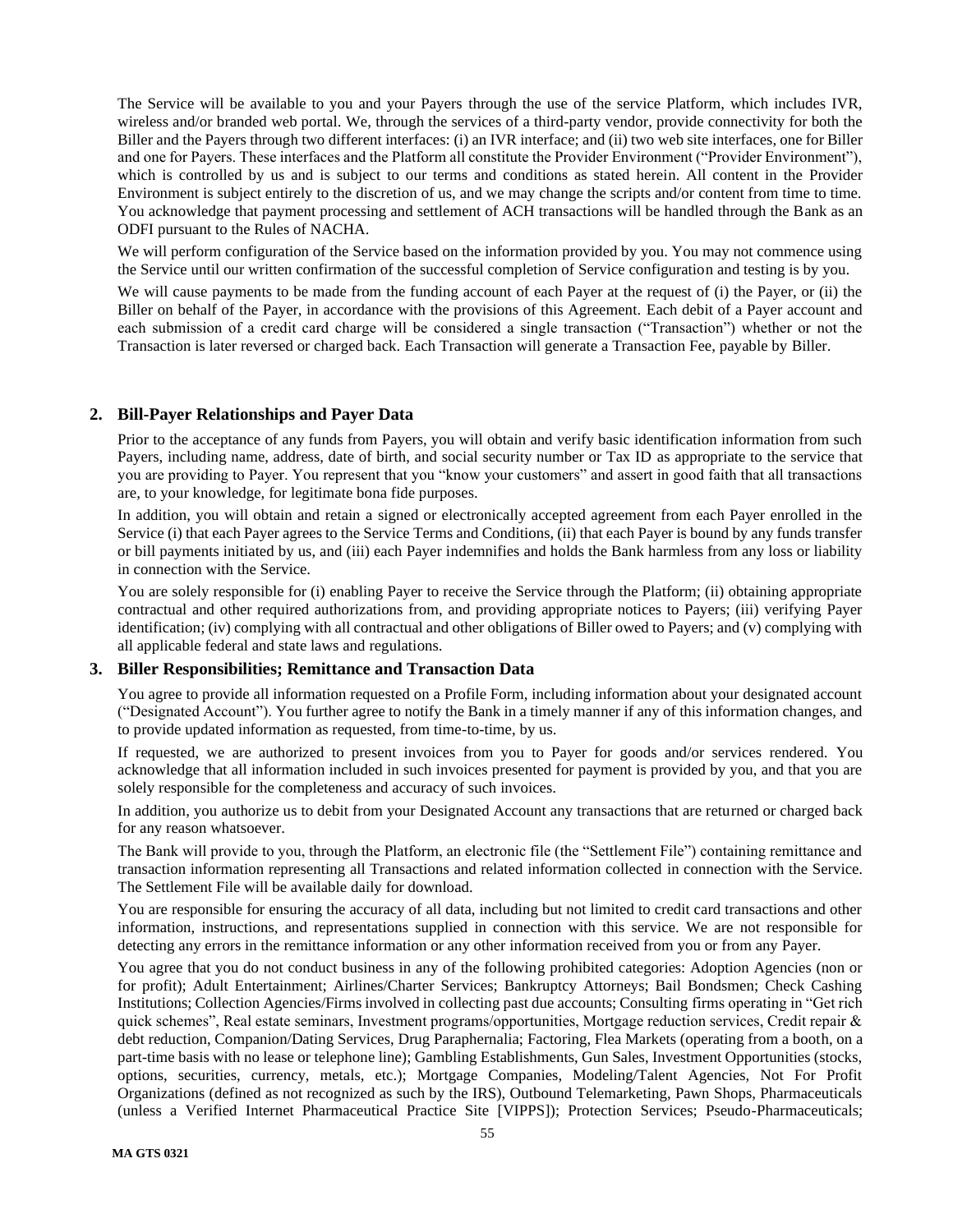The Service will be available to you and your Payers through the use of the service Platform, which includes IVR, wireless and/or branded web portal. We, through the services of a third-party vendor, provide connectivity for both the Biller and the Payers through two different interfaces: (i) an IVR interface; and (ii) two web site interfaces, one for Biller and one for Payers. These interfaces and the Platform all constitute the Provider Environment ("Provider Environment"), which is controlled by us and is subject to our terms and conditions as stated herein. All content in the Provider Environment is subject entirely to the discretion of us, and we may change the scripts and/or content from time to time. You acknowledge that payment processing and settlement of ACH transactions will be handled through the Bank as an ODFI pursuant to the Rules of NACHA.

We will perform configuration of the Service based on the information provided by you. You may not commence using the Service until our written confirmation of the successful completion of Service configuration and testing is by you.

We will cause payments to be made from the funding account of each Payer at the request of (i) the Payer, or (ii) the Biller on behalf of the Payer, in accordance with the provisions of this Agreement. Each debit of a Payer account and each submission of a credit card charge will be considered a single transaction ("Transaction") whether or not the Transaction is later reversed or charged back. Each Transaction will generate a Transaction Fee, payable by Biller.

## 2. Bill-Payer Relationships and Payer Data

Prior to the acceptance of any funds from Payers, you will obtain and verify basic identification information from such Payers, including name, address, date of birth, and social security number or Tax ID as appropriate to the service that you are providing to Payer. You represent that you "know your customers" and assert in good faith that all transactions are, to your knowledge, for legitimate bona fide purposes.

In addition, you will obtain and retain a signed or electronically accepted agreement from each Payer enrolled in the Service (i) that each Payer agrees to the Service Terms and Conditions, (ii) that each Payer is bound by any funds transfer or bill payments initiated by us, and (iii) each Payer indemnifies and holds the Bank harmless from any loss or liability in connection with the Service.

You are solely responsible for (i) enabling Payer to receive the Service through the Platform; (ii) obtaining appropriate contractual and other required authorizations from, and providing appropriate notices to Payers; (iii) verifying Payer identification; (iv) complying with all contractual and other obligations of Biller owed to Payers; and (v) complying with all applicable federal and state laws and regulations.

## 3. Biller Responsibilities; Remittance and Transaction Data

You agree to provide all information requested on a Profile Form, including information about your designated account ("Designated Account"). You further agree to notify the Bank in a timely manner if any of this information changes, and to provide updated information as requested, from time-to-time, by us.

If requested, we are authorized to present invoices from you to Payer for goods and/or services rendered. You acknowledge that all information included in such invoices presented for payment is provided by you, and that you are solely responsible for the completeness and accuracy of such invoices.

In addition, you authorize us to debit from your Designated Account any transactions that are returned or charged back for any reason whatsoever.

The Bank will provide to you, through the Platform, an electronic file (the "Settlement File") containing remittance and transaction information representing all Transactions and related information collected in connection with the Service. The Settlement File will be available daily for download.

You are responsible for ensuring the accuracy of all data, including but not limited to credit card transactions and other information, instructions, and representations supplied in connection with this service. We are not responsible for detecting any errors in the remittance information or any other information received from you or from any Payer.

You agree that you do not conduct business in any of the following prohibited categories: Adoption Agencies (non or for profit); Adult Entertainment; Airlines/Charter Services; Bankruptcy Attorneys; Bail Bondsmen; Check Cashing Institutions; Collection Agencies/Firms involved in collecting past due accounts; Consulting firms operating in "Get rich quick schemes", Real estate seminars, Investment programs/opportunities, Mortgage reduction services, Credit repair & debt reduction, Companion/Dating Services, Drug Paraphernalia; Factoring, Flea Markets (operating from a booth, on a part-time basis with no lease or telephone line); Gambling Establishments, Gun Sales, Investment Opportunities (stocks, options, securities, currency, metals, etc.); Mortgage Companies, Modeling/Talent Agencies, Not For Profit Organizations (defined as not recognized as such by the IRS), Outbound Telemarketing, Pawn Shops, Pharmaceuticals (unless a Verified Internet Pharmaceutical Practice Site [VIPPS]); Protection Services; Pseudo-Pharmaceuticals;

MA GTS 0321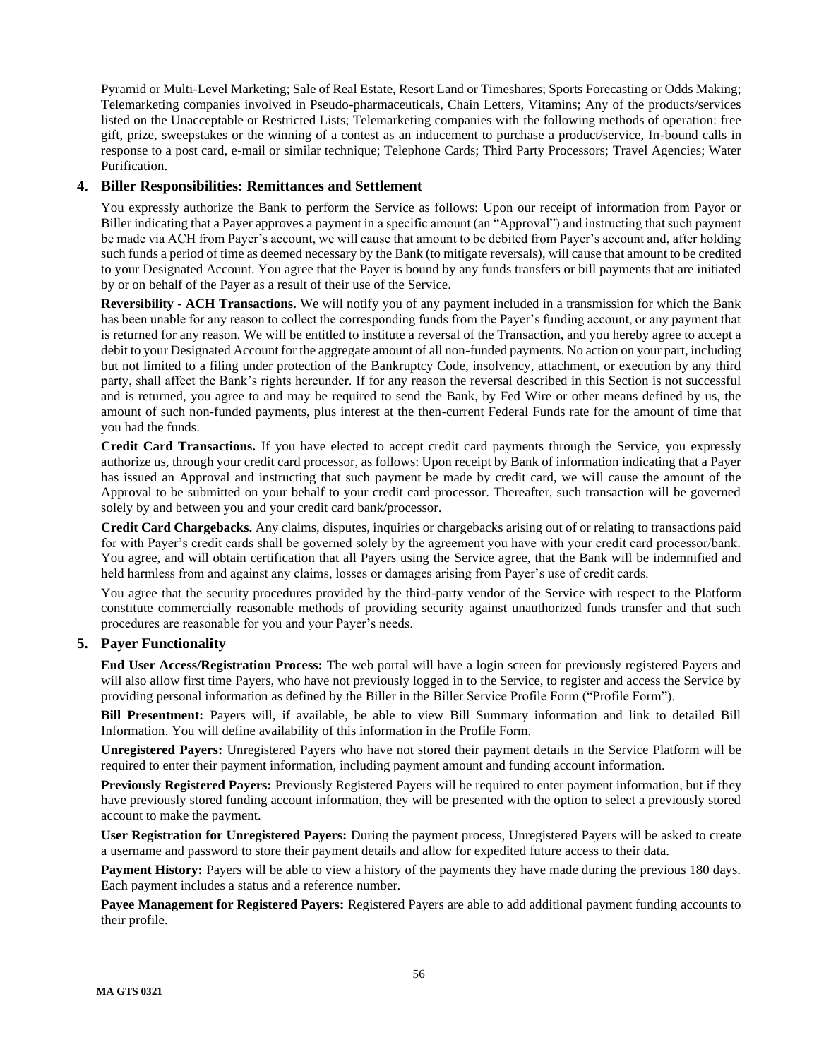Pyramid or Multi-Level Marketing; Sale of Real Estate, Resort Land or Timeshares; Sports Forecasting or Odds Making; Telemarketing companies involved in Pseudo-pharmaceuticals, Chain Letters, Vitamins; Any of the products/services listed on the Unacceptable or Restricted Lists; Telemarketing companies with the following methods of operation: free gift, prize, sweepstakes or the winning of a contest as an inducement to purchase a product/service, In-bound calls in response to a post card, e-mail or similar technique; Telephone Cards; Third Party Processors; Travel Agencies; Water Purification.

## 4. Biller Responsibilities: Remittances and Settlement

You expressly authorize the Bank to perform the Service as follows: Upon our receipt of information from Payor or Biller indicating that a Payer approves a payment in a specific amount (an "Approval") and instructing that such payment be made via ACH from Payer's account, we will cause that amount to be debited from Payer's account and, after holding such funds a period of time as deemed necessary by the Bank (to mitigate reversals), will cause that amount to be credited to your Designated Account. You agree that the Payer is bound by any funds transfers or bill payments that are initiated by or on behalf of the Payer as a result of their use of the Service.

**Reversibility - ACH Transactions.** We will notify you of any payment included in a transmission for which the Bank has been unable for any reason to collect the corresponding funds from the Payer's funding account, or any payment that is returned for any reason. We will be entitled to institute a reversal of the Transaction, and you hereby agree to accept a debit to your Designated Account for the aggregate amount of all non-funded payments. No action on your part, including but not limited to a filing under protection of the Bankruptcy Code, insolvency, attachment, or execution by any third party, shall affect the Bank's rights hereunder. If for any reason the reversal described in this Section is not successful and is returned, you agree to and may be required to send the Bank, by Fed Wire or other means defined by us, the amount of such non-funded payments, plus interest at the then-current Federal Funds rate for the amount of time that you had the funds.

**Credit Card Transactions.** If you have elected to accept credit card payments through the Service, you expressly authorize us, through your credit card processor, as follows: Upon receipt by Bank of information indicating that a Payer has issued an Approval and instructing that such payment be made by credit card, we will cause the amount of the Approval to be submitted on your behalf to your credit card processor. Thereafter, such transaction will be governed solely by and between you and your credit card bank/processor.

**Credit Card Chargebacks.** Any claims, disputes, inquiries or chargebacks arising out of or relating to transactions paid for with Payer's credit cards shall be governed solely by the agreement you have with your credit card processor/bank. You agree, and will obtain certification that all Payers using the Service agree, that the Bank will be indemnified and held harmless from and against any claims, losses or damages arising from Payer's use of credit cards.

You agree that the security procedures provided by the third-party vendor of the Service with respect to the Platform constitute commercially reasonable methods of providing security against unauthorized funds transfer and that such procedures are reasonable for you and your Payer's needs.

## 5. Payer Functionality

**End User Access/Registration Process:** The web portal will have a login screen for previously registered Payers and will also allow first time Payers, who have not previously logged in to the Service, to register and access the Service by providing personal information as defined by the Biller in the Biller Service Profile Form ("Profile Form").

**Bill Presentment:** Payers will, if available, be able to view Bill Summary information and link to detailed Bill Information. You will define availability of this information in the Profile Form.

**Unregistered Payers:** Unregistered Payers who have not stored their payment details in the Service Platform will be required to enter their payment information, including payment amount and funding account information.

**Previously Registered Payers:** Previously Registered Payers will be required to enter payment information, but if they have previously stored funding account information, they will be presented with the option to select a previously stored account to make the payment.

**User Registration for Unregistered Payers:** During the payment process, Unregistered Payers will be asked to create a username and password to store their payment details and allow for expedited future access to their data.

**Payment History:** Payers will be able to view a history of the payments they have made during the previous 180 days. Each payment includes a status and a reference number.

**Payee Management for Registered Payers:** Registered Payers are able to add additional payment funding accounts to their profile.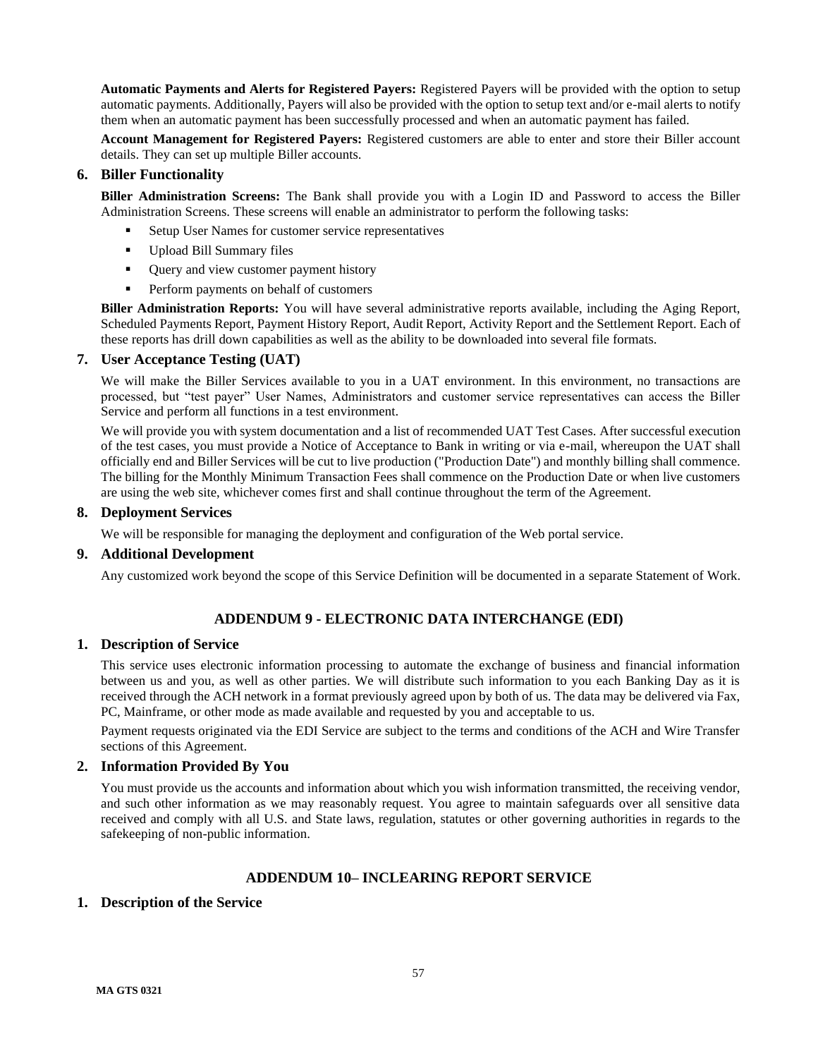**Automatic Payments and Alerts for Registered Payers:** Registered Payers will be provided with the option to setup automatic payments. Additionally, Payers will also be provided with the option to setup text and/or e-mail alerts to notify them when an automatic payment has been successfully processed and when an automatic payment has failed.

**Account Management for Registered Payers:** Registered customers are able to enter and store their Biller account details. They can set up multiple Biller accounts.

### 6. Biller Functionality

**Biller Administration Screens:** The Bank shall provide you with a Login ID and Password to access the Biller Administration Screens. These screens will enable an administrator to perform the following tasks:

- Setup User Names for customer service representatives
- Upload Bill Summary files
- Query and view customer payment history
- Perform payments on behalf of customers

**Biller Administration Reports:** You will have several administrative reports available, including the Aging Report, Scheduled Payments Report, Payment History Report, Audit Report, Activity Report and the Settlement Report. Each of these reports has drill down capabilities as well as the ability to be downloaded into several file formats.

### 7. User Acceptance Testing (UAT)

We will make the Biller Services available to you in a UAT environment. In this environment, no transactions are processed, but "test payer" User Names, Administrators and customer service representatives can access the Biller Service and perform all functions in a test environment.

We will provide you with system documentation and a list of recommended UAT Test Cases. After successful execution of the test cases, you must provide a Notice of Acceptance to Bank in writing or via e-mail, whereupon the UAT shall officially end and Biller Services will be cut to live production ("Production Date") and monthly billing shall commence. The billing for the Monthly Minimum Transaction Fees shall commence on the Production Date or when live customers are using the web site, whichever comes first and shall continue throughout the term of the Agreement.

### 8. Deployment Services

We will be responsible for managing the deployment and configuration of the Web portal service.

### 9. Additional Development

Any customized work beyond the scope of this Service Definition will be documented in a separate Statement of Work.

## ADDENDUM 9 - ELECTRONIC DATA INTERCHANGE (EDI)

### 1. Description of Service

This service uses electronic information processing to automate the exchange of business and financial information between us and you, as well as other parties. We will distribute such information to you each Banking Day as it is received through the ACH network in a format previously agreed upon by both of us. The data may be delivered via Fax, PC, Mainframe, or other mode as made available and requested by you and acceptable to us.

Payment requests originated via the EDI Service are subject to the terms and conditions of the ACH and Wire Transfer sections of this Agreement.

### 2. Information Provided By You

You must provide us the accounts and information about which you wish information transmitted, the receiving vendor, and such other information as we may reasonably request. You agree to maintain safeguards over all sensitive data received and comply with all U.S. and State laws, regulation, statutes or other governing authorities in regards to the safekeeping of non-public information.

## ADDENDUM 10– INCLEARING REPORT SERVICE

### 1. Description of the Service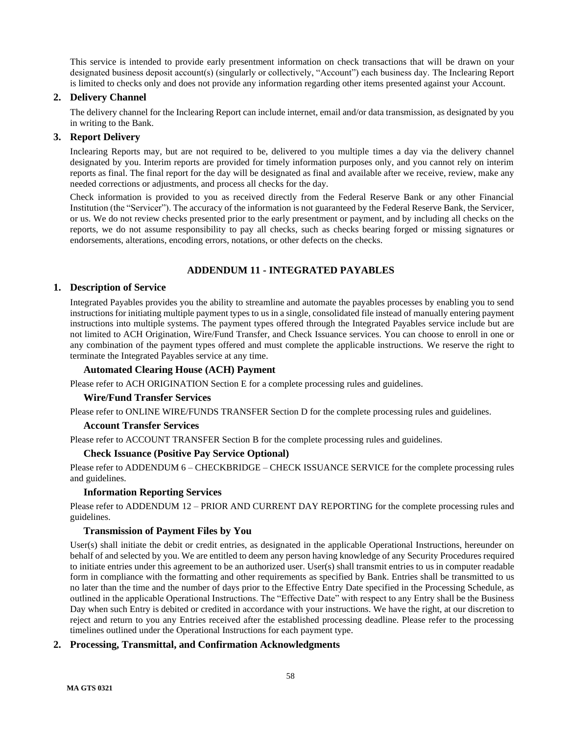This service is intended to provide early presentment information on check transactions that will be drawn on your designated business deposit account(s) (singularly or collectively, "Account") each business day. The Inclearing Report is limited to checks only and does not provide any information regarding other items presented against your Account.

### 2. Delivery Channel

The delivery channel for the Inclearing Report can include internet, email and/or data transmission, as designated by you in writing to the Bank.

### 3. Report Delivery

Inclearing Reports may, but are not required to be, delivered to you multiple times a day via the delivery channel designated by you. Interim reports are provided for timely information purposes only, and you cannot rely on interim reports as final. The final report for the day will be designated as final and available after we receive, review, make any needed corrections or adjustments, and process all checks for the day.

Check information is provided to you as received directly from the Federal Reserve Bank or any other Financial Institution (the "Servicer"). The accuracy of the information is not guaranteed by the Federal Reserve Bank, the Servicer, or us. We do not review checks presented prior to the early presentment or payment, and by including all checks on the reports, we do not assume responsibility to pay all checks, such as checks bearing forged or missing signatures or endorsements, alterations, encoding errors, notations, or other defects on the checks.

## ADDENDUM 11 - INTEGRATED PAYABLES

### 1. Description of Service

Integrated Payables provides you the ability to streamline and automate the payables processes by enabling you to send instructions for initiating multiple payment types to us in a single, consolidated file instead of manually entering payment instructions into multiple systems. The payment types offered through the Integrated Payables service include but are not limited to ACH Origination, Wire/Fund Transfer, and Check Issuance services. You can choose to enroll in one or any combination of the payment types offered and must complete the applicable instructions. We reserve the right to terminate the Integrated Payables service at any time.

#### Automated Clearing House (ACH) Payment

Please refer to ACH ORIGINATION Section E for a complete processing rules and guidelines.

#### Wire/Fund Transfer Services

Please refer to ONLINE WIRE/FUNDS TRANSFER Section D for the complete processing rules and guidelines.

#### Account Transfer Services

Please refer to ACCOUNT TRANSFER Section B for the complete processing rules and guidelines.

#### Check Issuance (Positive Pay Service Optional)

Please refer to ADDENDUM 6 – CHECKBRIDGE – CHECK ISSUANCE SERVICE for the complete processing rules and guidelines.

#### Information Reporting Services

Please refer to ADDENDUM 12 – PRIOR AND CURRENT DAY REPORTING for the complete processing rules and guidelines.

#### Transmission of Payment Files by You

User(s) shall initiate the debit or credit entries, as designated in the applicable Operational Instructions, hereunder on behalf of and selected by you. We are entitled to deem any person having knowledge of any Security Procedures required to initiate entries under this agreement to be an authorized user. User(s) shall transmit entries to us in computer readable form in compliance with the formatting and other requirements as specified by Bank. Entries shall be transmitted to us no later than the time and the number of days prior to the Effective Entry Date specified in the Processing Schedule, as outlined in the applicable Operational Instructions. The "Effective Date" with respect to any Entry shall be the Business Day when such Entry is debited or credited in accordance with your instructions. We have the right, at our discretion to reject and return to you any Entries received after the established processing deadline. Please refer to the processing timelines outlined under the Operational Instructions for each payment type.

### 2. Processing, Transmittal, and Confirmation Acknowledgments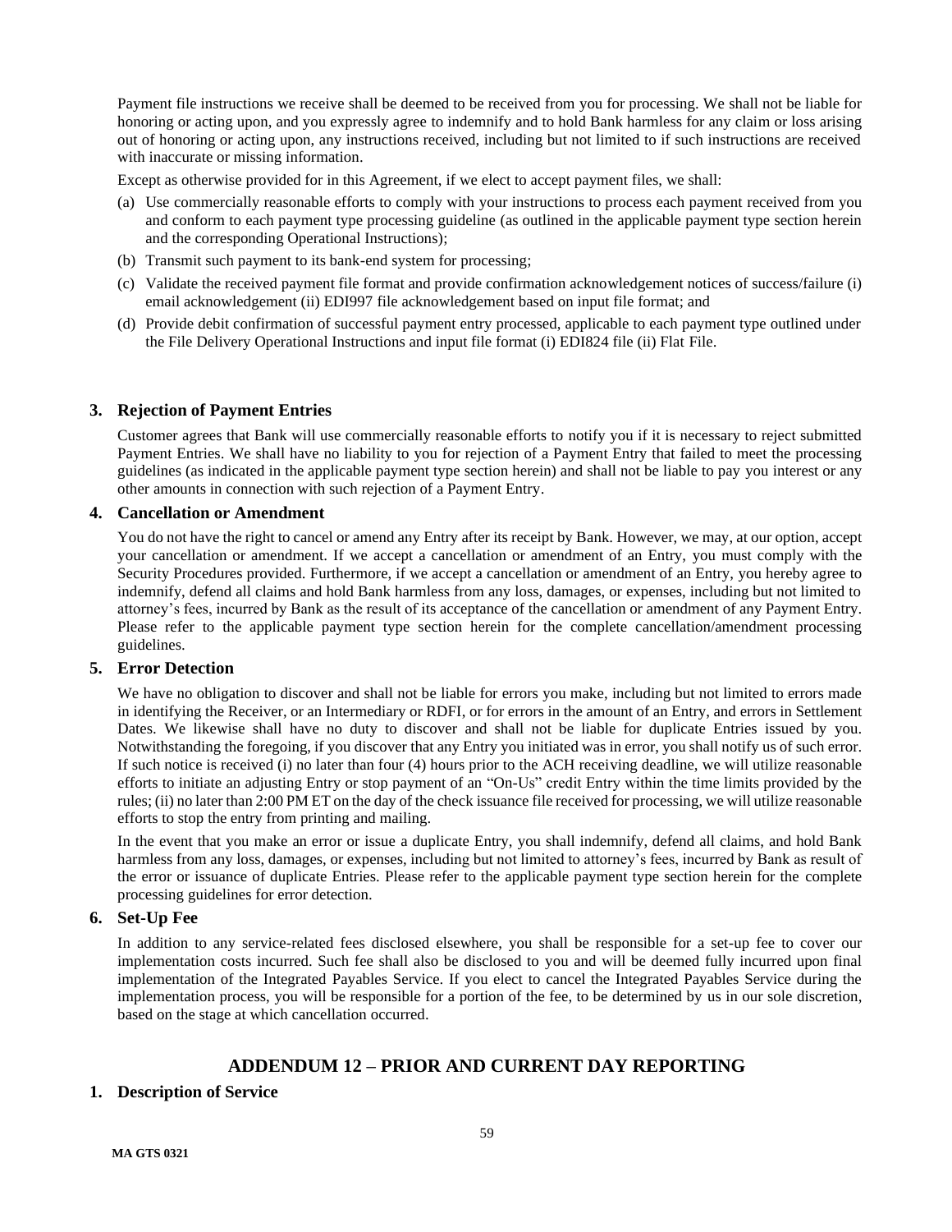Payment file instructions we receive shall be deemed to be received from you for processing. We shall not be liable for honoring or acting upon, and you expressly agree to indemnify and to hold Bank harmless for any claim or loss arising out of honoring or acting upon, any instructions received, including but not limited to if such instructions are received with inaccurate or missing information.

Except as otherwise provided for in this Agreement, if we elect to accept payment files, we shall:

(a) Use commercially reasonable efforts to comply with your instructions to process each payment received from you and conform to each payment type processing guideline (as outlined in the applicable payment type section herein and the corresponding Operational Instructions);

(b) Transmit such payment to its bank-end system for processing;

(c) Validate the received payment file format and provide confirmation acknowledgement notices of success/failure (i) email acknowledgement (ii) EDI997 file acknowledgement based on input file format; and

(d) Provide debit confirmation of successful payment entry processed, applicable to each payment type outlined under the File Delivery Operational Instructions and input file format (i) EDI824 file (ii) Flat File.

### 3. Rejection of Payment Entries

Customer agrees that Bank will use commercially reasonable efforts to notify you if it is necessary to reject submitted Payment Entries. We shall have no liability to you for rejection of a Payment Entry that failed to meet the processing guidelines (as indicated in the applicable payment type section herein) and shall not be liable to pay you interest or any other amounts in connection with such rejection of a Payment Entry.

### 4. Cancellation or Amendment

You do not have the right to cancel or amend any Entry after its receipt by Bank. However, we may, at our option, accept your cancellation or amendment. If we accept a cancellation or amendment of an Entry, you must comply with the Security Procedures provided. Furthermore, if we accept a cancellation or amendment of an Entry, you hereby agree to indemnify, defend all claims and hold Bank harmless from any loss, damages, or expenses, including but not limited to attorney's fees, incurred by Bank as the result of its acceptance of the cancellation or amendment of any Payment Entry. Please refer to the applicable payment type section herein for the complete cancellation/amendment processing guidelines.

### 5. Error Detection

We have no obligation to discover and shall not be liable for errors you make, including but not limited to errors made in identifying the Receiver, or an Intermediary or RDFI, or for errors in the amount of an Entry, and errors in Settlement Dates. We likewise shall have no duty to discover and shall not be liable for duplicate Entries issued by you. Notwithstanding the foregoing, if you discover that any Entry you initiated was in error, you shall notify us of such error. If such notice is received (i) no later than four (4) hours prior to the ACH receiving deadline, we will utilize reasonable efforts to initiate an adjusting Entry or stop payment of an "On-Us" credit Entry within the time limits provided by the rules; (ii) no later than 2:00 PM ET on the day of the check issuance file received for processing, we will utilize reasonable efforts to stop the entry from printing and mailing.

In the event that you make an error or issue a duplicate Entry, you shall indemnify, defend all claims, and hold Bank harmless from any loss, damages, or expenses, including but not limited to attorney's fees, incurred by Bank as result of the error or issuance of duplicate Entries. Please refer to the applicable payment type section herein for the complete processing guidelines for error detection.

### 6. Set-Up Fee

In addition to any service-related fees disclosed elsewhere, you shall be responsible for a set-up fee to cover our implementation costs incurred. Such fee shall also be disclosed to you and will be deemed fully incurred upon final implementation of the Integrated Payables Service. If you elect to cancel the Integrated Payables Service during the implementation process, you will be responsible for a portion of the fee, to be determined by us in our sole discretion, based on the stage at which cancellation occurred.

## ADDENDUM 12 – PRIOR AND CURRENT DAY REPORTING

### 1. Description of Service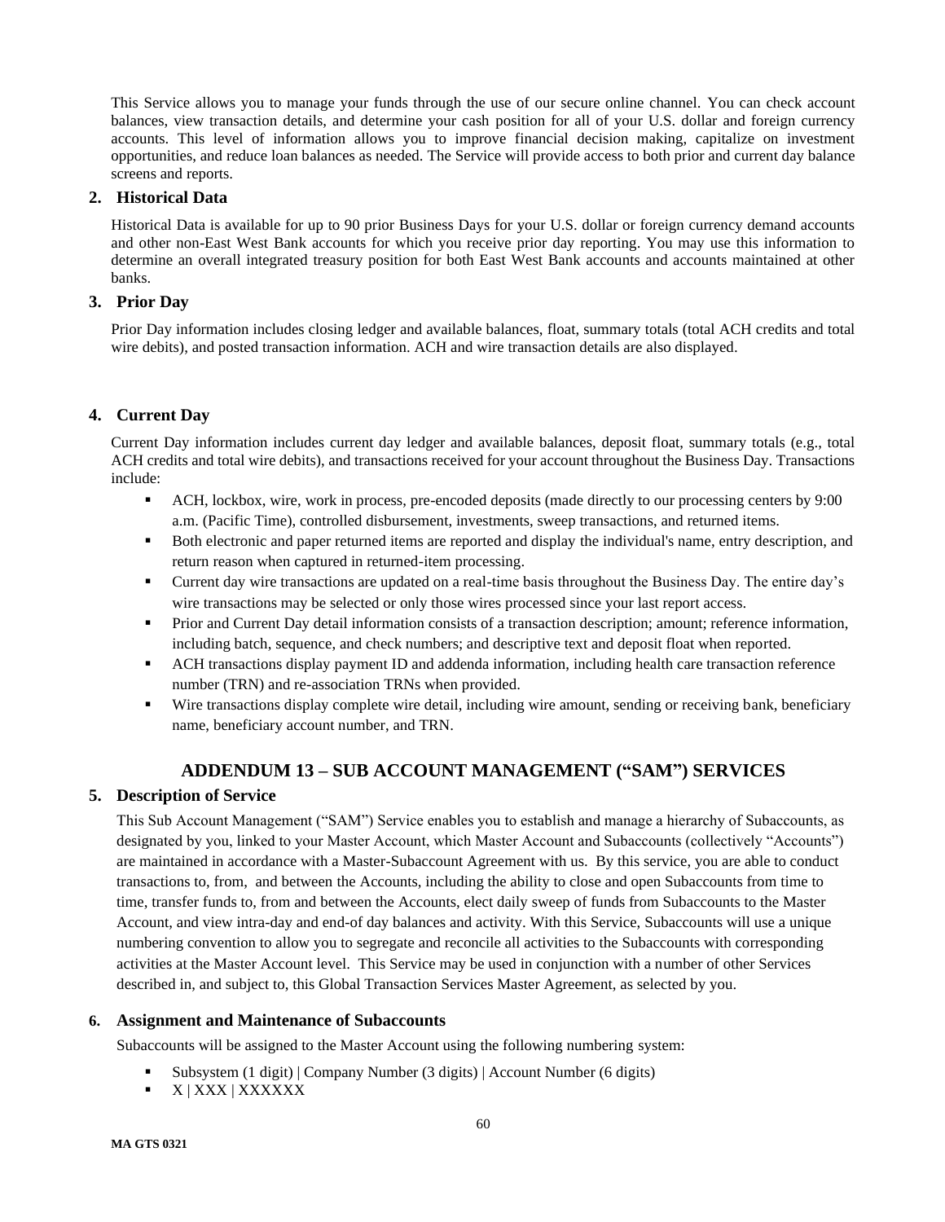This Service allows you to manage your funds through the use of our secure online channel. You can check account balances, view transaction details, and determine your cash position for all of your U.S. dollar and foreign currency accounts. This level of information allows you to improve financial decision making, capitalize on investment opportunities, and reduce loan balances as needed. The Service will provide access to both prior and current day balance screens and reports.

### 2. Historical Data

Historical Data is available for up to 90 prior Business Days for your U.S. dollar or foreign currency demand accounts and other non-East West Bank accounts for which you receive prior day reporting. You may use this information to determine an overall integrated treasury position for both East West Bank accounts and accounts maintained at other banks.

### 3. Prior Day

Prior Day information includes closing ledger and available balances, float, summary totals (total ACH credits and total wire debits), and posted transaction information. ACH and wire transaction details are also displayed.

### 4. Current Day

Current Day information includes current day ledger and available balances, deposit float, summary totals (e.g., total ACH credits and total wire debits), and transactions received for your account throughout the Business Day. Transactions include:

- ACH, lockbox, wire, work in process, pre-encoded deposits (made directly to our processing centers by 9:00 a.m. (Pacific Time), controlled disbursement, investments, sweep transactions, and returned items.
- Both electronic and paper returned items are reported and display the individual's name, entry description, and return reason when captured in returned-item processing.
- Current day wire transactions are updated on a real-time basis throughout the Business Day. The entire day's wire transactions may be selected or only those wires processed since your last report access.
- Prior and Current Day detail information consists of a transaction description; amount; reference information, including batch, sequence, and check numbers; and descriptive text and deposit float when reported.
- ACH transactions display payment ID and addenda information, including health care transaction reference number (TRN) and re-association TRNs when provided.
- Wire transactions display complete wire detail, including wire amount, sending or receiving bank, beneficiary name, beneficiary account number, and TRN.

## ADDENDUM 13 – SUB ACCOUNT MANAGEMENT ("SAM") SERVICES

### 5. Description of Service

This Sub Account Management ("SAM") Service enables you to establish and manage a hierarchy of Subaccounts, as designated by you, linked to your Master Account, which Master Account and Subaccounts (collectively "Accounts") are maintained in accordance with a Master-Subaccount Agreement with us. By this service, you are able to conduct transactions to, from, and between the Accounts, including the ability to close and open Subaccounts from time to time, transfer funds to, from and between the Accounts, elect daily sweep of funds from Subaccounts to the Master Account, and view intra-day and end-of day balances and activity. With this Service, Subaccounts will use a unique numbering convention to allow you to segregate and reconcile all activities to the Subaccounts with corresponding activities at the Master Account level. This Service may be used in conjunction with a number of other Services described in, and subject to, this Global Transaction Services Master Agreement, as selected by you.

### 6. Assignment and Maintenance of Subaccounts

Subaccounts will be assigned to the Master Account using the following numbering system:

- Subsystem (1 digit) | Company Number (3 digits) | Account Number (6 digits)
- X | XXX | XXXXXX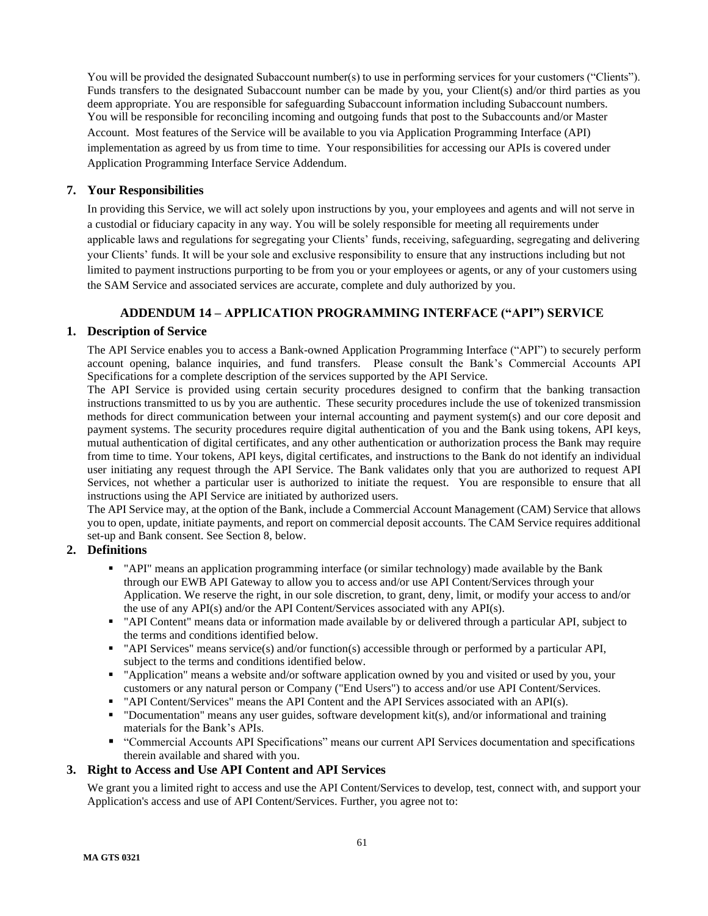You will be provided the designated Subaccount number(s) to use in performing services for your customers ("Clients"). Funds transfers to the designated Subaccount number can be made by you, your Client(s) and/or third parties as you deem appropriate. You are responsible for safeguarding Subaccount information including Subaccount numbers. You will be responsible for reconciling incoming and outgoing funds that post to the Subaccounts and/or Master Account. Most features of the Service will be available to you via Application Programming Interface (API) implementation as agreed by us from time to time. Your responsibilities for accessing our APIs is covered under Application Programming Interface Service Addendum.

## 7. Your Responsibilities

In providing this Service, we will act solely upon instructions by you, your employees and agents and will not serve in a custodial or fiduciary capacity in any way. You will be solely responsible for meeting all requirements under applicable laws and regulations for segregating your Clients' funds, receiving, safeguarding, segregating and delivering your Clients' funds. It will be your sole and exclusive responsibility to ensure that any instructions including but not limited to payment instructions purporting to be from you or your employees or agents, or any of your customers using the SAM Service and associated services are accurate, complete and duly authorized by you.

# ADDENDUM 14 – APPLICATION PROGRAMMING INTERFACE ("API") SERVICE

## 1. Description of Service

The API Service enables you to access a Bank-owned Application Programming Interface ("API") to securely perform account opening, balance inquiries, and fund transfers. Please consult the Bank's Commercial Accounts API Specifications for a complete description of the services supported by the API Service.

The API Service is provided using certain security procedures designed to confirm that the banking transaction instructions transmitted to us by you are authentic. These security procedures include the use of tokenized transmission methods for direct communication between your internal accounting and payment system(s) and our core deposit and payment systems. The security procedures require digital authentication of you and the Bank using tokens, API keys, mutual authentication of digital certificates, and any other authentication or authorization process the Bank may require from time to time. Your tokens, API keys, digital certificates, and instructions to the Bank do not identify an individual user initiating any request through the API Service. The Bank validates only that you are authorized to request API Services, not whether a particular user is authorized to initiate the request. You are responsible to ensure that all instructions using the API Service are initiated by authorized users.

The API Service may, at the option of the Bank, include a Commercial Account Management (CAM) Service that allows you to open, update, initiate payments, and report on commercial deposit accounts. The CAM Service requires additional set-up and Bank consent. See Section 8, below.

## 2. Definitions

- "API" means an application programming interface (or similar technology) made available by the Bank through our EWB API Gateway to allow you to access and/or use API Content/Services through your Application. We reserve the right, in our sole discretion, to grant, deny, limit, or modify your access to and/or the use of any API(s) and/or the API Content/Services associated with any API(s).
- "API Content" means data or information made available by or delivered through a particular API, subject to the terms and conditions identified below.
- "API Services" means service(s) and/or function(s) accessible through or performed by a particular API, subject to the terms and conditions identified below.
- "Application" means a website and/or software application owned by you and visited or used by you, your customers or any natural person or Company ("End Users") to access and/or use API Content/Services.
- "API Content/Services" means the API Content and the API Services associated with an API(s).
- "Documentation" means any user guides, software development kit(s), and/or informational and training materials for the Bank's APIs.
- "Commercial Accounts API Specifications" means our current API Services documentation and specifications therein available and shared with you.

## 3. Right to Access and Use API Content and API Services

We grant you a limited right to access and use the API Content/Services to develop, test, connect with, and support your Application's access and use of API Content/Services. Further, you agree not to: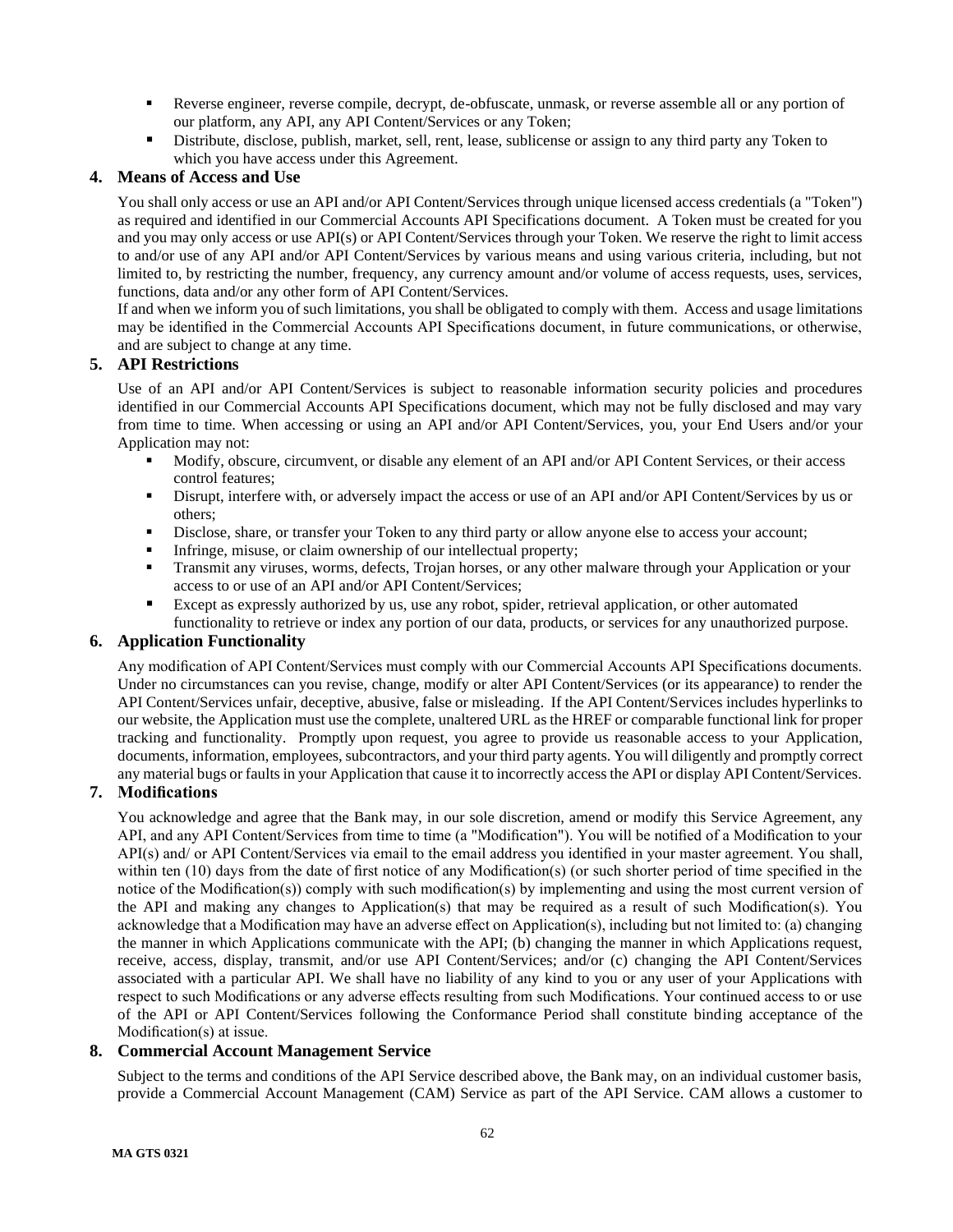- Reverse engineer, reverse compile, decrypt, de-obfuscate, unmask, or reverse assemble all or any portion of our platform, any API, any API Content/Services or any Token;
- Distribute, disclose, publish, market, sell, rent, lease, sublicense or assign to any third party any Token to which you have access under this Agreement.

### 4. Means of Access and Use

You shall only access or use an API and/or API Content/Services through unique licensed access credentials (a "Token") as required and identified in our Commercial Accounts API Specifications document. A Token must be created for you and you may only access or use API(s) or API Content/Services through your Token. We reserve the right to limit access to and/or use of any API and/or API Content/Services by various means and using various criteria, including, but not limited to, by restricting the number, frequency, any currency amount and/or volume of access requests, uses, services, functions, data and/or any other form of API Content/Services.

If and when we inform you of such limitations, you shall be obligated to comply with them. Access and usage limitations may be identified in the Commercial Accounts API Specifications document, in future communications, or otherwise, and are subject to change at any time.

### 5. API Restrictions

Use of an API and/or API Content/Services is subject to reasonable information security policies and procedures identified in our Commercial Accounts API Specifications document, which may not be fully disclosed and may vary from time to time. When accessing or using an API and/or API Content/Services, you, your End Users and/or your Application may not:

- Modify, obscure, circumvent, or disable any element of an API and/or API Content Services, or their access control features;
- Disrupt, interfere with, or adversely impact the access or use of an API and/or API Content/Services by us or others;
- Disclose, share, or transfer your Token to any third party or allow anyone else to access your account;
- Infringe, misuse, or claim ownership of our intellectual property;
- Transmit any viruses, worms, defects, Trojan horses, or any other malware through your Application or your access to or use of an API and/or API Content/Services;
- Except as expressly authorized by us, use any robot, spider, retrieval application, or other automated functionality to retrieve or index any portion of our data, products, or services for any unauthorized purpose.

### 6. Application Functionality

Any modification of API Content/Services must comply with our Commercial Accounts API Specifications documents. Under no circumstances can you revise, change, modify or alter API Content/Services (or its appearance) to render the API Content/Services unfair, deceptive, abusive, false or misleading. If the API Content/Services includes hyperlinks to our website, the Application must use the complete, unaltered URL as the HREF or comparable functional link for proper tracking and functionality. Promptly upon request, you agree to provide us reasonable access to your Application, documents, information, employees, subcontractors, and your third party agents. You will diligently and promptly correct any material bugs or faults in your Application that cause it to incorrectly access the API or display API Content/Services.

### 7. Modifications

You acknowledge and agree that the Bank may, in our sole discretion, amend or modify this Service Agreement, any API, and any API Content/Services from time to time (a "Modification"). You will be notified of a Modification to your API(s) and/ or API Content/Services via email to the email address you identified in your master agreement. You shall, within ten (10) days from the date of first notice of any Modification(s) (or such shorter period of time specified in the notice of the Modification(s)) comply with such modification(s) by implementing and using the most current version of the API and making any changes to Application(s) that may be required as a result of such Modification(s). You acknowledge that a Modification may have an adverse effect on Application(s), including but not limited to: (a) changing the manner in which Applications communicate with the API; (b) changing the manner in which Applications request, receive, access, display, transmit, and/or use API Content/Services; and/or (c) changing the API Content/Services associated with a particular API. We shall have no liability of any kind to you or any user of your Applications with respect to such Modifications or any adverse effects resulting from such Modifications. Your continued access to or use of the API or API Content/Services following the Conformance Period shall constitute binding acceptance of the Modification(s) at issue.

### 8. Commercial Account Management Service

Subject to the terms and conditions of the API Service described above, the Bank may, on an individual customer basis, provide a Commercial Account Management (CAM) Service as part of the API Service. CAM allows a customer to

**MA GTS 0321**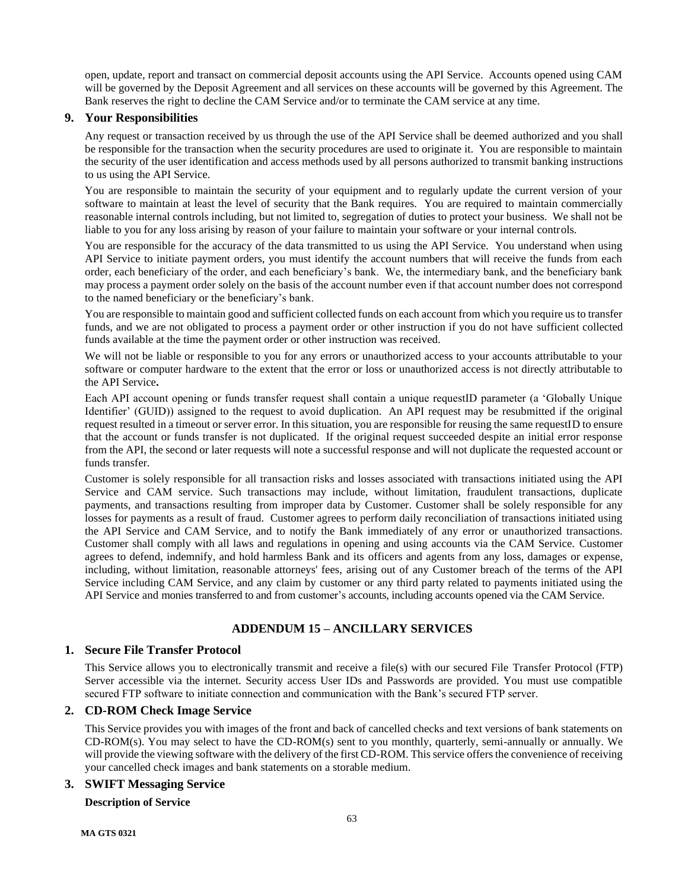open, update, report and transact on commercial deposit accounts using the API Service. Accounts opened using CAM will be governed by the Deposit Agreement and all services on these accounts will be governed by this Agreement. The Bank reserves the right to decline the CAM Service and/or to terminate the CAM service at any time.

## 9. Your Responsibilities

Any request or transaction received by us through the use of the API Service shall be deemed authorized and you shall be responsible for the transaction when the security procedures are used to originate it. You are responsible to maintain the security of the user identification and access methods used by all persons authorized to transmit banking instructions to us using the API Service.

You are responsible to maintain the security of your equipment and to regularly update the current version of your software to maintain at least the level of security that the Bank requires. You are required to maintain commercially reasonable internal controls including, but not limited to, segregation of duties to protect your business. We shall not be liable to you for any loss arising by reason of your failure to maintain your software or your internal controls.

You are responsible for the accuracy of the data transmitted to us using the API Service. You understand when using API Service to initiate payment orders, you must identify the account numbers that will receive the funds from each order, each beneficiary of the order, and each beneficiary's bank. We, the intermediary bank, and the beneficiary bank may process a payment order solely on the basis of the account number even if that account number does not correspond to the named beneficiary or the beneficiary's bank.

You are responsible to maintain good and sufficient collected funds on each account from which you require us to transfer funds, and we are not obligated to process a payment order or other instruction if you do not have sufficient collected funds available at the time the payment order or other instruction was received.

We will not be liable or responsible to you for any errors or unauthorized access to your accounts attributable to your software or computer hardware to the extent that the error or loss or unauthorized access is not directly attributable to the API Service**.**

Each API account opening or funds transfer request shall contain a unique requestID parameter (a 'Globally Unique Identifier' (GUID)) assigned to the request to avoid duplication. An API request may be resubmitted if the original request resulted in a timeout or server error. In this situation, you are responsible for reusing the same requestID to ensure that the account or funds transfer is not duplicated. If the original request succeeded despite an initial error response from the API, the second or later requests will note a successful response and will not duplicate the requested account or funds transfer.

Customer is solely responsible for all transaction risks and losses associated with transactions initiated using the API Service and CAM service. Such transactions may include, without limitation, fraudulent transactions, duplicate payments, and transactions resulting from improper data by Customer. Customer shall be solely responsible for any losses for payments as a result of fraud. Customer agrees to perform daily reconciliation of transactions initiated using the API Service and CAM Service, and to notify the Bank immediately of any error or unauthorized transactions. Customer shall comply with all laws and regulations in opening and using accounts via the CAM Service. Customer agrees to defend, indemnify, and hold harmless Bank and its officers and agents from any loss, damages or expense, including, without limitation, reasonable attorneys' fees, arising out of any Customer breach of the terms of the API Service including CAM Service, and any claim by customer or any third party related to payments initiated using the API Service and monies transferred to and from customer's accounts, including accounts opened via the CAM Service.

# ADDENDUM 15 – ANCILLARY SERVICES

## 1. Secure File Transfer Protocol

This Service allows you to electronically transmit and receive a file(s) with our secured File Transfer Protocol (FTP) Server accessible via the internet. Security access User IDs and Passwords are provided. You must use compatible secured FTP software to initiate connection and communication with the Bank's secured FTP server.

## 2. CD-ROM Check Image Service

This Service provides you with images of the front and back of cancelled checks and text versions of bank statements on CD-ROM(s). You may select to have the CD-ROM(s) sent to you monthly, quarterly, semi-annually or annually. We will provide the viewing software with the delivery of the first CD-ROM. This service offers the convenience of receiving your cancelled check images and bank statements on a storable medium.

## 3. SWIFT Messaging Service

**Description of Service**

MA GTS 0321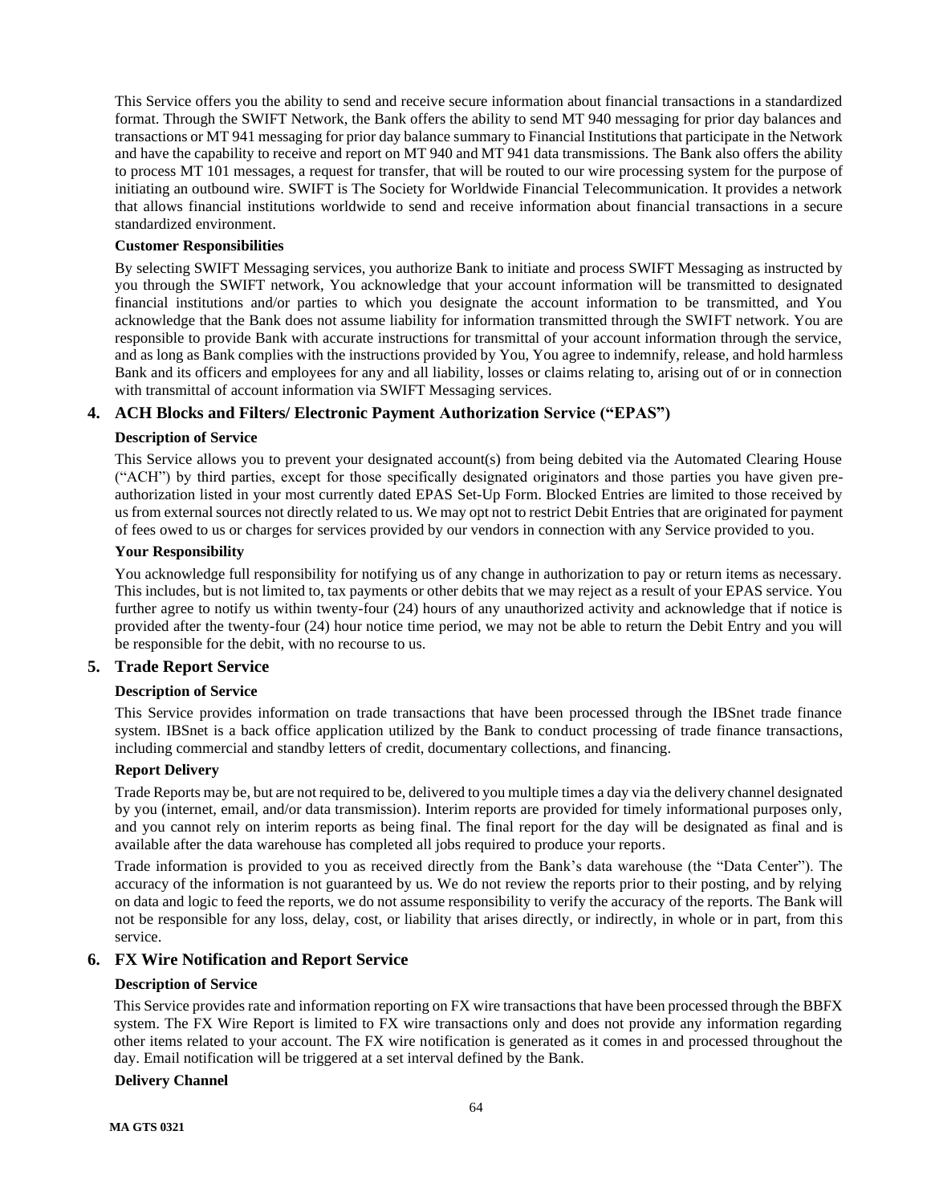This Service offers you the ability to send and receive secure information about financial transactions in a standardized format. Through the SWIFT Network, the Bank offers the ability to send MT 940 messaging for prior day balances and transactions or MT 941 messaging for prior day balance summary to Financial Institutions that participate in the Network and have the capability to receive and report on MT 940 and MT 941 data transmissions. The Bank also offers the ability to process MT 101 messages, a request for transfer, that will be routed to our wire processing system for the purpose of initiating an outbound wire. SWIFT is The Society for Worldwide Financial Telecommunication. It provides a network that allows financial institutions worldwide to send and receive information about financial transactions in a secure standardized environment.

**Customer Responsibilities**

By selecting SWIFT Messaging services, you authorize Bank to initiate and process SWIFT Messaging as instructed by you through the SWIFT network, You acknowledge that your account information will be transmitted to designated financial institutions and/or parties to which you designate the account information to be transmitted, and You acknowledge that the Bank does not assume liability for information transmitted through the SWIFT network. You are responsible to provide Bank with accurate instructions for transmittal of your account information through the service, and as long as Bank complies with the instructions provided by You, You agree to indemnify, release, and hold harmless Bank and its officers and employees for any and all liability, losses or claims relating to, arising out of or in connection with transmittal of account information via SWIFT Messaging services.

## 4. ACH Blocks and Filters/ Electronic Payment Authorization Service ("EPAS")

**Description of Service**

This Service allows you to prevent your designated account(s) from being debited via the Automated Clearing House ("ACH") by third parties, except for those specifically designated originators and those parties you have given pre-authorization listed in your most currently dated EPAS Set-Up Form. Blocked Entries are limited to those received by us from external sources not directly related to us. We may opt not to restrict Debit Entries that are originated for payment of fees owed to us or charges for services provided by our vendors in connection with any Service provided to you.

**Your Responsibility**

You acknowledge full responsibility for notifying us of any change in authorization to pay or return items as necessary. This includes, but is not limited to, tax payments or other debits that we may reject as a result of your EPAS service. You further agree to notify us within twenty-four (24) hours of any unauthorized activity and acknowledge that if notice is provided after the twenty-four (24) hour notice time period, we may not be able to return the Debit Entry and you will be responsible for the debit, with no recourse to us.

## 5. Trade Report Service

**Description of Service**

This Service provides information on trade transactions that have been processed through the IBSnet trade finance system. IBSnet is a back office application utilized by the Bank to conduct processing of trade finance transactions, including commercial and standby letters of credit, documentary collections, and financing.

**Report Delivery**

Trade Reports may be, but are not required to be, delivered to you multiple times a day via the delivery channel designated by you (internet, email, and/or data transmission). Interim reports are provided for timely informational purposes only, and you cannot rely on interim reports as being final. The final report for the day will be designated as final and is available after the data warehouse has completed all jobs required to produce your reports.

Trade information is provided to you as received directly from the Bank's data warehouse (the "Data Center"). The accuracy of the information is not guaranteed by us. We do not review the reports prior to their posting, and by relying on data and logic to feed the reports, we do not assume responsibility to verify the accuracy of the reports. The Bank will not be responsible for any loss, delay, cost, or liability that arises directly, or indirectly, in whole or in part, from this service.

## 6. FX Wire Notification and Report Service

**Description of Service**

This Service provides rate and information reporting on FX wire transactions that have been processed through the BBFX system. The FX Wire Report is limited to FX wire transactions only and does not provide any information regarding other items related to your account. The FX wire notification is generated as it comes in and processed throughout the day. Email notification will be triggered at a set interval defined by the Bank.

**Delivery Channel**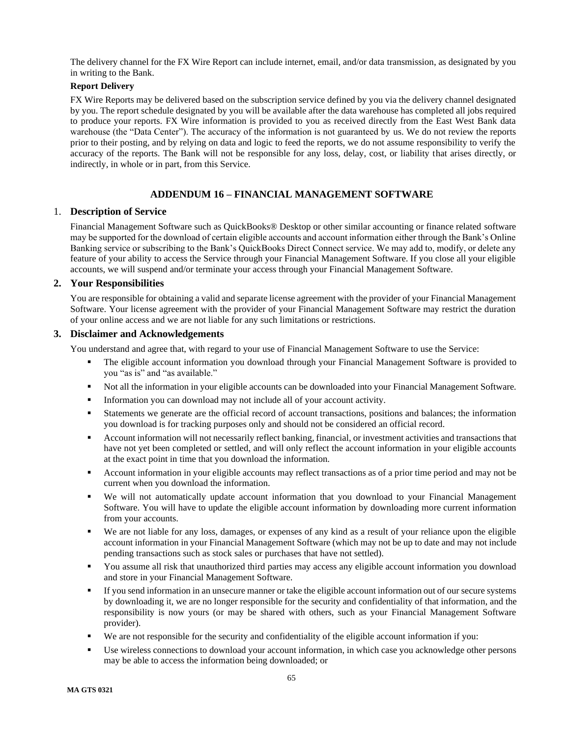The delivery channel for the FX Wire Report can include internet, email, and/or data transmission, as designated by you in writing to the Bank.

**Report Delivery**

FX Wire Reports may be delivered based on the subscription service defined by you via the delivery channel designated by you. The report schedule designated by you will be available after the data warehouse has completed all jobs required to produce your reports. FX Wire information is provided to you as received directly from the East West Bank data warehouse (the "Data Center"). The accuracy of the information is not guaranteed by us. We do not review the reports prior to their posting, and by relying on data and logic to feed the reports, we do not assume responsibility to verify the accuracy of the reports. The Bank will not be responsible for any loss, delay, cost, or liability that arises directly, or indirectly, in whole or in part, from this Service.

## ADDENDUM 16 – FINANCIAL MANAGEMENT SOFTWARE

### 1. Description of Service

Financial Management Software such as QuickBooks® Desktop or other similar accounting or finance related software may be supported for the download of certain eligible accounts and account information either through the Bank's Online Banking service or subscribing to the Bank's QuickBooks Direct Connect service. We may add to, modify, or delete any feature of your ability to access the Service through your Financial Management Software. If you close all your eligible accounts, we will suspend and/or terminate your access through your Financial Management Software.

### 2. Your Responsibilities

You are responsible for obtaining a valid and separate license agreement with the provider of your Financial Management Software. Your license agreement with the provider of your Financial Management Software may restrict the duration of your online access and we are not liable for any such limitations or restrictions.

### 3. Disclaimer and Acknowledgements

You understand and agree that, with regard to your use of Financial Management Software to use the Service:

- The eligible account information you download through your Financial Management Software is provided to you "as is" and "as available."
- Not all the information in your eligible accounts can be downloaded into your Financial Management Software.
- Information you can download may not include all of your account activity.
- Statements we generate are the official record of account transactions, positions and balances; the information you download is for tracking purposes only and should not be considered an official record.
- Account information will not necessarily reflect banking, financial, or investment activities and transactions that have not yet been completed or settled, and will only reflect the account information in your eligible accounts at the exact point in time that you download the information.
- Account information in your eligible accounts may reflect transactions as of a prior time period and may not be current when you download the information.
- We will not automatically update account information that you download to your Financial Management Software. You will have to update the eligible account information by downloading more current information from your accounts.
- We are not liable for any loss, damages, or expenses of any kind as a result of your reliance upon the eligible account information in your Financial Management Software (which may not be up to date and may not include pending transactions such as stock sales or purchases that have not settled).
- You assume all risk that unauthorized third parties may access any eligible account information you download and store in your Financial Management Software.
- If you send information in an unsecure manner or take the eligible account information out of our secure systems by downloading it, we are no longer responsible for the security and confidentiality of that information, and the responsibility is now yours (or may be shared with others, such as your Financial Management Software provider).
- We are not responsible for the security and confidentiality of the eligible account information if you:
- Use wireless connections to download your account information, in which case you acknowledge other persons may be able to access the information being downloaded; or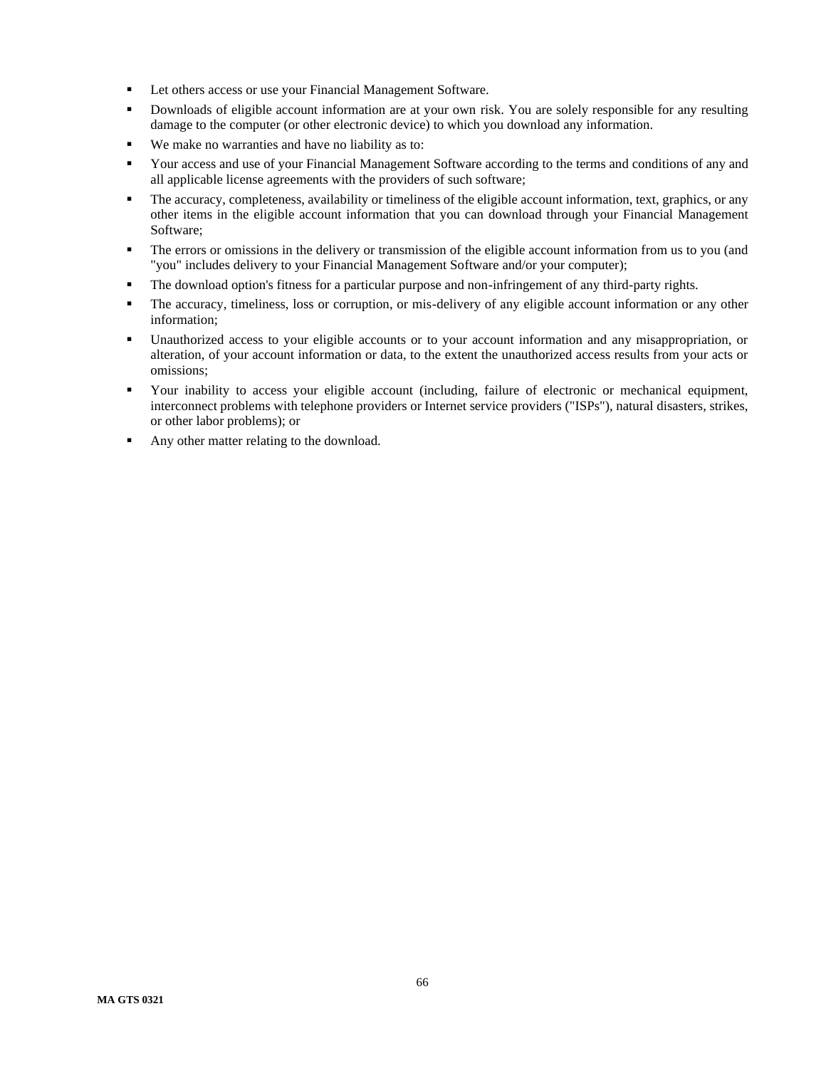- Let others access or use your Financial Management Software.
- Downloads of eligible account information are at your own risk. You are solely responsible for any resulting damage to the computer (or other electronic device) to which you download any information.
- We make no warranties and have no liability as to:
- Your access and use of your Financial Management Software according to the terms and conditions of any and all applicable license agreements with the providers of such software;
- The accuracy, completeness, availability or timeliness of the eligible account information, text, graphics, or any other items in the eligible account information that you can download through your Financial Management Software;
- The errors or omissions in the delivery or transmission of the eligible account information from us to you (and "you" includes delivery to your Financial Management Software and/or your computer);
- The download option's fitness for a particular purpose and non-infringement of any third-party rights.
- The accuracy, timeliness, loss or corruption, or mis-delivery of any eligible account information or any other information;
- Unauthorized access to your eligible accounts or to your account information and any misappropriation, or alteration, of your account information or data, to the extent the unauthorized access results from your acts or omissions;
- Your inability to access your eligible account (including, failure of electronic or mechanical equipment, interconnect problems with telephone providers or Internet service providers ("ISPs"), natural disasters, strikes, or other labor problems); or
- Any other matter relating to the download.

**MA GTS 0321**